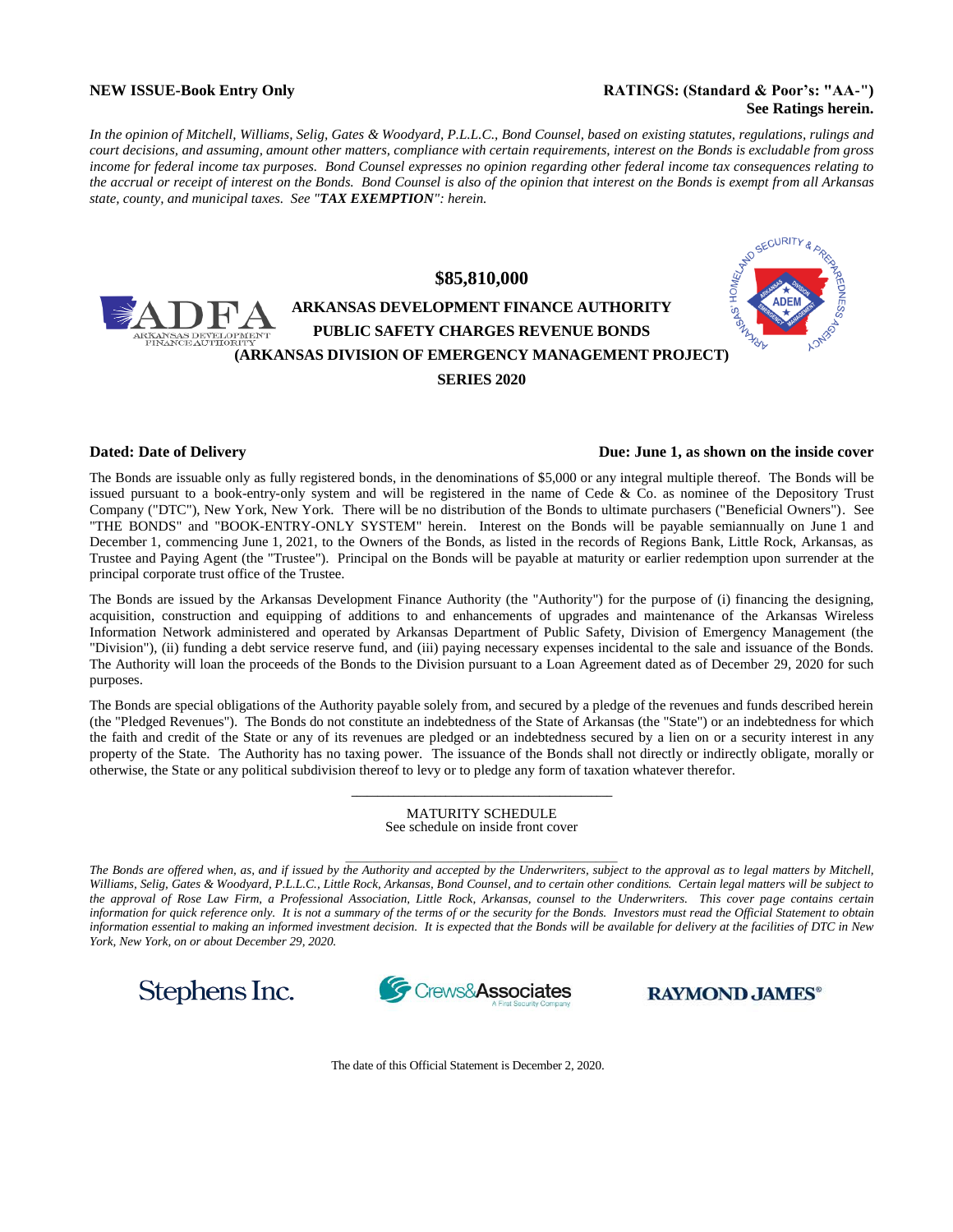**NEW ISSUE-Book Entry Only** **RATINGS: (Standard & Poor's: "AA-")**
**See Ratings herein.**

*In the opinion of Mitchell, Williams, Selig, Gates & Woodyard, P.L.L.C., Bond Counsel, based on existing statutes, regulations, rulings and court decisions, and assuming, amount other matters, compliance with certain requirements, interest on the Bonds is excludable from gross income for federal income tax purposes. Bond Counsel expresses no opinion regarding other federal income tax consequences relating to the accrual or receipt of interest on the Bonds. Bond Counsel is also of the opinion that interest on the Bonds is exempt from all Arkansas state, county, and municipal taxes. See "**TAX EXEMPTION**": herein.*

# $85,810,000

## ARKANSAS DEVELOPMENT FINANCE AUTHORITY
## PUBLIC SAFETY CHARGES REVENUE BONDS
## (ARKANSAS DIVISION OF EMERGENCY MANAGEMENT PROJECT)
## SERIES 2020

**Dated: Date of Delivery** **Due: June 1, as shown on the inside cover**

The Bonds are issuable only as fully registered bonds, in the denominations of $5,000 or any integral multiple thereof. The Bonds will be issued pursuant to a book-entry-only system and will be registered in the name of Cede & Co. as nominee of the Depository Trust Company ("DTC"), New York, New York. There will be no distribution of the Bonds to ultimate purchasers ("Beneficial Owners"). See "THE BONDS" and "BOOK-ENTRY-ONLY SYSTEM" herein. Interest on the Bonds will be payable semiannually on June 1 and December 1, commencing June 1, 2021, to the Owners of the Bonds, as listed in the records of Regions Bank, Little Rock, Arkansas, as Trustee and Paying Agent (the "Trustee"). Principal on the Bonds will be payable at maturity or earlier redemption upon surrender at the principal corporate trust office of the Trustee.

The Bonds are issued by the Arkansas Development Finance Authority (the "Authority") for the purpose of (i) financing the designing, acquisition, construction and equipping of additions to and enhancements of upgrades and maintenance of the Arkansas Wireless Information Network administered and operated by Arkansas Department of Public Safety, Division of Emergency Management (the "Division"), (ii) funding a debt service reserve fund, and (iii) paying necessary expenses incidental to the sale and issuance of the Bonds. The Authority will loan the proceeds of the Bonds to the Division pursuant to a Loan Agreement dated as of December 29, 2020 for such purposes.

The Bonds are special obligations of the Authority payable solely from, and secured by a pledge of the revenues and funds described herein (the "Pledged Revenues"). The Bonds do not constitute an indebtedness of the State of Arkansas (the "State") or an indebtedness for which the faith and credit of the State or any of its revenues are pledged or an indebtedness secured by a lien on or a security interest in any property of the State. The Authority has no taxing power. The issuance of the Bonds shall not directly or indirectly obligate, morally or otherwise, the State or any political subdivision thereof to levy or to pledge any form of taxation whatever therefor.

MATURITY SCHEDULE
See schedule on inside front cover

*The Bonds are offered when, as, and if issued by the Authority and accepted by the Underwriters, subject to the approval as to legal matters by Mitchell, Williams, Selig, Gates & Woodyard, P.L.L.C., Little Rock, Arkansas, Bond Counsel, and to certain other conditions. Certain legal matters will be subject to the approval of Rose Law Firm, a Professional Association, Little Rock, Arkansas, counsel to the Underwriters. This cover page contains certain information for quick reference only. It is not a summary of the terms of or the security for the Bonds. Investors must read the Official Statement to obtain information essential to making an informed investment decision. It is expected that the Bonds will be available for delivery at the facilities of DTC in New York, New York, on or about December 29, 2020.*

Stephens Inc. Crews&Associates (A First Security Company) RAYMOND JAMES®

The date of this Official Statement is December 2, 2020.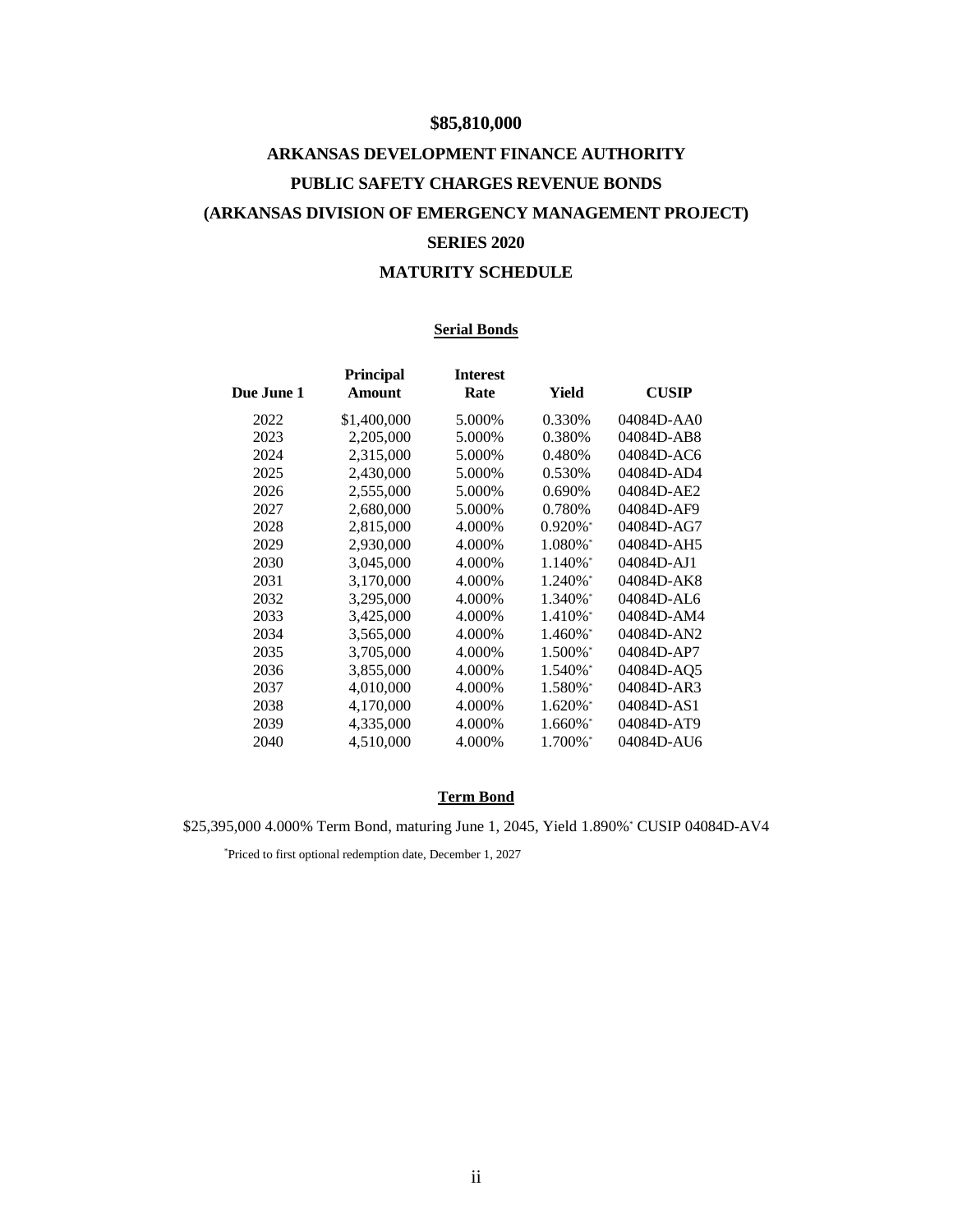# $85,810,000

## ARKANSAS DEVELOPMENT FINANCE AUTHORITY

## PUBLIC SAFETY CHARGES REVENUE BONDS

## (ARKANSAS DIVISION OF EMERGENCY MANAGEMENT PROJECT)

## SERIES 2020

## MATURITY SCHEDULE

**Serial Bonds**

| Due June 1 | Principal Amount | Interest Rate | Yield | CUSIP |
|---|---|---|---|---|
| 2022 | $1,400,000 | 5.000% | 0.330% | 04084D-AA0 |
| 2023 | 2,205,000 | 5.000% | 0.380% | 04084D-AB8 |
| 2024 | 2,315,000 | 5.000% | 0.480% | 04084D-AC6 |
| 2025 | 2,430,000 | 5.000% | 0.530% | 04084D-AD4 |
| 2026 | 2,555,000 | 5.000% | 0.690% | 04084D-AE2 |
| 2027 | 2,680,000 | 5.000% | 0.780% | 04084D-AF9 |
| 2028 | 2,815,000 | 4.000% | 0.920%* | 04084D-AG7 |
| 2029 | 2,930,000 | 4.000% | 1.080%* | 04084D-AH5 |
| 2030 | 3,045,000 | 4.000% | 1.140%* | 04084D-AJ1 |
| 2031 | 3,170,000 | 4.000% | 1.240%* | 04084D-AK8 |
| 2032 | 3,295,000 | 4.000% | 1.340%* | 04084D-AL6 |
| 2033 | 3,425,000 | 4.000% | 1.410%* | 04084D-AM4 |
| 2034 | 3,565,000 | 4.000% | 1.460%* | 04084D-AN2 |
| 2035 | 3,705,000 | 4.000% | 1.500%* | 04084D-AP7 |
| 2036 | 3,855,000 | 4.000% | 1.540%* | 04084D-AQ5 |
| 2037 | 4,010,000 | 4.000% | 1.580%* | 04084D-AR3 |
| 2038 | 4,170,000 | 4.000% | 1.620%* | 04084D-AS1 |
| 2039 | 4,335,000 | 4.000% | 1.660%* | 04084D-AT9 |
| 2040 | 4,510,000 | 4.000% | 1.700%* | 04084D-AU6 |

**Term Bond**

$25,395,000 4.000% Term Bond, maturing June 1, 2045, Yield 1.890%* CUSIP 04084D-AV4

*Priced to first optional redemption date, December 1, 2027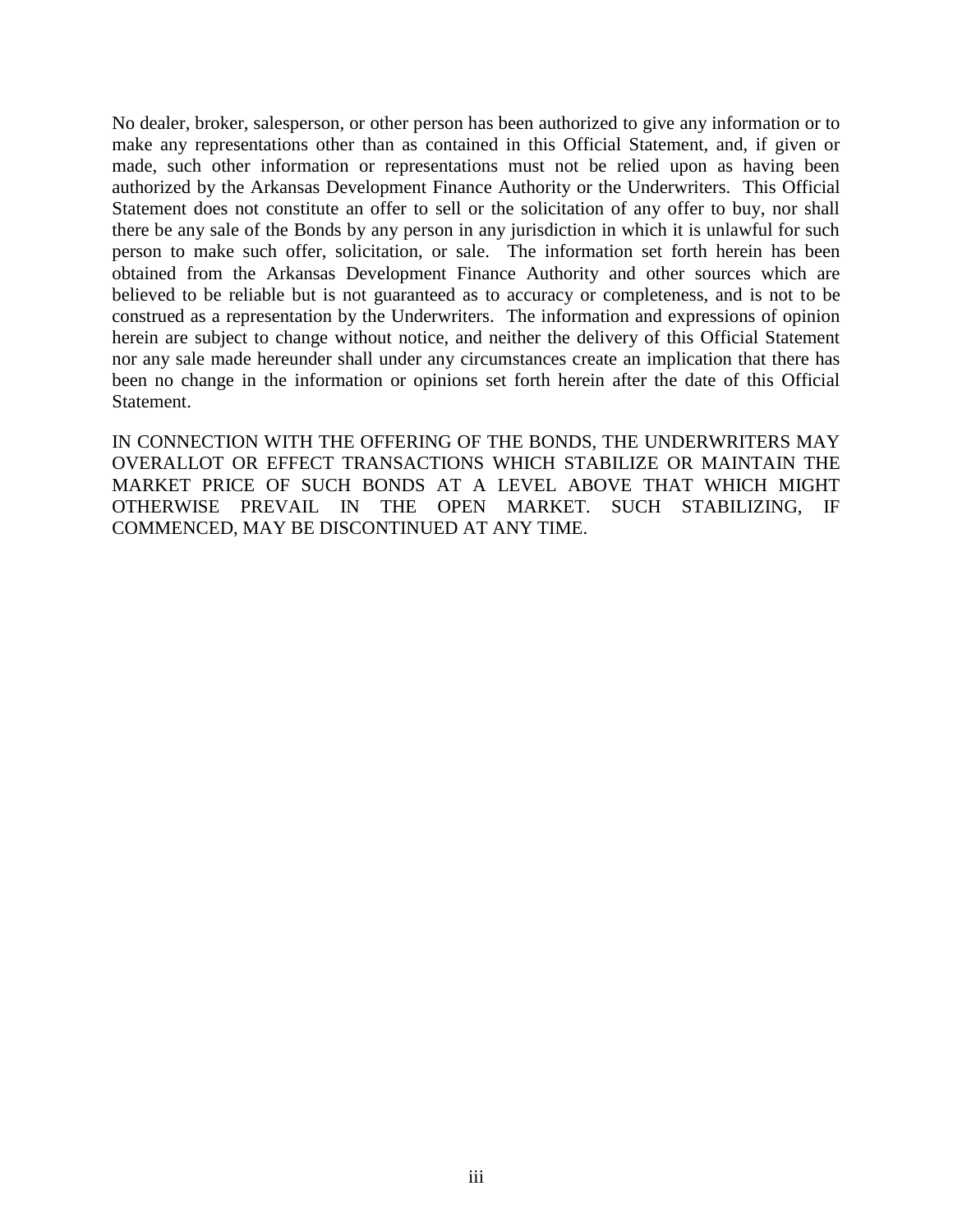No dealer, broker, salesperson, or other person has been authorized to give any information or to make any representations other than as contained in this Official Statement, and, if given or made, such other information or representations must not be relied upon as having been authorized by the Arkansas Development Finance Authority or the Underwriters. This Official Statement does not constitute an offer to sell or the solicitation of any offer to buy, nor shall there be any sale of the Bonds by any person in any jurisdiction in which it is unlawful for such person to make such offer, solicitation, or sale. The information set forth herein has been obtained from the Arkansas Development Finance Authority and other sources which are believed to be reliable but is not guaranteed as to accuracy or completeness, and is not to be construed as a representation by the Underwriters. The information and expressions of opinion herein are subject to change without notice, and neither the delivery of this Official Statement nor any sale made hereunder shall under any circumstances create an implication that there has been no change in the information or opinions set forth herein after the date of this Official Statement.

IN CONNECTION WITH THE OFFERING OF THE BONDS, THE UNDERWRITERS MAY OVERALLOT OR EFFECT TRANSACTIONS WHICH STABILIZE OR MAINTAIN THE MARKET PRICE OF SUCH BONDS AT A LEVEL ABOVE THAT WHICH MIGHT OTHERWISE PREVAIL IN THE OPEN MARKET. SUCH STABILIZING, IF COMMENCED, MAY BE DISCONTINUED AT ANY TIME.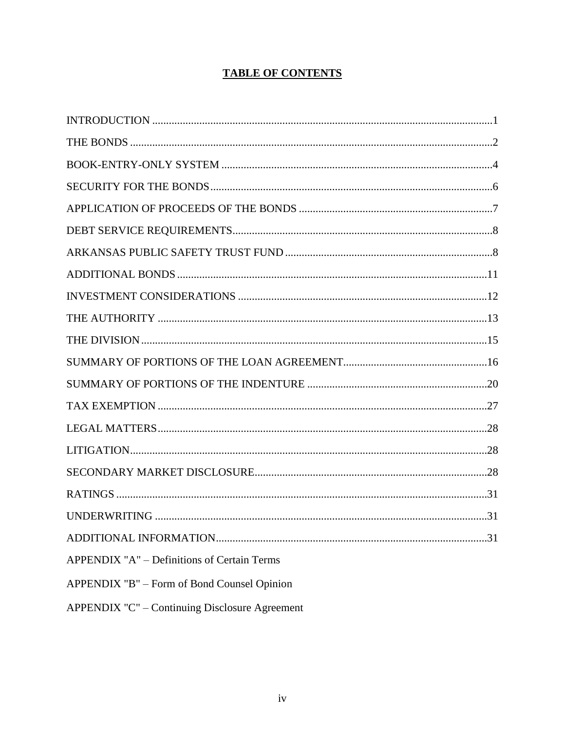# TABLE OF CONTENTS

| | |
|---|---|
| INTRODUCTION | 1 |
| THE BONDS | 2 |
| BOOK-ENTRY-ONLY SYSTEM | 4 |
| SECURITY FOR THE BONDS | 6 |
| APPLICATION OF PROCEEDS OF THE BONDS | 7 |
| DEBT SERVICE REQUIREMENTS | 8 |
| ARKANSAS PUBLIC SAFETY TRUST FUND | 8 |
| ADDITIONAL BONDS | 11 |
| INVESTMENT CONSIDERATIONS | 12 |
| THE AUTHORITY | 13 |
| THE DIVISION | 15 |
| SUMMARY OF PORTIONS OF THE LOAN AGREEMENT | 16 |
| SUMMARY OF PORTIONS OF THE INDENTURE | 20 |
| TAX EXEMPTION | 27 |
| LEGAL MATTERS | 28 |
| LITIGATION | 28 |
| SECONDARY MARKET DISCLOSURE | 28 |
| RATINGS | 31 |
| UNDERWRITING | 31 |
| ADDITIONAL INFORMATION | 31 |

APPENDIX "A" – Definitions of Certain Terms

APPENDIX "B" – Form of Bond Counsel Opinion

APPENDIX "C" – Continuing Disclosure Agreement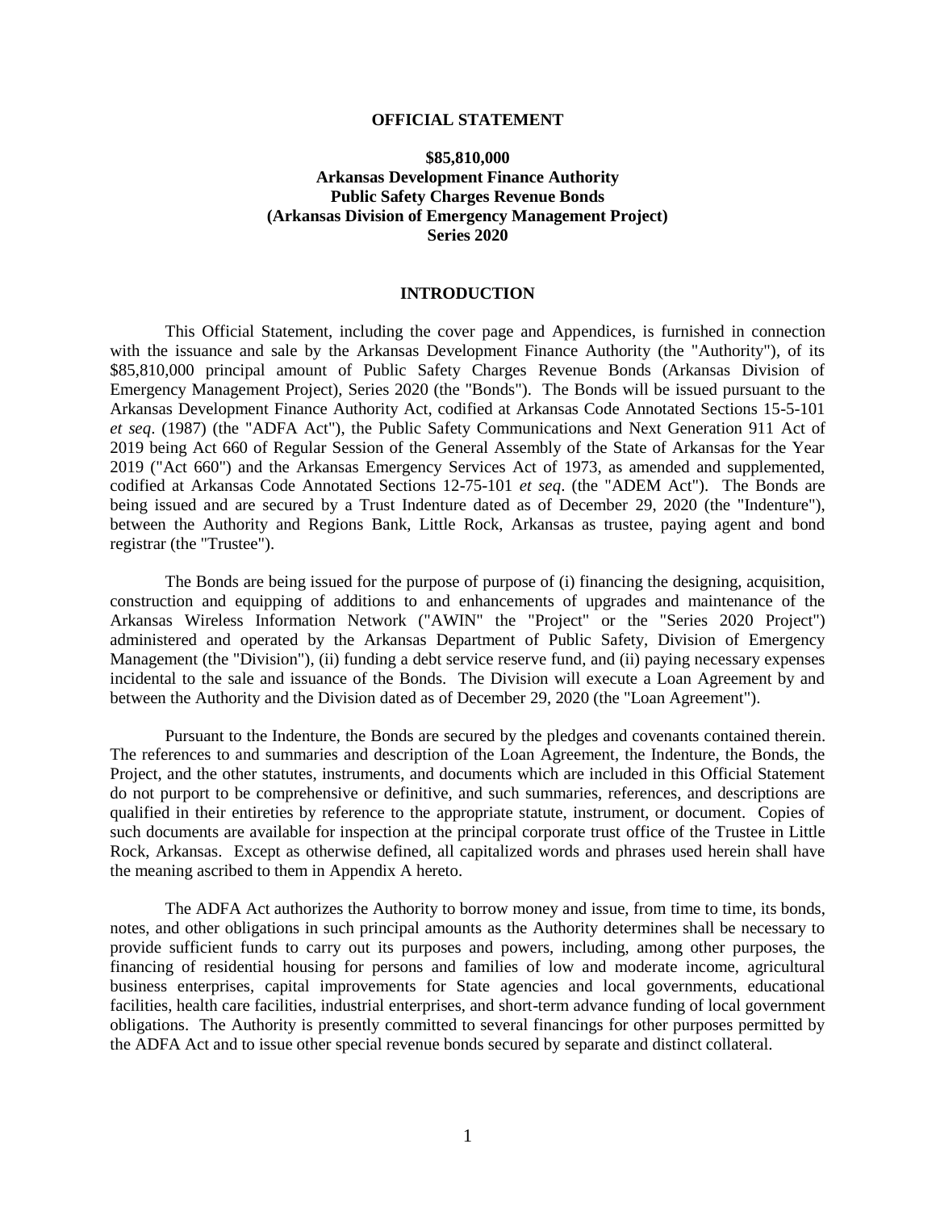**OFFICIAL STATEMENT**

**$85,810,000**
**Arkansas Development Finance Authority**
**Public Safety Charges Revenue Bonds**
**(Arkansas Division of Emergency Management Project)**
**Series 2020**

## INTRODUCTION

This Official Statement, including the cover page and Appendices, is furnished in connection with the issuance and sale by the Arkansas Development Finance Authority (the "Authority"), of its $85,810,000 principal amount of Public Safety Charges Revenue Bonds (Arkansas Division of Emergency Management Project), Series 2020 (the "Bonds"). The Bonds will be issued pursuant to the Arkansas Development Finance Authority Act, codified at Arkansas Code Annotated Sections 15-5-101 *et seq*. (1987) (the "ADFA Act"), the Public Safety Communications and Next Generation 911 Act of 2019 being Act 660 of Regular Session of the General Assembly of the State of Arkansas for the Year 2019 ("Act 660") and the Arkansas Emergency Services Act of 1973, as amended and supplemented, codified at Arkansas Code Annotated Sections 12-75-101 *et seq*. (the "ADEM Act"). The Bonds are being issued and are secured by a Trust Indenture dated as of December 29, 2020 (the "Indenture"), between the Authority and Regions Bank, Little Rock, Arkansas as trustee, paying agent and bond registrar (the "Trustee").

The Bonds are being issued for the purpose of purpose of (i) financing the designing, acquisition, construction and equipping of additions to and enhancements of upgrades and maintenance of the Arkansas Wireless Information Network ("AWIN" the "Project" or the "Series 2020 Project") administered and operated by the Arkansas Department of Public Safety, Division of Emergency Management (the "Division"), (ii) funding a debt service reserve fund, and (ii) paying necessary expenses incidental to the sale and issuance of the Bonds. The Division will execute a Loan Agreement by and between the Authority and the Division dated as of December 29, 2020 (the "Loan Agreement").

Pursuant to the Indenture, the Bonds are secured by the pledges and covenants contained therein. The references to and summaries and description of the Loan Agreement, the Indenture, the Bonds, the Project, and the other statutes, instruments, and documents which are included in this Official Statement do not purport to be comprehensive or definitive, and such summaries, references, and descriptions are qualified in their entireties by reference to the appropriate statute, instrument, or document. Copies of such documents are available for inspection at the principal corporate trust office of the Trustee in Little Rock, Arkansas. Except as otherwise defined, all capitalized words and phrases used herein shall have the meaning ascribed to them in Appendix A hereto.

The ADFA Act authorizes the Authority to borrow money and issue, from time to time, its bonds, notes, and other obligations in such principal amounts as the Authority determines shall be necessary to provide sufficient funds to carry out its purposes and powers, including, among other purposes, the financing of residential housing for persons and families of low and moderate income, agricultural business enterprises, capital improvements for State agencies and local governments, educational facilities, health care facilities, industrial enterprises, and short-term advance funding of local government obligations. The Authority is presently committed to several financings for other purposes permitted by the ADFA Act and to issue other special revenue bonds secured by separate and distinct collateral.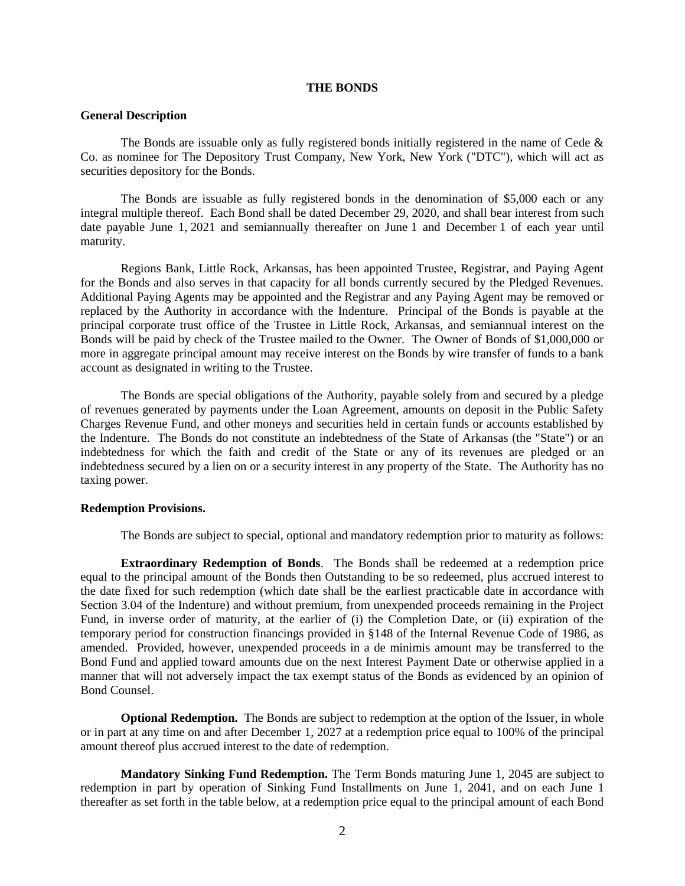## THE BONDS

### General Description

The Bonds are issuable only as fully registered bonds initially registered in the name of Cede & Co. as nominee for The Depository Trust Company, New York, New York ("DTC"), which will act as securities depository for the Bonds.

The Bonds are issuable as fully registered bonds in the denomination of $5,000 each or any integral multiple thereof. Each Bond shall be dated December 29, 2020, and shall bear interest from such date payable June 1, 2021 and semiannually thereafter on June 1 and December 1 of each year until maturity.

Regions Bank, Little Rock, Arkansas, has been appointed Trustee, Registrar, and Paying Agent for the Bonds and also serves in that capacity for all bonds currently secured by the Pledged Revenues. Additional Paying Agents may be appointed and the Registrar and any Paying Agent may be removed or replaced by the Authority in accordance with the Indenture. Principal of the Bonds is payable at the principal corporate trust office of the Trustee in Little Rock, Arkansas, and semiannual interest on the Bonds will be paid by check of the Trustee mailed to the Owner. The Owner of Bonds of $1,000,000 or more in aggregate principal amount may receive interest on the Bonds by wire transfer of funds to a bank account as designated in writing to the Trustee.

The Bonds are special obligations of the Authority, payable solely from and secured by a pledge of revenues generated by payments under the Loan Agreement, amounts on deposit in the Public Safety Charges Revenue Fund, and other moneys and securities held in certain funds or accounts established by the Indenture. The Bonds do not constitute an indebtedness of the State of Arkansas (the "State") or an indebtedness for which the faith and credit of the State or any of its revenues are pledged or an indebtedness secured by a lien on or a security interest in any property of the State. The Authority has no taxing power.

### Redemption Provisions.

The Bonds are subject to special, optional and mandatory redemption prior to maturity as follows:

**Extraordinary Redemption of Bonds**. The Bonds shall be redeemed at a redemption price equal to the principal amount of the Bonds then Outstanding to be so redeemed, plus accrued interest to the date fixed for such redemption (which date shall be the earliest practicable date in accordance with Section 3.04 of the Indenture) and without premium, from unexpended proceeds remaining in the Project Fund, in inverse order of maturity, at the earlier of (i) the Completion Date, or (ii) expiration of the temporary period for construction financings provided in §148 of the Internal Revenue Code of 1986, as amended. Provided, however, unexpended proceeds in a de minimis amount may be transferred to the Bond Fund and applied toward amounts due on the next Interest Payment Date or otherwise applied in a manner that will not adversely impact the tax exempt status of the Bonds as evidenced by an opinion of Bond Counsel.

**Optional Redemption.** The Bonds are subject to redemption at the option of the Issuer, in whole or in part at any time on and after December 1, 2027 at a redemption price equal to 100% of the principal amount thereof plus accrued interest to the date of redemption.

**Mandatory Sinking Fund Redemption.** The Term Bonds maturing June 1, 2045 are subject to redemption in part by operation of Sinking Fund Installments on June 1, 2041, and on each June 1 thereafter as set forth in the table below, at a redemption price equal to the principal amount of each Bond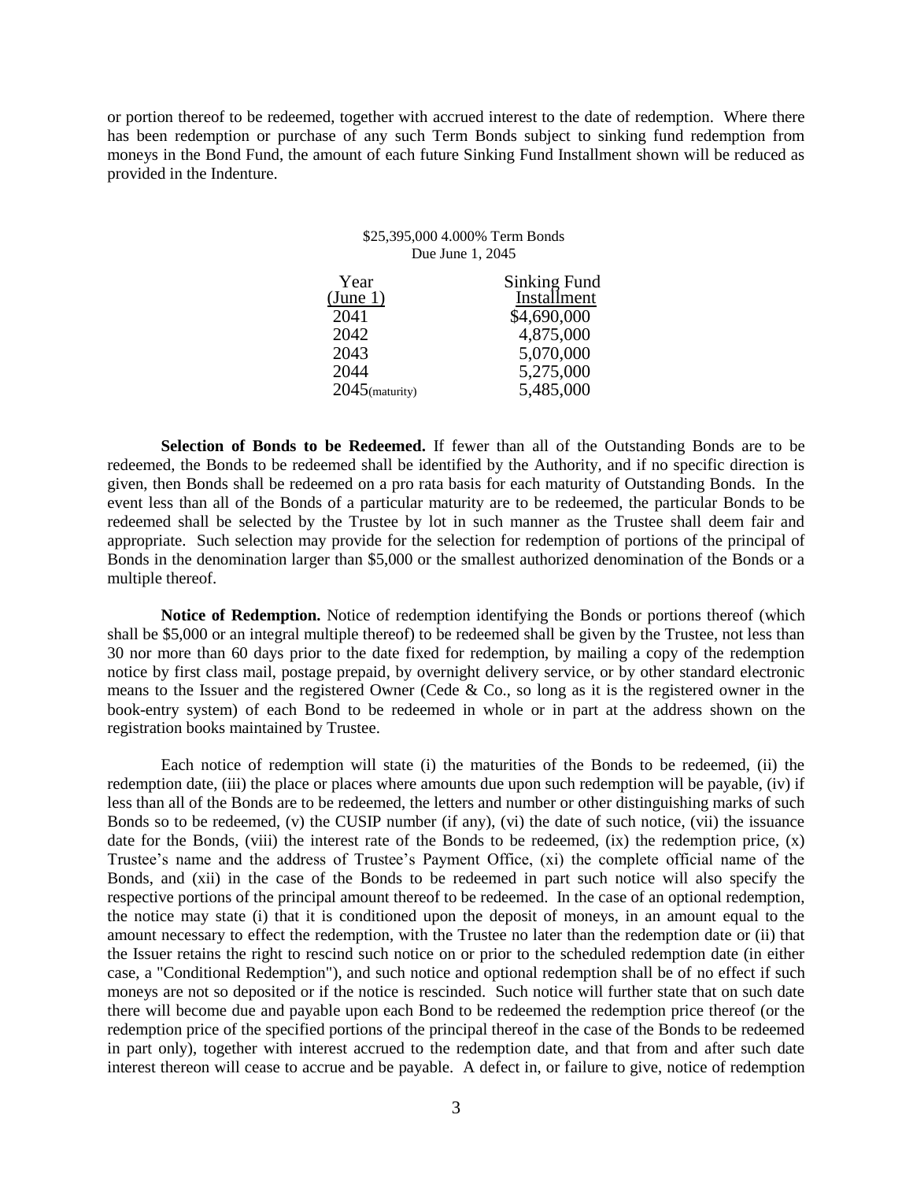or portion thereof to be redeemed, together with accrued interest to the date of redemption. Where there has been redemption or purchase of any such Term Bonds subject to sinking fund redemption from moneys in the Bond Fund, the amount of each future Sinking Fund Installment shown will be reduced as provided in the Indenture.

$25,395,000 4.000% Term Bonds
Due June 1, 2045

| Year (June 1) | Sinking Fund Installment |
|---|---|
| 2041 | $4,690,000 |
| 2042 | 4,875,000 |
| 2043 | 5,070,000 |
| 2044 | 5,275,000 |
| 2045 (maturity) | 5,485,000 |

**Selection of Bonds to be Redeemed.** If fewer than all of the Outstanding Bonds are to be redeemed, the Bonds to be redeemed shall be identified by the Authority, and if no specific direction is given, then Bonds shall be redeemed on a pro rata basis for each maturity of Outstanding Bonds. In the event less than all of the Bonds of a particular maturity are to be redeemed, the particular Bonds to be redeemed shall be selected by the Trustee by lot in such manner as the Trustee shall deem fair and appropriate. Such selection may provide for the selection for redemption of portions of the principal of Bonds in the denomination larger than $5,000 or the smallest authorized denomination of the Bonds or a multiple thereof.

**Notice of Redemption.** Notice of redemption identifying the Bonds or portions thereof (which shall be $5,000 or an integral multiple thereof) to be redeemed shall be given by the Trustee, not less than 30 nor more than 60 days prior to the date fixed for redemption, by mailing a copy of the redemption notice by first class mail, postage prepaid, by overnight delivery service, or by other standard electronic means to the Issuer and the registered Owner (Cede & Co., so long as it is the registered owner in the book-entry system) of each Bond to be redeemed in whole or in part at the address shown on the registration books maintained by Trustee.

Each notice of redemption will state (i) the maturities of the Bonds to be redeemed, (ii) the redemption date, (iii) the place or places where amounts due upon such redemption will be payable, (iv) if less than all of the Bonds are to be redeemed, the letters and number or other distinguishing marks of such Bonds so to be redeemed, (v) the CUSIP number (if any), (vi) the date of such notice, (vii) the issuance date for the Bonds, (viii) the interest rate of the Bonds to be redeemed, (ix) the redemption price, (x) Trustee's name and the address of Trustee's Payment Office, (xi) the complete official name of the Bonds, and (xii) in the case of the Bonds to be redeemed in part such notice will also specify the respective portions of the principal amount thereof to be redeemed. In the case of an optional redemption, the notice may state (i) that it is conditioned upon the deposit of moneys, in an amount equal to the amount necessary to effect the redemption, with the Trustee no later than the redemption date or (ii) that the Issuer retains the right to rescind such notice on or prior to the scheduled redemption date (in either case, a "Conditional Redemption"), and such notice and optional redemption shall be of no effect if such moneys are not so deposited or if the notice is rescinded. Such notice will further state that on such date there will become due and payable upon each Bond to be redeemed the redemption price thereof (or the redemption price of the specified portions of the principal thereof in the case of the Bonds to be redeemed in part only), together with interest accrued to the redemption date, and that from and after such date interest thereon will cease to accrue and be payable. A defect in, or failure to give, notice of redemption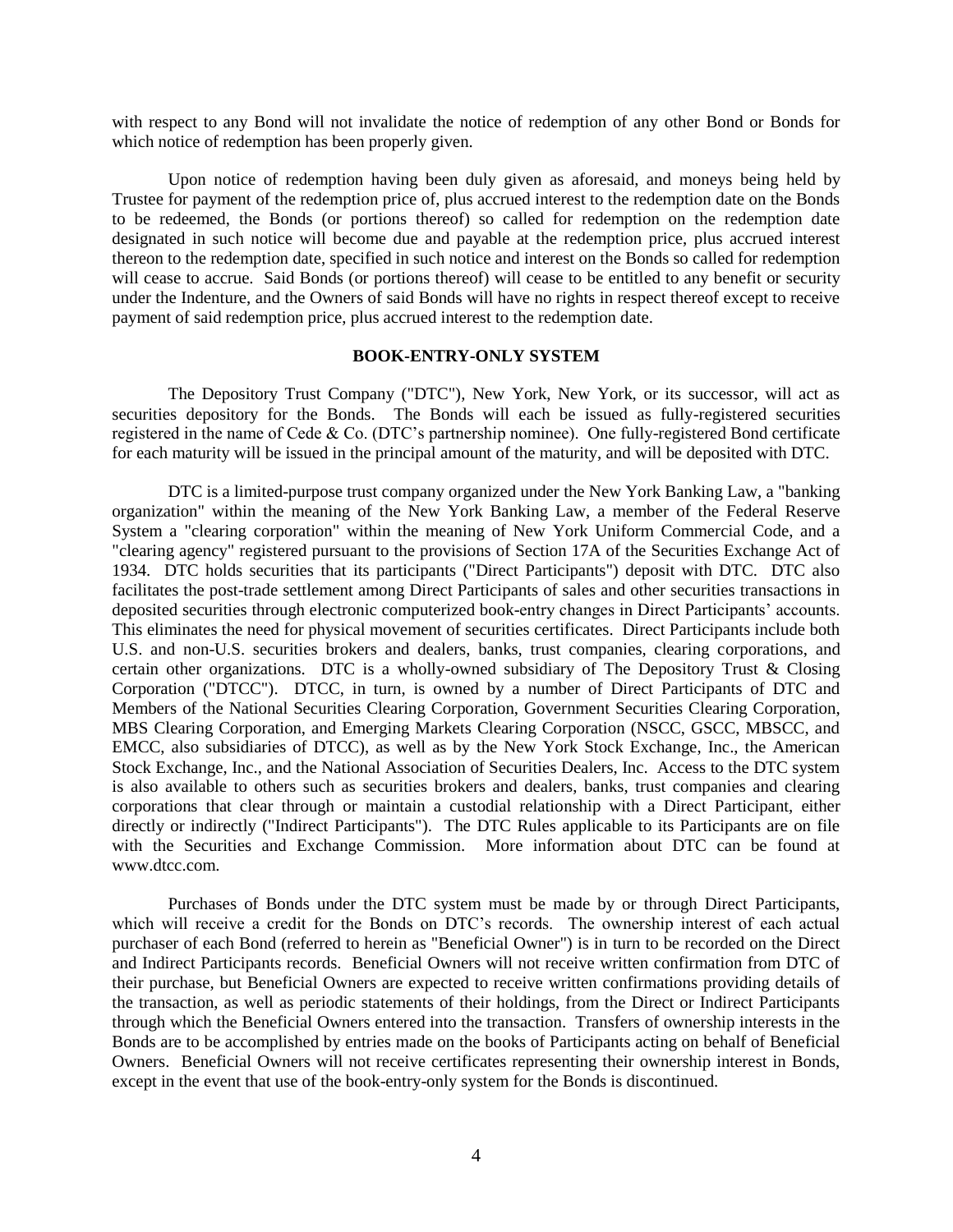with respect to any Bond will not invalidate the notice of redemption of any other Bond or Bonds for which notice of redemption has been properly given.

Upon notice of redemption having been duly given as aforesaid, and moneys being held by Trustee for payment of the redemption price of, plus accrued interest to the redemption date on the Bonds to be redeemed, the Bonds (or portions thereof) so called for redemption on the redemption date designated in such notice will become due and payable at the redemption price, plus accrued interest thereon to the redemption date, specified in such notice and interest on the Bonds so called for redemption will cease to accrue. Said Bonds (or portions thereof) will cease to be entitled to any benefit or security under the Indenture, and the Owners of said Bonds will have no rights in respect thereof except to receive payment of said redemption price, plus accrued interest to the redemption date.

## BOOK-ENTRY-ONLY SYSTEM

The Depository Trust Company ("DTC"), New York, New York, or its successor, will act as securities depository for the Bonds. The Bonds will each be issued as fully-registered securities registered in the name of Cede & Co. (DTC's partnership nominee). One fully-registered Bond certificate for each maturity will be issued in the principal amount of the maturity, and will be deposited with DTC.

DTC is a limited-purpose trust company organized under the New York Banking Law, a "banking organization" within the meaning of the New York Banking Law, a member of the Federal Reserve System a "clearing corporation" within the meaning of New York Uniform Commercial Code, and a "clearing agency" registered pursuant to the provisions of Section 17A of the Securities Exchange Act of 1934. DTC holds securities that its participants ("Direct Participants") deposit with DTC. DTC also facilitates the post-trade settlement among Direct Participants of sales and other securities transactions in deposited securities through electronic computerized book-entry changes in Direct Participants' accounts. This eliminates the need for physical movement of securities certificates. Direct Participants include both U.S. and non-U.S. securities brokers and dealers, banks, trust companies, clearing corporations, and certain other organizations. DTC is a wholly-owned subsidiary of The Depository Trust & Closing Corporation ("DTCC"). DTCC, in turn, is owned by a number of Direct Participants of DTC and Members of the National Securities Clearing Corporation, Government Securities Clearing Corporation, MBS Clearing Corporation, and Emerging Markets Clearing Corporation (NSCC, GSCC, MBSCC, and EMCC, also subsidiaries of DTCC), as well as by the New York Stock Exchange, Inc., the American Stock Exchange, Inc., and the National Association of Securities Dealers, Inc. Access to the DTC system is also available to others such as securities brokers and dealers, banks, trust companies and clearing corporations that clear through or maintain a custodial relationship with a Direct Participant, either directly or indirectly ("Indirect Participants"). The DTC Rules applicable to its Participants are on file with the Securities and Exchange Commission. More information about DTC can be found at www.dtcc.com.

Purchases of Bonds under the DTC system must be made by or through Direct Participants, which will receive a credit for the Bonds on DTC's records. The ownership interest of each actual purchaser of each Bond (referred to herein as "Beneficial Owner") is in turn to be recorded on the Direct and Indirect Participants records. Beneficial Owners will not receive written confirmation from DTC of their purchase, but Beneficial Owners are expected to receive written confirmations providing details of the transaction, as well as periodic statements of their holdings, from the Direct or Indirect Participants through which the Beneficial Owners entered into the transaction. Transfers of ownership interests in the Bonds are to be accomplished by entries made on the books of Participants acting on behalf of Beneficial Owners. Beneficial Owners will not receive certificates representing their ownership interest in Bonds, except in the event that use of the book-entry-only system for the Bonds is discontinued.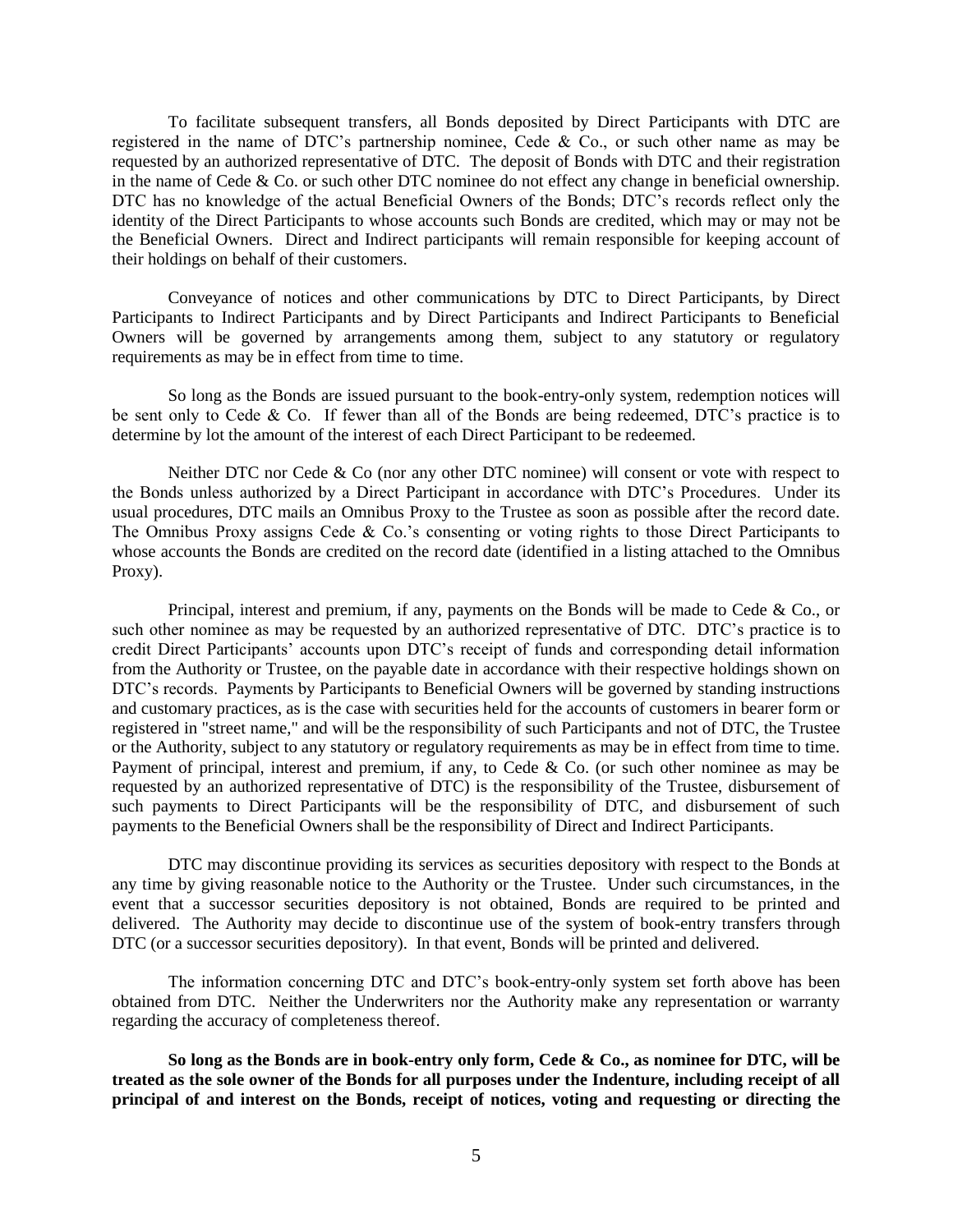To facilitate subsequent transfers, all Bonds deposited by Direct Participants with DTC are registered in the name of DTC's partnership nominee, Cede & Co., or such other name as may be requested by an authorized representative of DTC. The deposit of Bonds with DTC and their registration in the name of Cede & Co. or such other DTC nominee do not effect any change in beneficial ownership. DTC has no knowledge of the actual Beneficial Owners of the Bonds; DTC's records reflect only the identity of the Direct Participants to whose accounts such Bonds are credited, which may or may not be the Beneficial Owners. Direct and Indirect participants will remain responsible for keeping account of their holdings on behalf of their customers.

Conveyance of notices and other communications by DTC to Direct Participants, by Direct Participants to Indirect Participants and by Direct Participants and Indirect Participants to Beneficial Owners will be governed by arrangements among them, subject to any statutory or regulatory requirements as may be in effect from time to time.

So long as the Bonds are issued pursuant to the book-entry-only system, redemption notices will be sent only to Cede & Co. If fewer than all of the Bonds are being redeemed, DTC's practice is to determine by lot the amount of the interest of each Direct Participant to be redeemed.

Neither DTC nor Cede & Co (nor any other DTC nominee) will consent or vote with respect to the Bonds unless authorized by a Direct Participant in accordance with DTC's Procedures. Under its usual procedures, DTC mails an Omnibus Proxy to the Trustee as soon as possible after the record date. The Omnibus Proxy assigns Cede & Co.'s consenting or voting rights to those Direct Participants to whose accounts the Bonds are credited on the record date (identified in a listing attached to the Omnibus Proxy).

Principal, interest and premium, if any, payments on the Bonds will be made to Cede & Co., or such other nominee as may be requested by an authorized representative of DTC. DTC's practice is to credit Direct Participants' accounts upon DTC's receipt of funds and corresponding detail information from the Authority or Trustee, on the payable date in accordance with their respective holdings shown on DTC's records. Payments by Participants to Beneficial Owners will be governed by standing instructions and customary practices, as is the case with securities held for the accounts of customers in bearer form or registered in "street name," and will be the responsibility of such Participants and not of DTC, the Trustee or the Authority, subject to any statutory or regulatory requirements as may be in effect from time to time. Payment of principal, interest and premium, if any, to Cede & Co. (or such other nominee as may be requested by an authorized representative of DTC) is the responsibility of the Trustee, disbursement of such payments to Direct Participants will be the responsibility of DTC, and disbursement of such payments to the Beneficial Owners shall be the responsibility of Direct and Indirect Participants.

DTC may discontinue providing its services as securities depository with respect to the Bonds at any time by giving reasonable notice to the Authority or the Trustee. Under such circumstances, in the event that a successor securities depository is not obtained, Bonds are required to be printed and delivered. The Authority may decide to discontinue use of the system of book-entry transfers through DTC (or a successor securities depository). In that event, Bonds will be printed and delivered.

The information concerning DTC and DTC's book-entry-only system set forth above has been obtained from DTC. Neither the Underwriters nor the Authority make any representation or warranty regarding the accuracy of completeness thereof.

**So long as the Bonds are in book-entry only form, Cede & Co., as nominee for DTC, will be treated as the sole owner of the Bonds for all purposes under the Indenture, including receipt of all principal of and interest on the Bonds, receipt of notices, voting and requesting or directing the**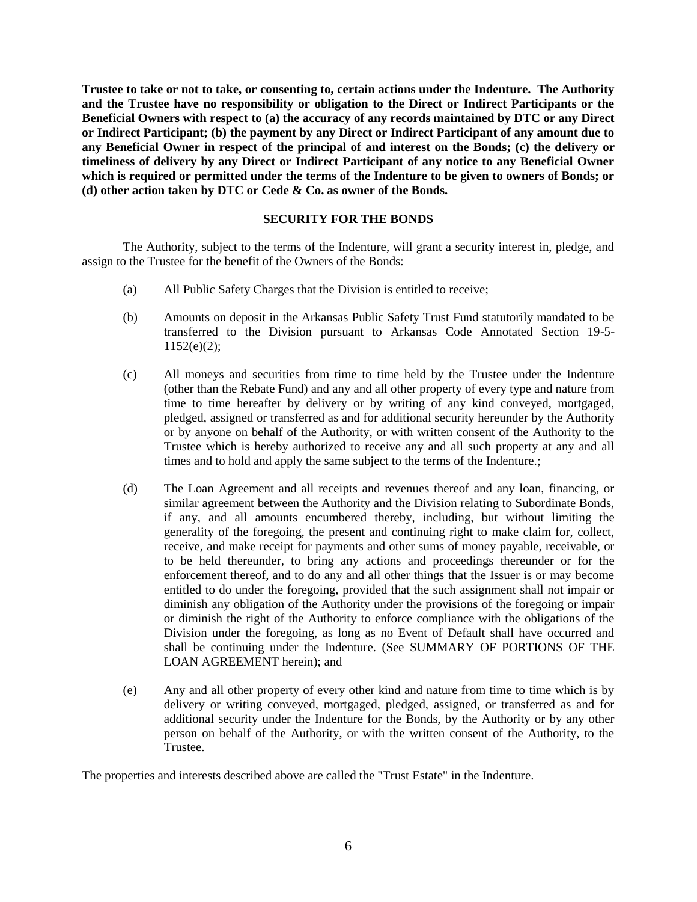**Trustee to take or not to take, or consenting to, certain actions under the Indenture. The Authority and the Trustee have no responsibility or obligation to the Direct or Indirect Participants or the Beneficial Owners with respect to (a) the accuracy of any records maintained by DTC or any Direct or Indirect Participant; (b) the payment by any Direct or Indirect Participant of any amount due to any Beneficial Owner in respect of the principal of and interest on the Bonds; (c) the delivery or timeliness of delivery by any Direct or Indirect Participant of any notice to any Beneficial Owner which is required or permitted under the terms of the Indenture to be given to owners of Bonds; or (d) other action taken by DTC or Cede & Co. as owner of the Bonds.**

## SECURITY FOR THE BONDS

The Authority, subject to the terms of the Indenture, will grant a security interest in, pledge, and assign to the Trustee for the benefit of the Owners of the Bonds:

(a) All Public Safety Charges that the Division is entitled to receive;

(b) Amounts on deposit in the Arkansas Public Safety Trust Fund statutorily mandated to be transferred to the Division pursuant to Arkansas Code Annotated Section 19-5-1152(e)(2);

(c) All moneys and securities from time to time held by the Trustee under the Indenture (other than the Rebate Fund) and any and all other property of every type and nature from time to time hereafter by delivery or by writing of any kind conveyed, mortgaged, pledged, assigned or transferred as and for additional security hereunder by the Authority or by anyone on behalf of the Authority, or with written consent of the Authority to the Trustee which is hereby authorized to receive any and all such property at any and all times and to hold and apply the same subject to the terms of the Indenture.;

(d) The Loan Agreement and all receipts and revenues thereof and any loan, financing, or similar agreement between the Authority and the Division relating to Subordinate Bonds, if any, and all amounts encumbered thereby, including, but without limiting the generality of the foregoing, the present and continuing right to make claim for, collect, receive, and make receipt for payments and other sums of money payable, receivable, or to be held thereunder, to bring any actions and proceedings thereunder or for the enforcement thereof, and to do any and all other things that the Issuer is or may become entitled to do under the foregoing, provided that the such assignment shall not impair or diminish any obligation of the Authority under the provisions of the foregoing or impair or diminish the right of the Authority to enforce compliance with the obligations of the Division under the foregoing, as long as no Event of Default shall have occurred and shall be continuing under the Indenture. (See SUMMARY OF PORTIONS OF THE LOAN AGREEMENT herein); and

(e) Any and all other property of every other kind and nature from time to time which is by delivery or writing conveyed, mortgaged, pledged, assigned, or transferred as and for additional security under the Indenture for the Bonds, by the Authority or by any other person on behalf of the Authority, or with the written consent of the Authority, to the Trustee.

The properties and interests described above are called the "Trust Estate" in the Indenture.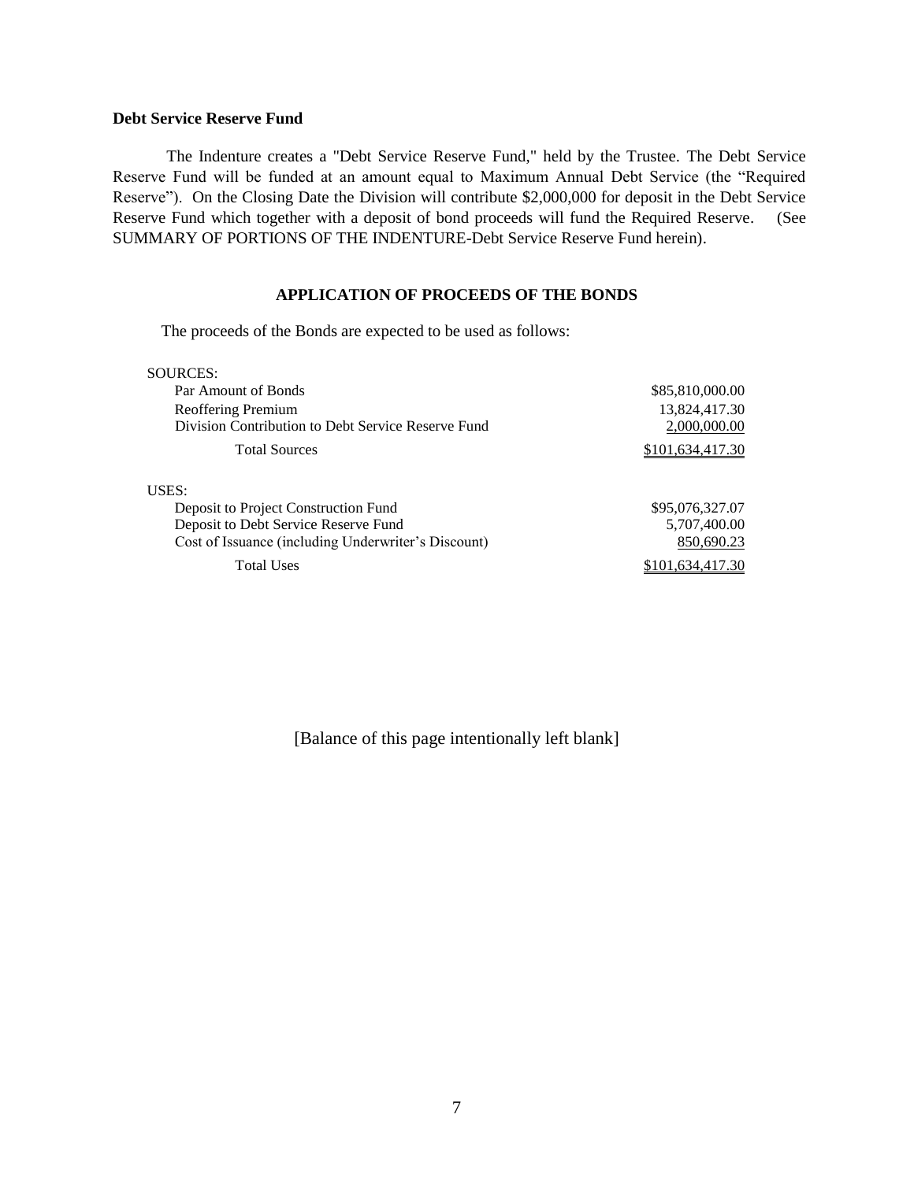**Debt Service Reserve Fund**

The Indenture creates a "Debt Service Reserve Fund," held by the Trustee. The Debt Service Reserve Fund will be funded at an amount equal to Maximum Annual Debt Service (the "Required Reserve"). On the Closing Date the Division will contribute $2,000,000 for deposit in the Debt Service Reserve Fund which together with a deposit of bond proceeds will fund the Required Reserve. (See SUMMARY OF PORTIONS OF THE INDENTURE-Debt Service Reserve Fund herein).

## APPLICATION OF PROCEEDS OF THE BONDS

The proceeds of the Bonds are expected to be used as follows:

| | |
|---|---:|
| SOURCES: | |
| Par Amount of Bonds | $85,810,000.00 |
| Reoffering Premium | 13,824,417.30 |
| Division Contribution to Debt Service Reserve Fund | 2,000,000.00 |
| Total Sources | $101,634,417.30 |
| | |
| USES: | |
| Deposit to Project Construction Fund | $95,076,327.07 |
| Deposit to Debt Service Reserve Fund | 5,707,400.00 |
| Cost of Issuance (including Underwriter's Discount) | 850,690.23 |
| Total Uses | $101,634,417.30 |

[Balance of this page intentionally left blank]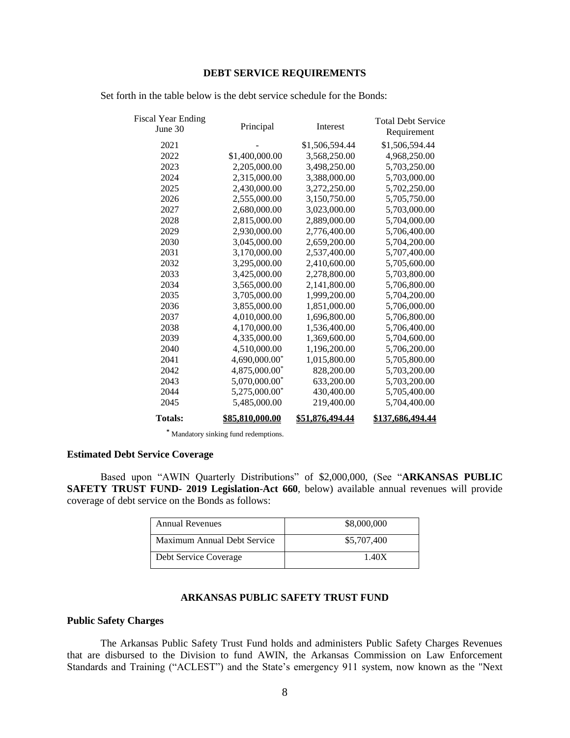## DEBT SERVICE REQUIREMENTS

Set forth in the table below is the debt service schedule for the Bonds:

| Fiscal Year Ending June 30 | Principal | Interest | Total Debt Service Requirement |
|---|---|---|---|
| 2021 | - | $1,506,594.44 | $1,506,594.44 |
| 2022 | $1,400,000.00 | 3,568,250.00 | 4,968,250.00 |
| 2023 | 2,205,000.00 | 3,498,250.00 | 5,703,250.00 |
| 2024 | 2,315,000.00 | 3,388,000.00 | 5,703,000.00 |
| 2025 | 2,430,000.00 | 3,272,250.00 | 5,702,250.00 |
| 2026 | 2,555,000.00 | 3,150,750.00 | 5,705,750.00 |
| 2027 | 2,680,000.00 | 3,023,000.00 | 5,703,000.00 |
| 2028 | 2,815,000.00 | 2,889,000.00 | 5,704,000.00 |
| 2029 | 2,930,000.00 | 2,776,400.00 | 5,706,400.00 |
| 2030 | 3,045,000.00 | 2,659,200.00 | 5,704,200.00 |
| 2031 | 3,170,000.00 | 2,537,400.00 | 5,707,400.00 |
| 2032 | 3,295,000.00 | 2,410,600.00 | 5,705,600.00 |
| 2033 | 3,425,000.00 | 2,278,800.00 | 5,703,800.00 |
| 2034 | 3,565,000.00 | 2,141,800.00 | 5,706,800.00 |
| 2035 | 3,705,000.00 | 1,999,200.00 | 5,704,200.00 |
| 2036 | 3,855,000.00 | 1,851,000.00 | 5,706,000.00 |
| 2037 | 4,010,000.00 | 1,696,800.00 | 5,706,800.00 |
| 2038 | 4,170,000.00 | 1,536,400.00 | 5,706,400.00 |
| 2039 | 4,335,000.00 | 1,369,600.00 | 5,704,600.00 |
| 2040 | 4,510,000.00 | 1,196,200.00 | 5,706,200.00 |
| 2041 | 4,690,000.00* | 1,015,800.00 | 5,705,800.00 |
| 2042 | 4,875,000.00* | 828,200.00 | 5,703,200.00 |
| 2043 | 5,070,000.00* | 633,200.00 | 5,703,200.00 |
| 2044 | 5,275,000.00* | 430,400.00 | 5,705,400.00 |
| 2045 | 5,485,000.00 | 219,400.00 | 5,704,400.00 |
| **Totals:** | **$85,810,000.00** | **$51,876,494.44** | **$137,686,494.44** |

\* Mandatory sinking fund redemptions.

### Estimated Debt Service Coverage

Based upon "AWIN Quarterly Distributions" of $2,000,000, (See "**ARKANSAS PUBLIC SAFETY TRUST FUND- 2019 Legislation-Act 660**, below) available annual revenues will provide coverage of debt service on the Bonds as follows:

| Annual Revenues | $8,000,000 |
|---|---|
| Maximum Annual Debt Service | $5,707,400 |
| Debt Service Coverage | 1.40X |

## ARKANSAS PUBLIC SAFETY TRUST FUND

### Public Safety Charges

The Arkansas Public Safety Trust Fund holds and administers Public Safety Charges Revenues that are disbursed to the Division to fund AWIN, the Arkansas Commission on Law Enforcement Standards and Training ("ACLEST") and the State's emergency 911 system, now known as the "Next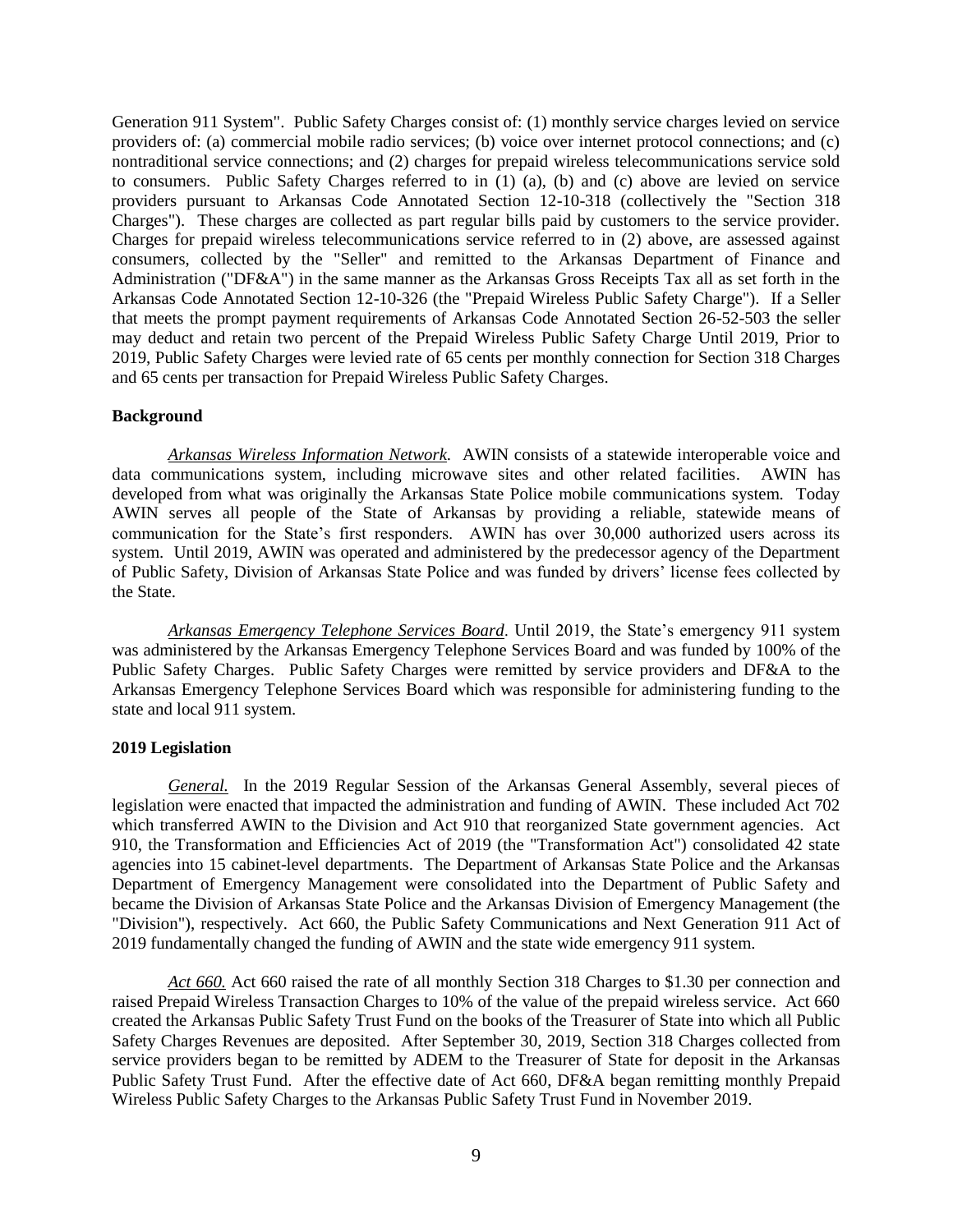Generation 911 System". Public Safety Charges consist of: (1) monthly service charges levied on service providers of: (a) commercial mobile radio services; (b) voice over internet protocol connections; and (c) nontraditional service connections; and (2) charges for prepaid wireless telecommunications service sold to consumers. Public Safety Charges referred to in (1) (a), (b) and (c) above are levied on service providers pursuant to Arkansas Code Annotated Section 12-10-318 (collectively the "Section 318 Charges"). These charges are collected as part regular bills paid by customers to the service provider. Charges for prepaid wireless telecommunications service referred to in (2) above, are assessed against consumers, collected by the "Seller" and remitted to the Arkansas Department of Finance and Administration ("DF&A") in the same manner as the Arkansas Gross Receipts Tax all as set forth in the Arkansas Code Annotated Section 12-10-326 (the "Prepaid Wireless Public Safety Charge"). If a Seller that meets the prompt payment requirements of Arkansas Code Annotated Section 26-52-503 the seller may deduct and retain two percent of the Prepaid Wireless Public Safety Charge Until 2019, Prior to 2019, Public Safety Charges were levied rate of 65 cents per monthly connection for Section 318 Charges and 65 cents per transaction for Prepaid Wireless Public Safety Charges.

**Background**

*Arkansas Wireless Information Network*. AWIN consists of a statewide interoperable voice and data communications system, including microwave sites and other related facilities. AWIN has developed from what was originally the Arkansas State Police mobile communications system. Today AWIN serves all people of the State of Arkansas by providing a reliable, statewide means of communication for the State's first responders. AWIN has over 30,000 authorized users across its system. Until 2019, AWIN was operated and administered by the predecessor agency of the Department of Public Safety, Division of Arkansas State Police and was funded by drivers' license fees collected by the State.

*Arkansas Emergency Telephone Services Board*. Until 2019, the State's emergency 911 system was administered by the Arkansas Emergency Telephone Services Board and was funded by 100% of the Public Safety Charges. Public Safety Charges were remitted by service providers and DF&A to the Arkansas Emergency Telephone Services Board which was responsible for administering funding to the state and local 911 system.

**2019 Legislation**

*General.* In the 2019 Regular Session of the Arkansas General Assembly, several pieces of legislation were enacted that impacted the administration and funding of AWIN. These included Act 702 which transferred AWIN to the Division and Act 910 that reorganized State government agencies. Act 910, the Transformation and Efficiencies Act of 2019 (the "Transformation Act") consolidated 42 state agencies into 15 cabinet-level departments. The Department of Arkansas State Police and the Arkansas Department of Emergency Management were consolidated into the Department of Public Safety and became the Division of Arkansas State Police and the Arkansas Division of Emergency Management (the "Division"), respectively. Act 660, the Public Safety Communications and Next Generation 911 Act of 2019 fundamentally changed the funding of AWIN and the state wide emergency 911 system.

*Act 660.* Act 660 raised the rate of all monthly Section 318 Charges to $1.30 per connection and raised Prepaid Wireless Transaction Charges to 10% of the value of the prepaid wireless service. Act 660 created the Arkansas Public Safety Trust Fund on the books of the Treasurer of State into which all Public Safety Charges Revenues are deposited. After September 30, 2019, Section 318 Charges collected from service providers began to be remitted by ADEM to the Treasurer of State for deposit in the Arkansas Public Safety Trust Fund. After the effective date of Act 660, DF&A began remitting monthly Prepaid Wireless Public Safety Charges to the Arkansas Public Safety Trust Fund in November 2019.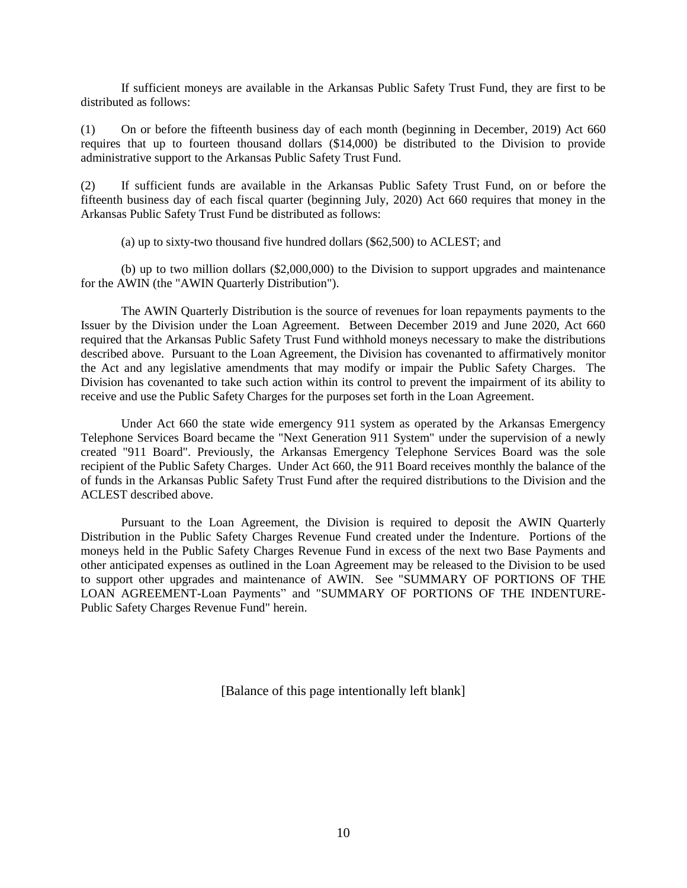If sufficient moneys are available in the Arkansas Public Safety Trust Fund, they are first to be distributed as follows:

(1) On or before the fifteenth business day of each month (beginning in December, 2019) Act 660 requires that up to fourteen thousand dollars ($14,000) be distributed to the Division to provide administrative support to the Arkansas Public Safety Trust Fund.

(2) If sufficient funds are available in the Arkansas Public Safety Trust Fund, on or before the fifteenth business day of each fiscal quarter (beginning July, 2020) Act 660 requires that money in the Arkansas Public Safety Trust Fund be distributed as follows:

(a) up to sixty-two thousand five hundred dollars ($62,500) to ACLEST; and

(b) up to two million dollars ($2,000,000) to the Division to support upgrades and maintenance for the AWIN (the "AWIN Quarterly Distribution").

The AWIN Quarterly Distribution is the source of revenues for loan repayments payments to the Issuer by the Division under the Loan Agreement. Between December 2019 and June 2020, Act 660 required that the Arkansas Public Safety Trust Fund withhold moneys necessary to make the distributions described above. Pursuant to the Loan Agreement, the Division has covenanted to affirmatively monitor the Act and any legislative amendments that may modify or impair the Public Safety Charges. The Division has covenanted to take such action within its control to prevent the impairment of its ability to receive and use the Public Safety Charges for the purposes set forth in the Loan Agreement.

Under Act 660 the state wide emergency 911 system as operated by the Arkansas Emergency Telephone Services Board became the "Next Generation 911 System" under the supervision of a newly created "911 Board". Previously, the Arkansas Emergency Telephone Services Board was the sole recipient of the Public Safety Charges. Under Act 660, the 911 Board receives monthly the balance of the of funds in the Arkansas Public Safety Trust Fund after the required distributions to the Division and the ACLEST described above.

Pursuant to the Loan Agreement, the Division is required to deposit the AWIN Quarterly Distribution in the Public Safety Charges Revenue Fund created under the Indenture. Portions of the moneys held in the Public Safety Charges Revenue Fund in excess of the next two Base Payments and other anticipated expenses as outlined in the Loan Agreement may be released to the Division to be used to support other upgrades and maintenance of AWIN. See "SUMMARY OF PORTIONS OF THE LOAN AGREEMENT-Loan Payments" and "SUMMARY OF PORTIONS OF THE INDENTURE-Public Safety Charges Revenue Fund" herein.

[Balance of this page intentionally left blank]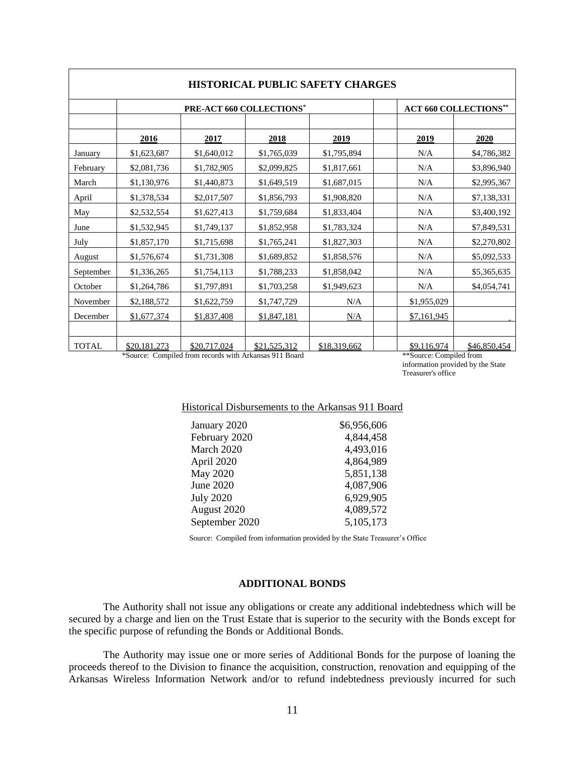| HISTORICAL PUBLIC SAFETY CHARGES | | | | | | | |
|---|---|---|---|---|---|---|---|
| | PRE-ACT 660 COLLECTIONS* | | | | | ACT 660 COLLECTIONS** | |
| | 2016 | 2017 | 2018 | 2019 | | 2019 | 2020 |
| January | $1,623,687 | $1,640,012 | $1,765,039 | $1,795,894 | | N/A | $4,786,382 |
| February | $2,081,736 | $1,782,905 | $2,099,825 | $1,817,661 | | N/A | $3,896,940 |
| March | $1,130,976 | $1,440,873 | $1,649,519 | $1,687,015 | | N/A | $2,995,367 |
| April | $1,378,534 | $2,017,507 | $1,856,793 | $1,908,820 | | N/A | $7,138,331 |
| May | $2,532,554 | $1,627,413 | $1,759,684 | $1,833,404 | | N/A | $3,400,192 |
| June | $1,532,945 | $1,749,137 | $1,852,958 | $1,783,324 | | N/A | $7,849,531 |
| July | $1,857,170 | $1,715,698 | $1,765,241 | $1,827,303 | | N/A | $2,270,802 |
| August | $1,576,674 | $1,731,308 | $1,689,852 | $1,858,576 | | N/A | $5,092,533 |
| September | $1,336,265 | $1,754,113 | $1,788,233 | $1,858,042 | | N/A | $5,365,635 |
| October | $1,264,786 | $1,797,891 | $1,703,258 | $1,949,623 | | N/A | $4,054,741 |
| November | $2,188,572 | $1,622,759 | $1,747,729 | N/A | | $1,955,029 | |
| December | $1,677,374 | $1,837,408 | $1,847,181 | N/A | | $7,161,945 | - |
| TOTAL | $20,181,273 | $20,717,024 | $21,525,312 | $18,319,662 | | $9,116,974 | $46,850,454 |

*Source: Compiled from records with Arkansas 911 Board

**Source: Compiled from information provided by the State Treasurer's office

Historical Disbursements to the Arkansas 911 Board

| | |
|---|---|
| January 2020 | $6,956,606 |
| February 2020 | 4,844,458 |
| March 2020 | 4,493,016 |
| April 2020 | 4,864,989 |
| May 2020 | 5,851,138 |
| June 2020 | 4,087,906 |
| July 2020 | 6,929,905 |
| August 2020 | 4,089,572 |
| September 2020 | 5,105,173 |

Source: Compiled from information provided by the State Treasurer's Office

## ADDITIONAL BONDS

The Authority shall not issue any obligations or create any additional indebtedness which will be secured by a charge and lien on the Trust Estate that is superior to the security with the Bonds except for the specific purpose of refunding the Bonds or Additional Bonds.

The Authority may issue one or more series of Additional Bonds for the purpose of loaning the proceeds thereof to the Division to finance the acquisition, construction, renovation and equipping of the Arkansas Wireless Information Network and/or to refund indebtedness previously incurred for such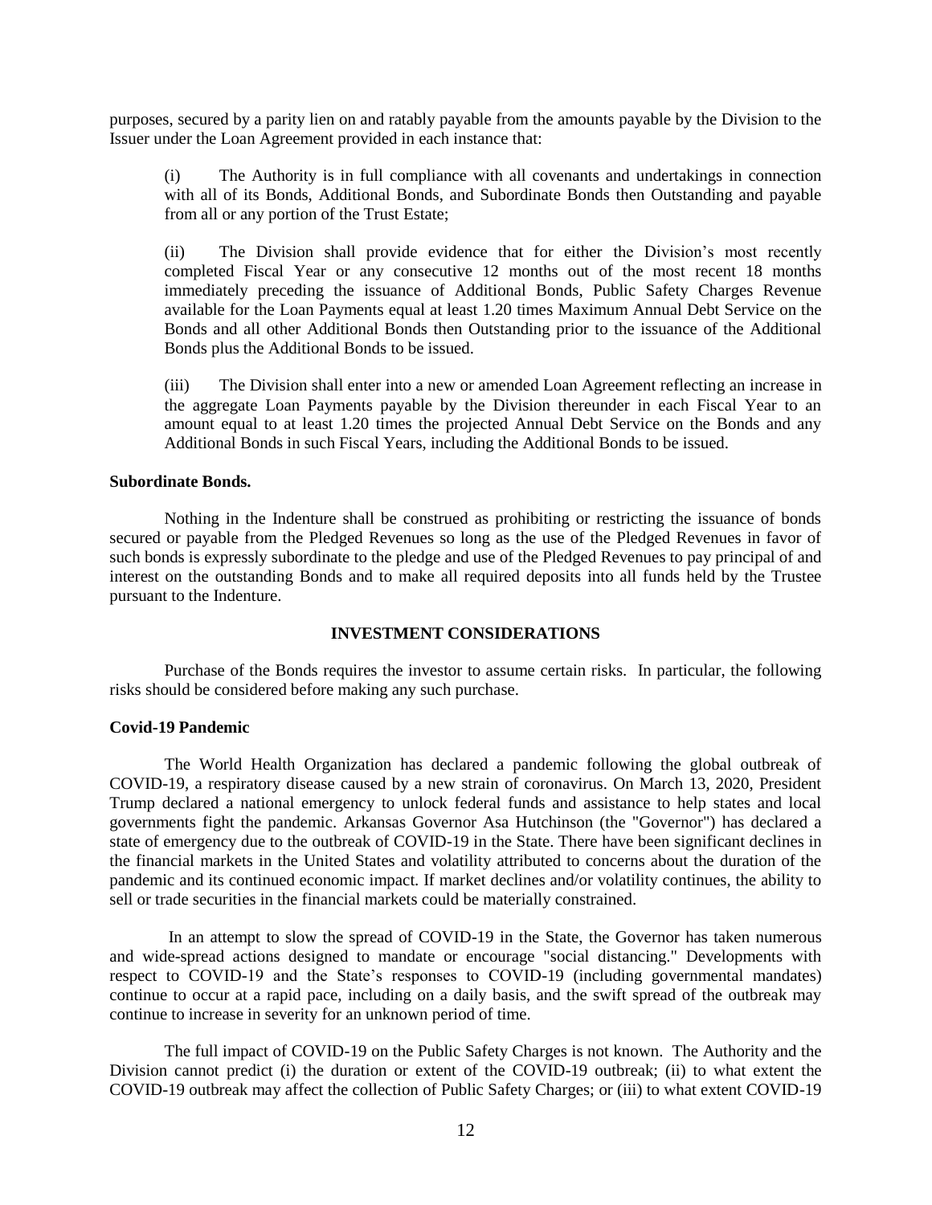purposes, secured by a parity lien on and ratably payable from the amounts payable by the Division to the Issuer under the Loan Agreement provided in each instance that:

(i) The Authority is in full compliance with all covenants and undertakings in connection with all of its Bonds, Additional Bonds, and Subordinate Bonds then Outstanding and payable from all or any portion of the Trust Estate;

(ii) The Division shall provide evidence that for either the Division's most recently completed Fiscal Year or any consecutive 12 months out of the most recent 18 months immediately preceding the issuance of Additional Bonds, Public Safety Charges Revenue available for the Loan Payments equal at least 1.20 times Maximum Annual Debt Service on the Bonds and all other Additional Bonds then Outstanding prior to the issuance of the Additional Bonds plus the Additional Bonds to be issued.

(iii) The Division shall enter into a new or amended Loan Agreement reflecting an increase in the aggregate Loan Payments payable by the Division thereunder in each Fiscal Year to an amount equal to at least 1.20 times the projected Annual Debt Service on the Bonds and any Additional Bonds in such Fiscal Years, including the Additional Bonds to be issued.

**Subordinate Bonds.**

Nothing in the Indenture shall be construed as prohibiting or restricting the issuance of bonds secured or payable from the Pledged Revenues so long as the use of the Pledged Revenues in favor of such bonds is expressly subordinate to the pledge and use of the Pledged Revenues to pay principal of and interest on the outstanding Bonds and to make all required deposits into all funds held by the Trustee pursuant to the Indenture.

## INVESTMENT CONSIDERATIONS

Purchase of the Bonds requires the investor to assume certain risks. In particular, the following risks should be considered before making any such purchase.

**Covid-19 Pandemic**

The World Health Organization has declared a pandemic following the global outbreak of COVID-19, a respiratory disease caused by a new strain of coronavirus. On March 13, 2020, President Trump declared a national emergency to unlock federal funds and assistance to help states and local governments fight the pandemic. Arkansas Governor Asa Hutchinson (the "Governor") has declared a state of emergency due to the outbreak of COVID-19 in the State. There have been significant declines in the financial markets in the United States and volatility attributed to concerns about the duration of the pandemic and its continued economic impact. If market declines and/or volatility continues, the ability to sell or trade securities in the financial markets could be materially constrained.

In an attempt to slow the spread of COVID-19 in the State, the Governor has taken numerous and wide-spread actions designed to mandate or encourage "social distancing." Developments with respect to COVID-19 and the State's responses to COVID-19 (including governmental mandates) continue to occur at a rapid pace, including on a daily basis, and the swift spread of the outbreak may continue to increase in severity for an unknown period of time.

The full impact of COVID-19 on the Public Safety Charges is not known. The Authority and the Division cannot predict (i) the duration or extent of the COVID-19 outbreak; (ii) to what extent the COVID-19 outbreak may affect the collection of Public Safety Charges; or (iii) to what extent COVID-19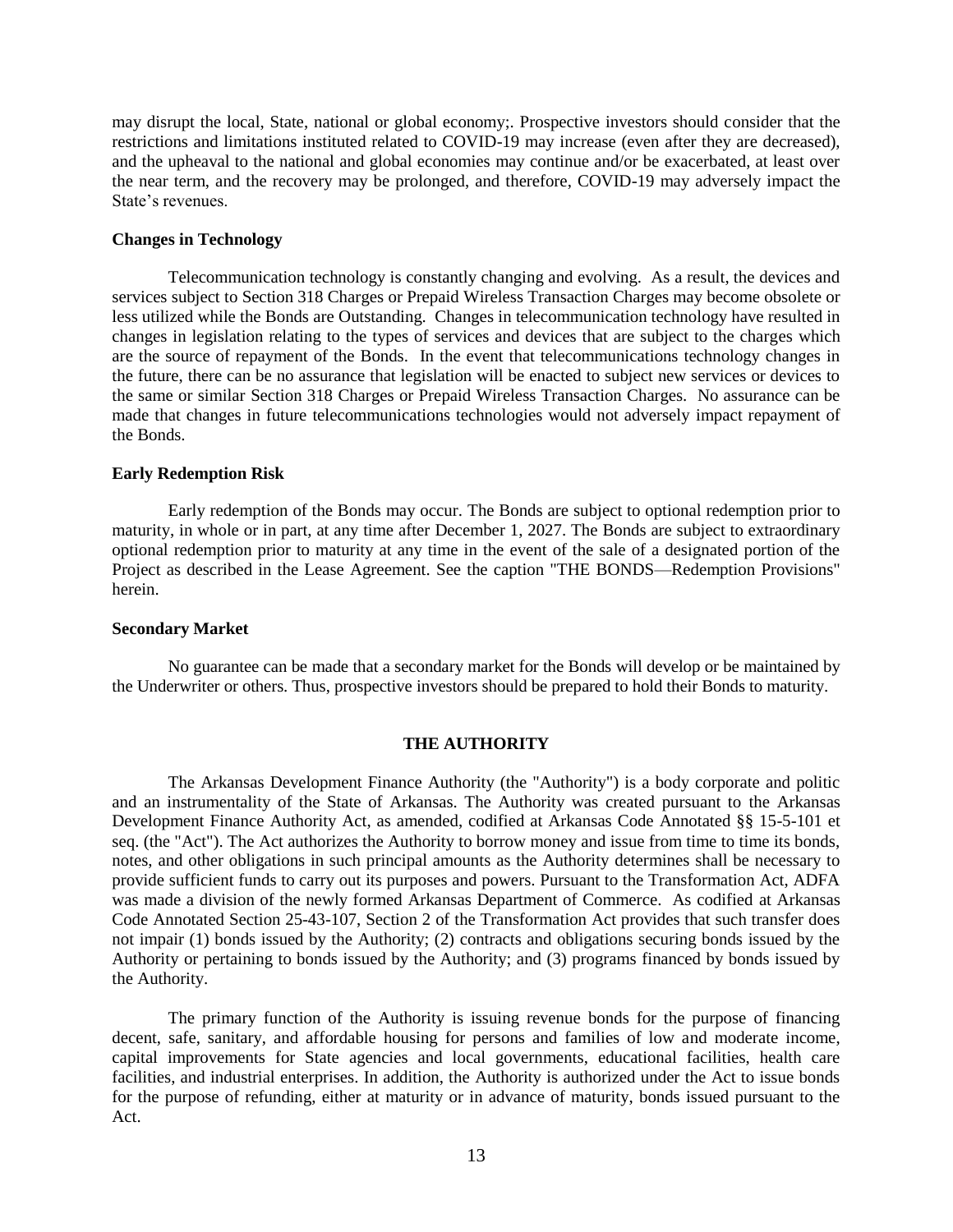may disrupt the local, State, national or global economy;. Prospective investors should consider that the restrictions and limitations instituted related to COVID-19 may increase (even after they are decreased), and the upheaval to the national and global economies may continue and/or be exacerbated, at least over the near term, and the recovery may be prolonged, and therefore, COVID-19 may adversely impact the State's revenues.

**Changes in Technology**

Telecommunication technology is constantly changing and evolving. As a result, the devices and services subject to Section 318 Charges or Prepaid Wireless Transaction Charges may become obsolete or less utilized while the Bonds are Outstanding. Changes in telecommunication technology have resulted in changes in legislation relating to the types of services and devices that are subject to the charges which are the source of repayment of the Bonds. In the event that telecommunications technology changes in the future, there can be no assurance that legislation will be enacted to subject new services or devices to the same or similar Section 318 Charges or Prepaid Wireless Transaction Charges. No assurance can be made that changes in future telecommunications technologies would not adversely impact repayment of the Bonds.

**Early Redemption Risk**

Early redemption of the Bonds may occur. The Bonds are subject to optional redemption prior to maturity, in whole or in part, at any time after December 1, 2027. The Bonds are subject to extraordinary optional redemption prior to maturity at any time in the event of the sale of a designated portion of the Project as described in the Lease Agreement. See the caption "THE BONDS—Redemption Provisions" herein.

**Secondary Market**

No guarantee can be made that a secondary market for the Bonds will develop or be maintained by the Underwriter or others. Thus, prospective investors should be prepared to hold their Bonds to maturity.

## THE AUTHORITY

The Arkansas Development Finance Authority (the "Authority") is a body corporate and politic and an instrumentality of the State of Arkansas. The Authority was created pursuant to the Arkansas Development Finance Authority Act, as amended, codified at Arkansas Code Annotated §§ 15-5-101 et seq. (the "Act"). The Act authorizes the Authority to borrow money and issue from time to time its bonds, notes, and other obligations in such principal amounts as the Authority determines shall be necessary to provide sufficient funds to carry out its purposes and powers. Pursuant to the Transformation Act, ADFA was made a division of the newly formed Arkansas Department of Commerce. As codified at Arkansas Code Annotated Section 25-43-107, Section 2 of the Transformation Act provides that such transfer does not impair (1) bonds issued by the Authority; (2) contracts and obligations securing bonds issued by the Authority or pertaining to bonds issued by the Authority; and (3) programs financed by bonds issued by the Authority.

The primary function of the Authority is issuing revenue bonds for the purpose of financing decent, safe, sanitary, and affordable housing for persons and families of low and moderate income, capital improvements for State agencies and local governments, educational facilities, health care facilities, and industrial enterprises. In addition, the Authority is authorized under the Act to issue bonds for the purpose of refunding, either at maturity or in advance of maturity, bonds issued pursuant to the Act.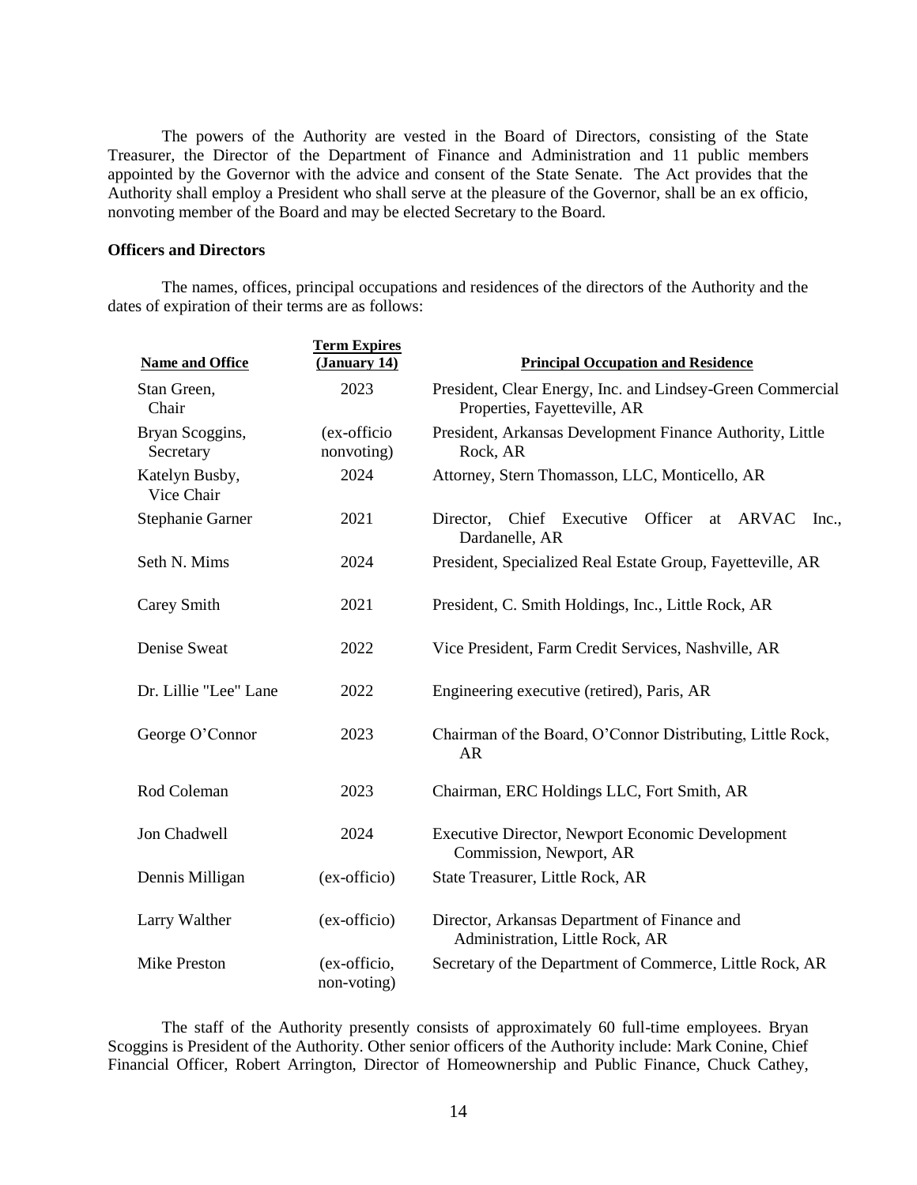The powers of the Authority are vested in the Board of Directors, consisting of the State Treasurer, the Director of the Department of Finance and Administration and 11 public members appointed by the Governor with the advice and consent of the State Senate. The Act provides that the Authority shall employ a President who shall serve at the pleasure of the Governor, shall be an ex officio, nonvoting member of the Board and may be elected Secretary to the Board.

**Officers and Directors**

The names, offices, principal occupations and residences of the directors of the Authority and the dates of expiration of their terms are as follows:

| Name and Office | Term Expires (January 14) | Principal Occupation and Residence |
|---|---|---|
| Stan Green, Chair | 2023 | President, Clear Energy, Inc. and Lindsey-Green Commercial Properties, Fayetteville, AR |
| Bryan Scoggins, Secretary | (ex-officio nonvoting) | President, Arkansas Development Finance Authority, Little Rock, AR |
| Katelyn Busby, Vice Chair | 2024 | Attorney, Stern Thomasson, LLC, Monticello, AR |
| Stephanie Garner | 2021 | Director, Chief Executive Officer at ARVAC Inc., Dardanelle, AR |
| Seth N. Mims | 2024 | President, Specialized Real Estate Group, Fayetteville, AR |
| Carey Smith | 2021 | President, C. Smith Holdings, Inc., Little Rock, AR |
| Denise Sweat | 2022 | Vice President, Farm Credit Services, Nashville, AR |
| Dr. Lillie "Lee" Lane | 2022 | Engineering executive (retired), Paris, AR |
| George O'Connor | 2023 | Chairman of the Board, O'Connor Distributing, Little Rock, AR |
| Rod Coleman | 2023 | Chairman, ERC Holdings LLC, Fort Smith, AR |
| Jon Chadwell | 2024 | Executive Director, Newport Economic Development Commission, Newport, AR |
| Dennis Milligan | (ex-officio) | State Treasurer, Little Rock, AR |
| Larry Walther | (ex-officio) | Director, Arkansas Department of Finance and Administration, Little Rock, AR |
| Mike Preston | (ex-officio, non-voting) | Secretary of the Department of Commerce, Little Rock, AR |

The staff of the Authority presently consists of approximately 60 full-time employees. Bryan Scoggins is President of the Authority. Other senior officers of the Authority include: Mark Conine, Chief Financial Officer, Robert Arrington, Director of Homeownership and Public Finance, Chuck Cathey,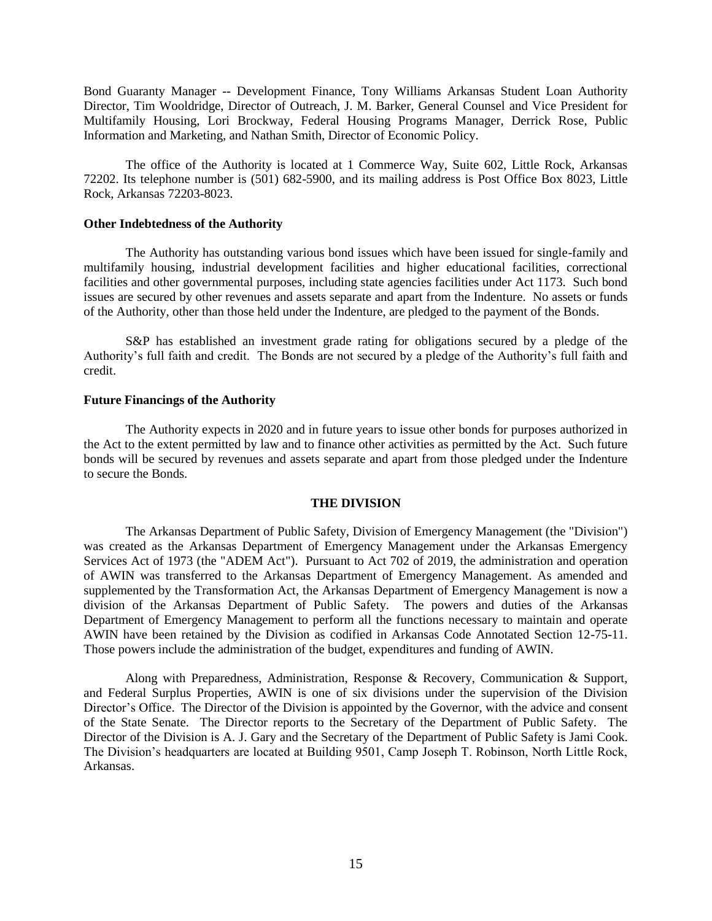Bond Guaranty Manager -- Development Finance, Tony Williams Arkansas Student Loan Authority Director, Tim Wooldridge, Director of Outreach, J. M. Barker, General Counsel and Vice President for Multifamily Housing, Lori Brockway, Federal Housing Programs Manager, Derrick Rose, Public Information and Marketing, and Nathan Smith, Director of Economic Policy.

The office of the Authority is located at 1 Commerce Way, Suite 602, Little Rock, Arkansas 72202. Its telephone number is (501) 682-5900, and its mailing address is Post Office Box 8023, Little Rock, Arkansas 72203-8023.

**Other Indebtedness of the Authority**

The Authority has outstanding various bond issues which have been issued for single-family and multifamily housing, industrial development facilities and higher educational facilities, correctional facilities and other governmental purposes, including state agencies facilities under Act 1173. Such bond issues are secured by other revenues and assets separate and apart from the Indenture. No assets or funds of the Authority, other than those held under the Indenture, are pledged to the payment of the Bonds.

S&P has established an investment grade rating for obligations secured by a pledge of the Authority's full faith and credit. The Bonds are not secured by a pledge of the Authority's full faith and credit.

**Future Financings of the Authority**

The Authority expects in 2020 and in future years to issue other bonds for purposes authorized in the Act to the extent permitted by law and to finance other activities as permitted by the Act. Such future bonds will be secured by revenues and assets separate and apart from those pledged under the Indenture to secure the Bonds.

## THE DIVISION

The Arkansas Department of Public Safety, Division of Emergency Management (the "Division") was created as the Arkansas Department of Emergency Management under the Arkansas Emergency Services Act of 1973 (the "ADEM Act"). Pursuant to Act 702 of 2019, the administration and operation of AWIN was transferred to the Arkansas Department of Emergency Management. As amended and supplemented by the Transformation Act, the Arkansas Department of Emergency Management is now a division of the Arkansas Department of Public Safety. The powers and duties of the Arkansas Department of Emergency Management to perform all the functions necessary to maintain and operate AWIN have been retained by the Division as codified in Arkansas Code Annotated Section 12-75-11. Those powers include the administration of the budget, expenditures and funding of AWIN.

Along with Preparedness, Administration, Response & Recovery, Communication & Support, and Federal Surplus Properties, AWIN is one of six divisions under the supervision of the Division Director's Office. The Director of the Division is appointed by the Governor, with the advice and consent of the State Senate. The Director reports to the Secretary of the Department of Public Safety. The Director of the Division is A. J. Gary and the Secretary of the Department of Public Safety is Jami Cook. The Division's headquarters are located at Building 9501, Camp Joseph T. Robinson, North Little Rock, Arkansas.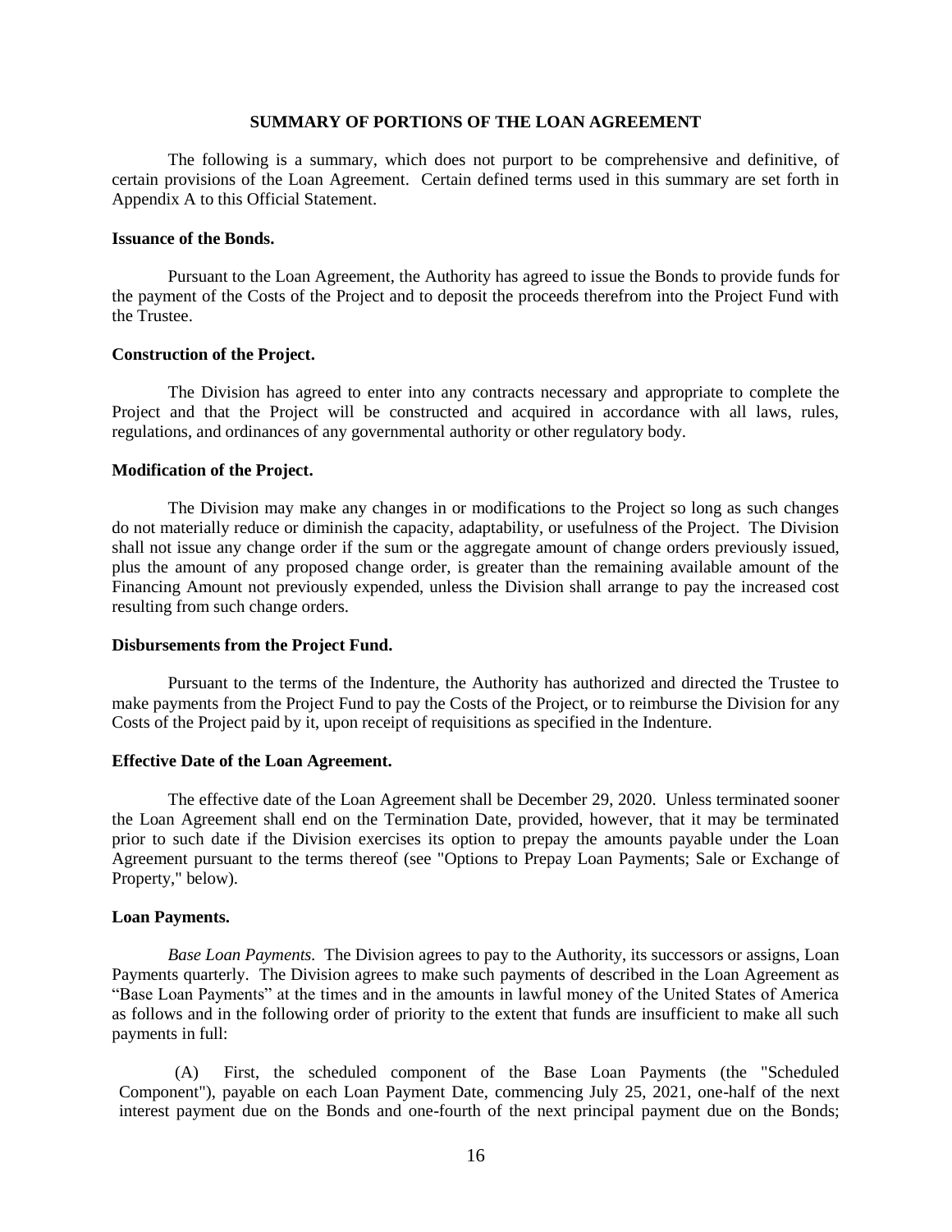## SUMMARY OF PORTIONS OF THE LOAN AGREEMENT

The following is a summary, which does not purport to be comprehensive and definitive, of certain provisions of the Loan Agreement. Certain defined terms used in this summary are set forth in Appendix A to this Official Statement.

**Issuance of the Bonds.**

Pursuant to the Loan Agreement, the Authority has agreed to issue the Bonds to provide funds for the payment of the Costs of the Project and to deposit the proceeds therefrom into the Project Fund with the Trustee.

**Construction of the Project.**

The Division has agreed to enter into any contracts necessary and appropriate to complete the Project and that the Project will be constructed and acquired in accordance with all laws, rules, regulations, and ordinances of any governmental authority or other regulatory body.

**Modification of the Project.**

The Division may make any changes in or modifications to the Project so long as such changes do not materially reduce or diminish the capacity, adaptability, or usefulness of the Project. The Division shall not issue any change order if the sum or the aggregate amount of change orders previously issued, plus the amount of any proposed change order, is greater than the remaining available amount of the Financing Amount not previously expended, unless the Division shall arrange to pay the increased cost resulting from such change orders.

**Disbursements from the Project Fund.**

Pursuant to the terms of the Indenture, the Authority has authorized and directed the Trustee to make payments from the Project Fund to pay the Costs of the Project, or to reimburse the Division for any Costs of the Project paid by it, upon receipt of requisitions as specified in the Indenture.

**Effective Date of the Loan Agreement.**

The effective date of the Loan Agreement shall be December 29, 2020. Unless terminated sooner the Loan Agreement shall end on the Termination Date, provided, however, that it may be terminated prior to such date if the Division exercises its option to prepay the amounts payable under the Loan Agreement pursuant to the terms thereof (see "Options to Prepay Loan Payments; Sale or Exchange of Property," below).

**Loan Payments.**

*Base Loan Payments.* The Division agrees to pay to the Authority, its successors or assigns, Loan Payments quarterly. The Division agrees to make such payments of described in the Loan Agreement as "Base Loan Payments" at the times and in the amounts in lawful money of the United States of America as follows and in the following order of priority to the extent that funds are insufficient to make all such payments in full:

(A) First, the scheduled component of the Base Loan Payments (the "Scheduled Component"), payable on each Loan Payment Date, commencing July 25, 2021, one-half of the next interest payment due on the Bonds and one-fourth of the next principal payment due on the Bonds;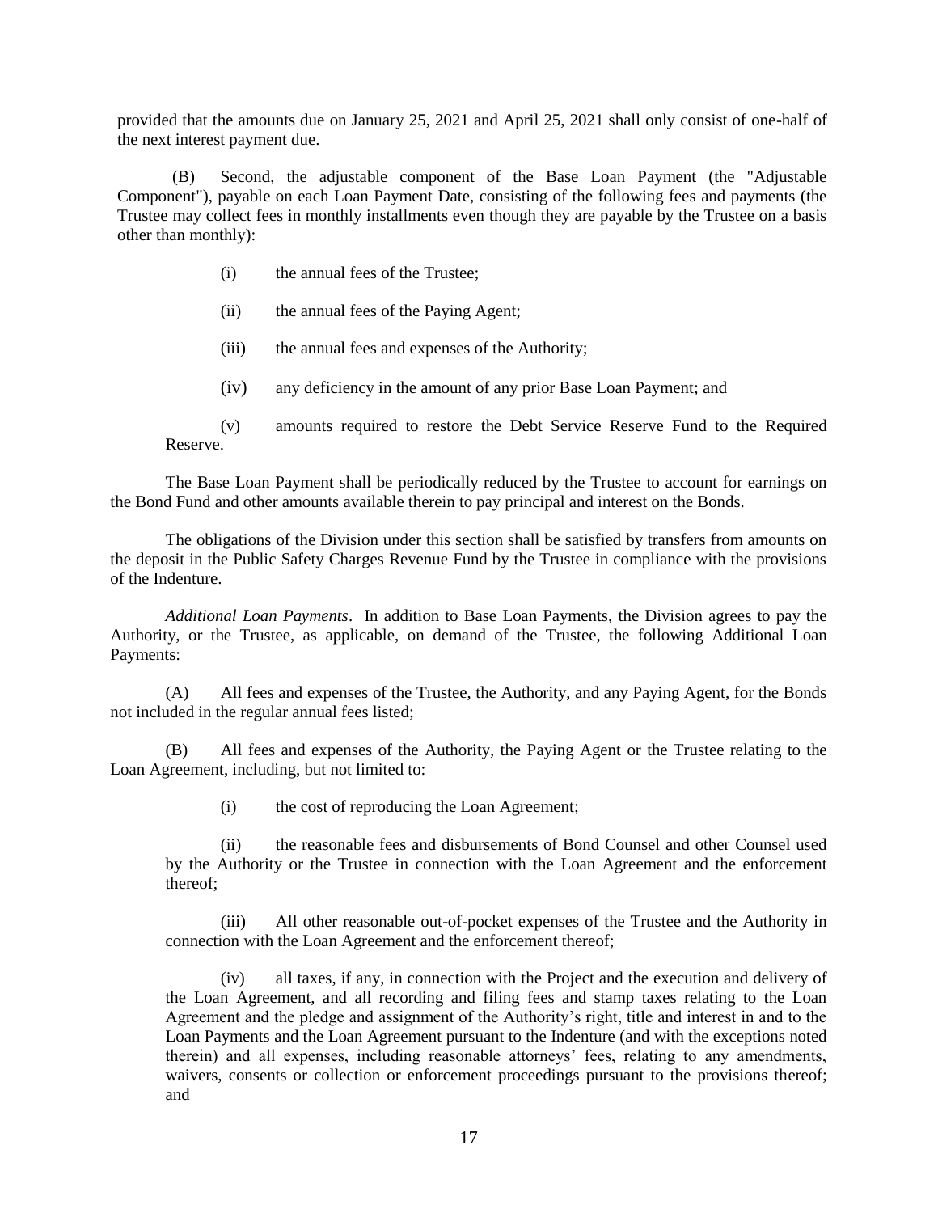provided that the amounts due on January 25, 2021 and April 25, 2021 shall only consist of one-half of the next interest payment due.

(B) Second, the adjustable component of the Base Loan Payment (the "Adjustable Component"), payable on each Loan Payment Date, consisting of the following fees and payments (the Trustee may collect fees in monthly installments even though they are payable by the Trustee on a basis other than monthly):

(i) the annual fees of the Trustee;

(ii) the annual fees of the Paying Agent;

(iii) the annual fees and expenses of the Authority;

(iv) any deficiency in the amount of any prior Base Loan Payment; and

(v) amounts required to restore the Debt Service Reserve Fund to the Required Reserve.

The Base Loan Payment shall be periodically reduced by the Trustee to account for earnings on the Bond Fund and other amounts available therein to pay principal and interest on the Bonds.

The obligations of the Division under this section shall be satisfied by transfers from amounts on the deposit in the Public Safety Charges Revenue Fund by the Trustee in compliance with the provisions of the Indenture.

*Additional Loan Payments*. In addition to Base Loan Payments, the Division agrees to pay the Authority, or the Trustee, as applicable, on demand of the Trustee, the following Additional Loan Payments:

(A) All fees and expenses of the Trustee, the Authority, and any Paying Agent, for the Bonds not included in the regular annual fees listed;

(B) All fees and expenses of the Authority, the Paying Agent or the Trustee relating to the Loan Agreement, including, but not limited to:

(i) the cost of reproducing the Loan Agreement;

(ii) the reasonable fees and disbursements of Bond Counsel and other Counsel used by the Authority or the Trustee in connection with the Loan Agreement and the enforcement thereof;

(iii) All other reasonable out-of-pocket expenses of the Trustee and the Authority in connection with the Loan Agreement and the enforcement thereof;

(iv) all taxes, if any, in connection with the Project and the execution and delivery of the Loan Agreement, and all recording and filing fees and stamp taxes relating to the Loan Agreement and the pledge and assignment of the Authority's right, title and interest in and to the Loan Payments and the Loan Agreement pursuant to the Indenture (and with the exceptions noted therein) and all expenses, including reasonable attorneys' fees, relating to any amendments, waivers, consents or collection or enforcement proceedings pursuant to the provisions thereof; and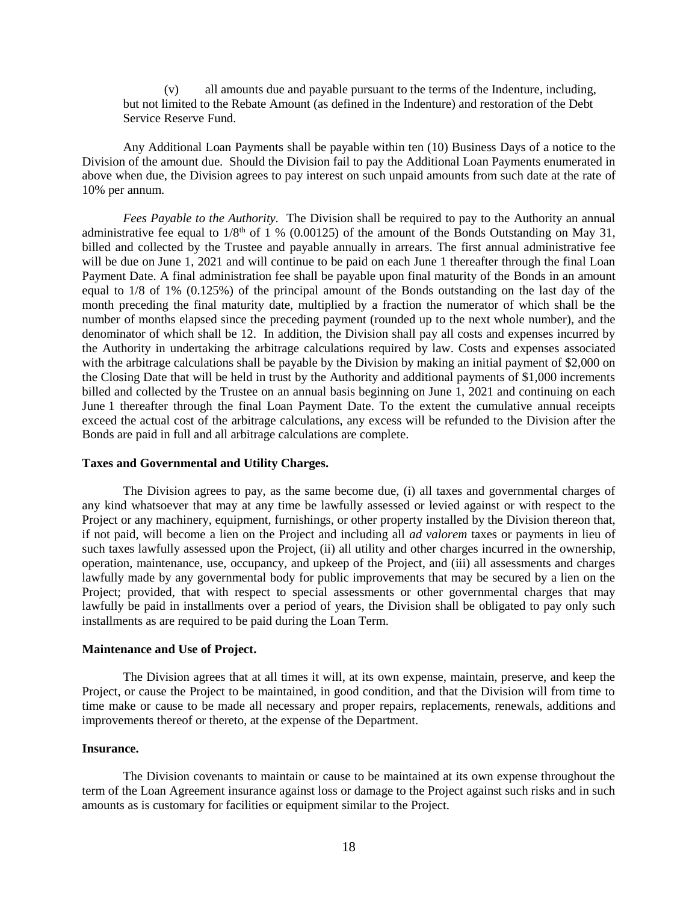(v) all amounts due and payable pursuant to the terms of the Indenture, including, but not limited to the Rebate Amount (as defined in the Indenture) and restoration of the Debt Service Reserve Fund.

Any Additional Loan Payments shall be payable within ten (10) Business Days of a notice to the Division of the amount due. Should the Division fail to pay the Additional Loan Payments enumerated in above when due, the Division agrees to pay interest on such unpaid amounts from such date at the rate of 10% per annum.

*Fees Payable to the Authority*. The Division shall be required to pay to the Authority an annual administrative fee equal to $1/8^{th}$ of 1 % (0.00125) of the amount of the Bonds Outstanding on May 31, billed and collected by the Trustee and payable annually in arrears. The first annual administrative fee will be due on June 1, 2021 and will continue to be paid on each June 1 thereafter through the final Loan Payment Date. A final administration fee shall be payable upon final maturity of the Bonds in an amount equal to 1/8 of 1% (0.125%) of the principal amount of the Bonds outstanding on the last day of the month preceding the final maturity date, multiplied by a fraction the numerator of which shall be the number of months elapsed since the preceding payment (rounded up to the next whole number), and the denominator of which shall be 12. In addition, the Division shall pay all costs and expenses incurred by the Authority in undertaking the arbitrage calculations required by law. Costs and expenses associated with the arbitrage calculations shall be payable by the Division by making an initial payment of $2,000 on the Closing Date that will be held in trust by the Authority and additional payments of $1,000 increments billed and collected by the Trustee on an annual basis beginning on June 1, 2021 and continuing on each June 1 thereafter through the final Loan Payment Date. To the extent the cumulative annual receipts exceed the actual cost of the arbitrage calculations, any excess will be refunded to the Division after the Bonds are paid in full and all arbitrage calculations are complete.

**Taxes and Governmental and Utility Charges.**

The Division agrees to pay, as the same become due, (i) all taxes and governmental charges of any kind whatsoever that may at any time be lawfully assessed or levied against or with respect to the Project or any machinery, equipment, furnishings, or other property installed by the Division thereon that, if not paid, will become a lien on the Project and including all *ad valorem* taxes or payments in lieu of such taxes lawfully assessed upon the Project, (ii) all utility and other charges incurred in the ownership, operation, maintenance, use, occupancy, and upkeep of the Project, and (iii) all assessments and charges lawfully made by any governmental body for public improvements that may be secured by a lien on the Project; provided, that with respect to special assessments or other governmental charges that may lawfully be paid in installments over a period of years, the Division shall be obligated to pay only such installments as are required to be paid during the Loan Term.

**Maintenance and Use of Project.**

The Division agrees that at all times it will, at its own expense, maintain, preserve, and keep the Project, or cause the Project to be maintained, in good condition, and that the Division will from time to time make or cause to be made all necessary and proper repairs, replacements, renewals, additions and improvements thereof or thereto, at the expense of the Department.

**Insurance.**

The Division covenants to maintain or cause to be maintained at its own expense throughout the term of the Loan Agreement insurance against loss or damage to the Project against such risks and in such amounts as is customary for facilities or equipment similar to the Project.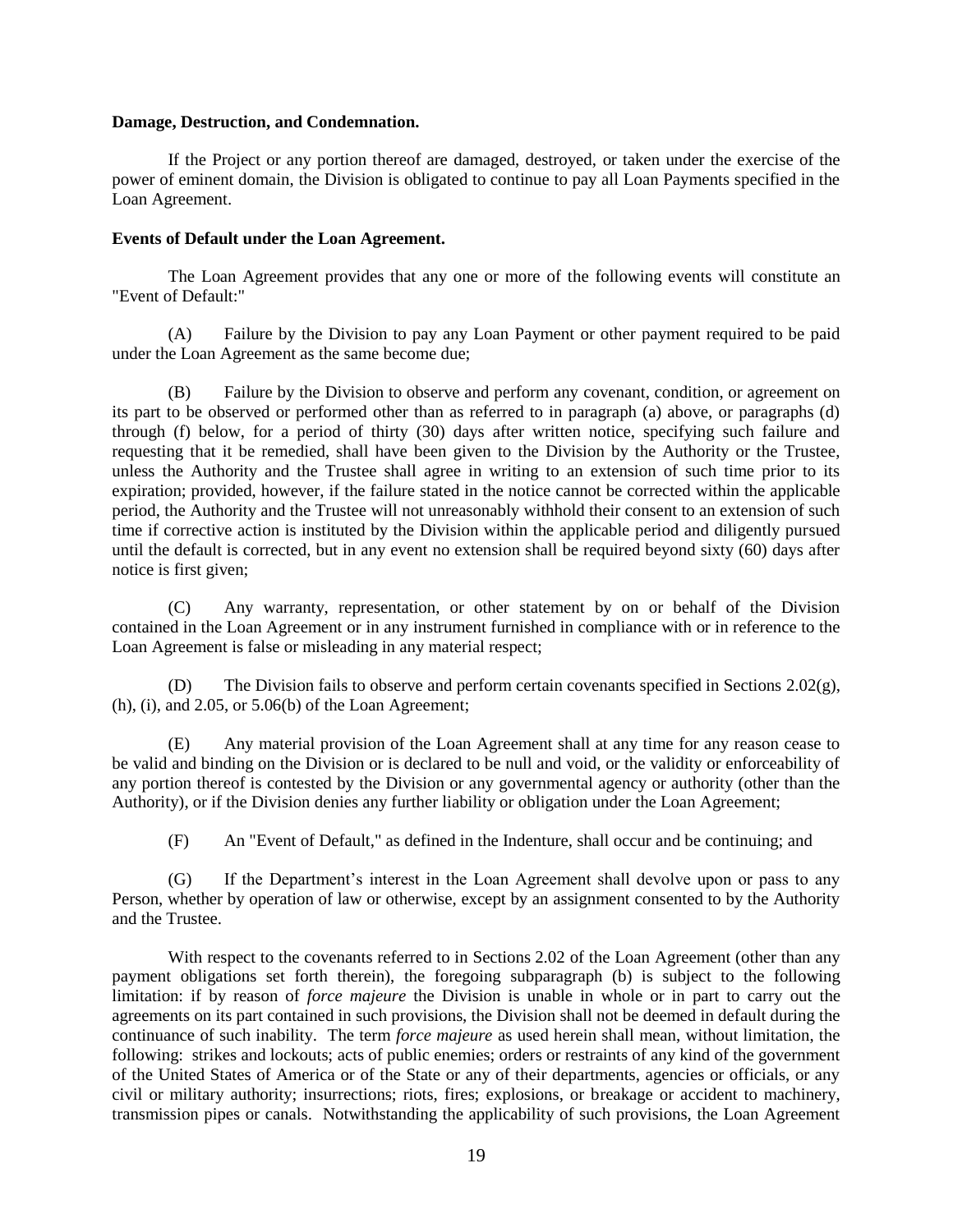**Damage, Destruction, and Condemnation.**

If the Project or any portion thereof are damaged, destroyed, or taken under the exercise of the power of eminent domain, the Division is obligated to continue to pay all Loan Payments specified in the Loan Agreement.

**Events of Default under the Loan Agreement.**

The Loan Agreement provides that any one or more of the following events will constitute an "Event of Default:"

(A) Failure by the Division to pay any Loan Payment or other payment required to be paid under the Loan Agreement as the same become due;

(B) Failure by the Division to observe and perform any covenant, condition, or agreement on its part to be observed or performed other than as referred to in paragraph (a) above, or paragraphs (d) through (f) below, for a period of thirty (30) days after written notice, specifying such failure and requesting that it be remedied, shall have been given to the Division by the Authority or the Trustee, unless the Authority and the Trustee shall agree in writing to an extension of such time prior to its expiration; provided, however, if the failure stated in the notice cannot be corrected within the applicable period, the Authority and the Trustee will not unreasonably withhold their consent to an extension of such time if corrective action is instituted by the Division within the applicable period and diligently pursued until the default is corrected, but in any event no extension shall be required beyond sixty (60) days after notice is first given;

(C) Any warranty, representation, or other statement by on or behalf of the Division contained in the Loan Agreement or in any instrument furnished in compliance with or in reference to the Loan Agreement is false or misleading in any material respect;

(D) The Division fails to observe and perform certain covenants specified in Sections 2.02(g), (h), (i), and 2.05, or 5.06(b) of the Loan Agreement;

(E) Any material provision of the Loan Agreement shall at any time for any reason cease to be valid and binding on the Division or is declared to be null and void, or the validity or enforceability of any portion thereof is contested by the Division or any governmental agency or authority (other than the Authority), or if the Division denies any further liability or obligation under the Loan Agreement;

(F) An "Event of Default," as defined in the Indenture, shall occur and be continuing; and

(G) If the Department's interest in the Loan Agreement shall devolve upon or pass to any Person, whether by operation of law or otherwise, except by an assignment consented to by the Authority and the Trustee.

With respect to the covenants referred to in Sections 2.02 of the Loan Agreement (other than any payment obligations set forth therein), the foregoing subparagraph (b) is subject to the following limitation: if by reason of *force majeure* the Division is unable in whole or in part to carry out the agreements on its part contained in such provisions, the Division shall not be deemed in default during the continuance of such inability. The term *force majeure* as used herein shall mean, without limitation, the following: strikes and lockouts; acts of public enemies; orders or restraints of any kind of the government of the United States of America or of the State or any of their departments, agencies or officials, or any civil or military authority; insurrections; riots, fires; explosions, or breakage or accident to machinery, transmission pipes or canals. Notwithstanding the applicability of such provisions, the Loan Agreement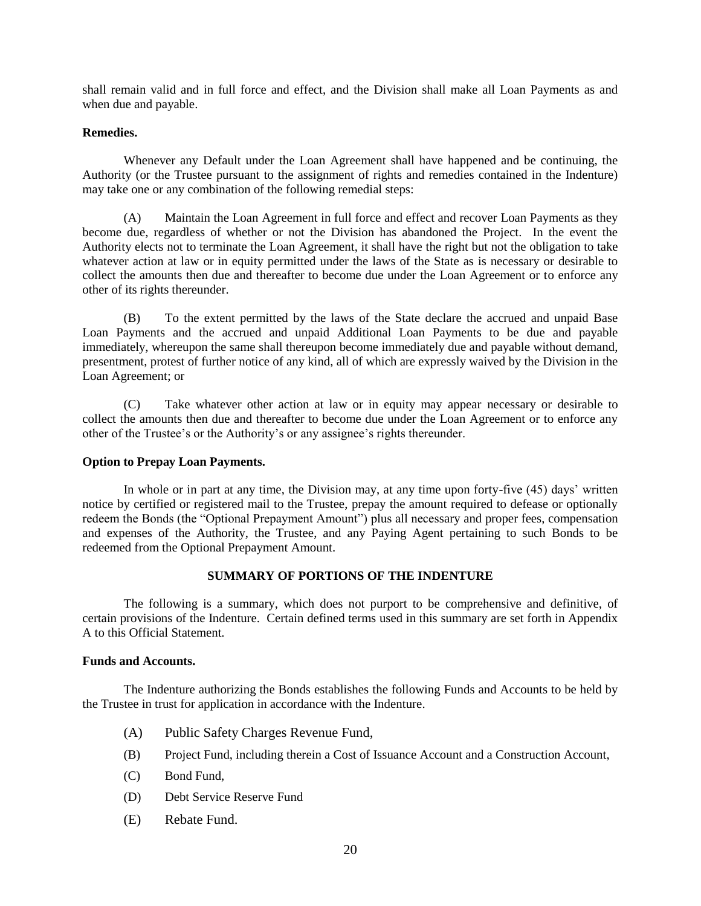shall remain valid and in full force and effect, and the Division shall make all Loan Payments as and when due and payable.

**Remedies.**

Whenever any Default under the Loan Agreement shall have happened and be continuing, the Authority (or the Trustee pursuant to the assignment of rights and remedies contained in the Indenture) may take one or any combination of the following remedial steps:

(A) Maintain the Loan Agreement in full force and effect and recover Loan Payments as they become due, regardless of whether or not the Division has abandoned the Project. In the event the Authority elects not to terminate the Loan Agreement, it shall have the right but not the obligation to take whatever action at law or in equity permitted under the laws of the State as is necessary or desirable to collect the amounts then due and thereafter to become due under the Loan Agreement or to enforce any other of its rights thereunder.

(B) To the extent permitted by the laws of the State declare the accrued and unpaid Base Loan Payments and the accrued and unpaid Additional Loan Payments to be due and payable immediately, whereupon the same shall thereupon become immediately due and payable without demand, presentment, protest of further notice of any kind, all of which are expressly waived by the Division in the Loan Agreement; or

(C) Take whatever other action at law or in equity may appear necessary or desirable to collect the amounts then due and thereafter to become due under the Loan Agreement or to enforce any other of the Trustee's or the Authority's or any assignee's rights thereunder.

**Option to Prepay Loan Payments.**

In whole or in part at any time, the Division may, at any time upon forty-five (45) days' written notice by certified or registered mail to the Trustee, prepay the amount required to defease or optionally redeem the Bonds (the "Optional Prepayment Amount") plus all necessary and proper fees, compensation and expenses of the Authority, the Trustee, and any Paying Agent pertaining to such Bonds to be redeemed from the Optional Prepayment Amount.

## SUMMARY OF PORTIONS OF THE INDENTURE

The following is a summary, which does not purport to be comprehensive and definitive, of certain provisions of the Indenture. Certain defined terms used in this summary are set forth in Appendix A to this Official Statement.

**Funds and Accounts.**

The Indenture authorizing the Bonds establishes the following Funds and Accounts to be held by the Trustee in trust for application in accordance with the Indenture.

(A) Public Safety Charges Revenue Fund,

(B) Project Fund, including therein a Cost of Issuance Account and a Construction Account,

(C) Bond Fund,

(D) Debt Service Reserve Fund

(E) Rebate Fund.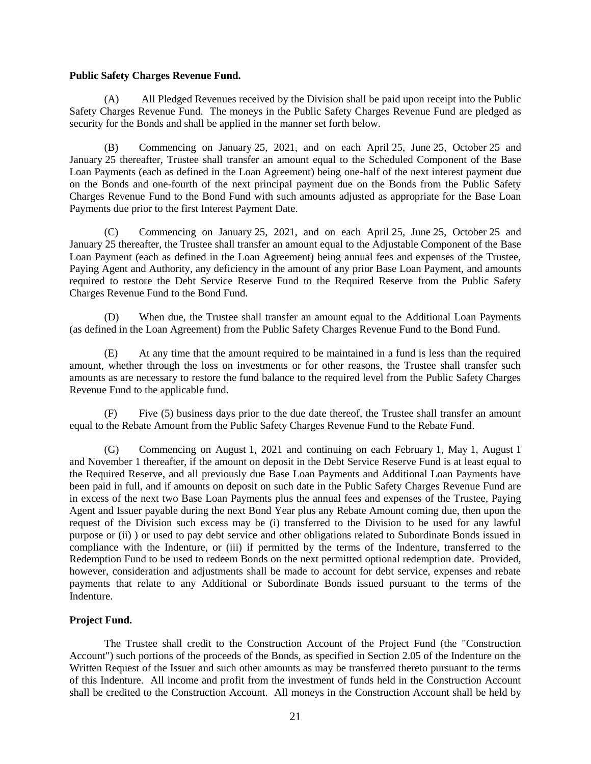**Public Safety Charges Revenue Fund.**

(A) All Pledged Revenues received by the Division shall be paid upon receipt into the Public Safety Charges Revenue Fund. The moneys in the Public Safety Charges Revenue Fund are pledged as security for the Bonds and shall be applied in the manner set forth below.

(B) Commencing on January 25, 2021, and on each April 25, June 25, October 25 and January 25 thereafter, Trustee shall transfer an amount equal to the Scheduled Component of the Base Loan Payments (each as defined in the Loan Agreement) being one-half of the next interest payment due on the Bonds and one-fourth of the next principal payment due on the Bonds from the Public Safety Charges Revenue Fund to the Bond Fund with such amounts adjusted as appropriate for the Base Loan Payments due prior to the first Interest Payment Date.

(C) Commencing on January 25, 2021, and on each April 25, June 25, October 25 and January 25 thereafter, the Trustee shall transfer an amount equal to the Adjustable Component of the Base Loan Payment (each as defined in the Loan Agreement) being annual fees and expenses of the Trustee, Paying Agent and Authority, any deficiency in the amount of any prior Base Loan Payment, and amounts required to restore the Debt Service Reserve Fund to the Required Reserve from the Public Safety Charges Revenue Fund to the Bond Fund.

(D) When due, the Trustee shall transfer an amount equal to the Additional Loan Payments (as defined in the Loan Agreement) from the Public Safety Charges Revenue Fund to the Bond Fund.

(E) At any time that the amount required to be maintained in a fund is less than the required amount, whether through the loss on investments or for other reasons, the Trustee shall transfer such amounts as are necessary to restore the fund balance to the required level from the Public Safety Charges Revenue Fund to the applicable fund.

(F) Five (5) business days prior to the due date thereof, the Trustee shall transfer an amount equal to the Rebate Amount from the Public Safety Charges Revenue Fund to the Rebate Fund.

(G) Commencing on August 1, 2021 and continuing on each February 1, May 1, August 1 and November 1 thereafter, if the amount on deposit in the Debt Service Reserve Fund is at least equal to the Required Reserve, and all previously due Base Loan Payments and Additional Loan Payments have been paid in full, and if amounts on deposit on such date in the Public Safety Charges Revenue Fund are in excess of the next two Base Loan Payments plus the annual fees and expenses of the Trustee, Paying Agent and Issuer payable during the next Bond Year plus any Rebate Amount coming due, then upon the request of the Division such excess may be (i) transferred to the Division to be used for any lawful purpose or (ii) ) or used to pay debt service and other obligations related to Subordinate Bonds issued in compliance with the Indenture, or (iii) if permitted by the terms of the Indenture, transferred to the Redemption Fund to be used to redeem Bonds on the next permitted optional redemption date. Provided, however, consideration and adjustments shall be made to account for debt service, expenses and rebate payments that relate to any Additional or Subordinate Bonds issued pursuant to the terms of the Indenture.

**Project Fund.**

The Trustee shall credit to the Construction Account of the Project Fund (the "Construction Account") such portions of the proceeds of the Bonds, as specified in Section 2.05 of the Indenture on the Written Request of the Issuer and such other amounts as may be transferred thereto pursuant to the terms of this Indenture. All income and profit from the investment of funds held in the Construction Account shall be credited to the Construction Account. All moneys in the Construction Account shall be held by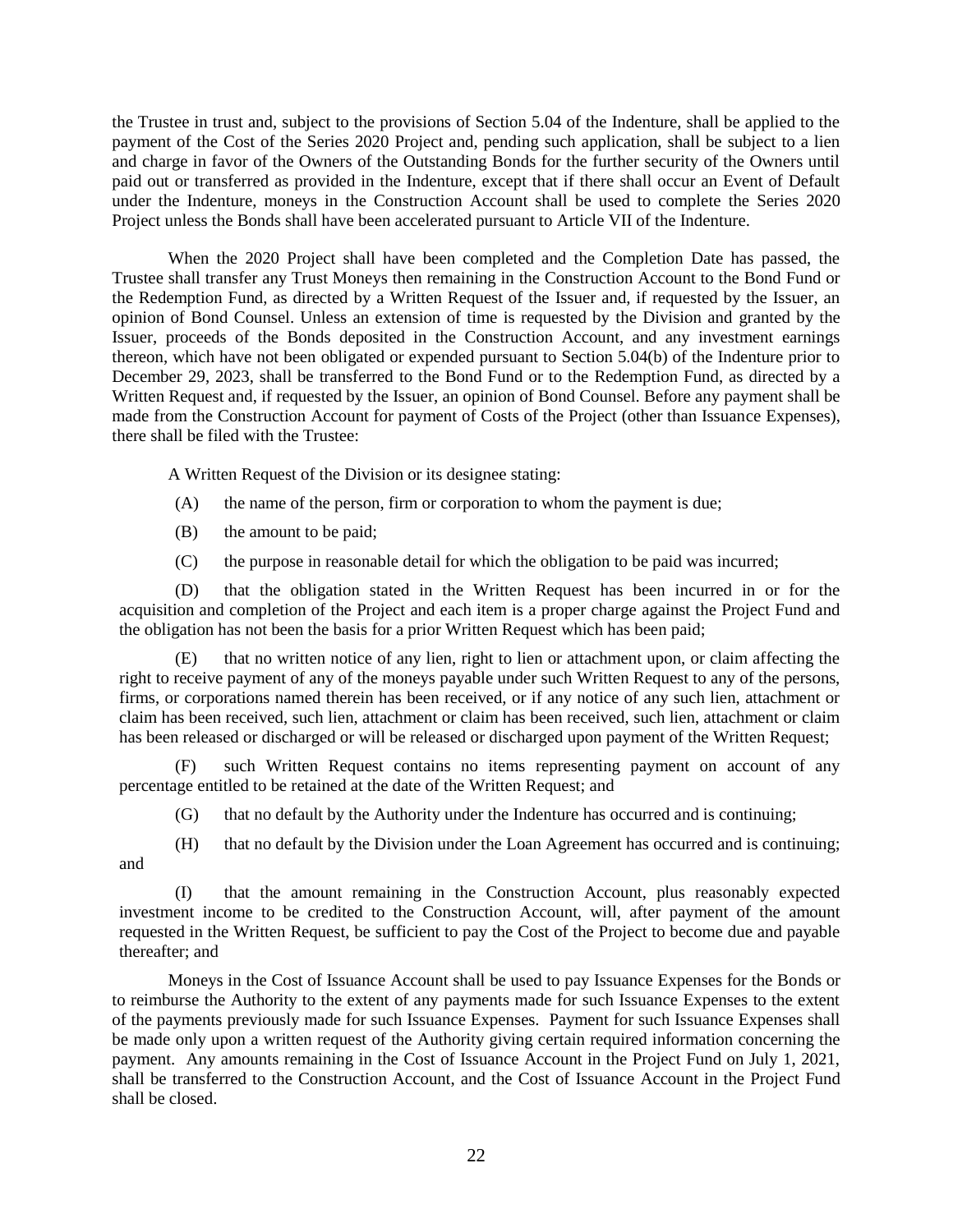the Trustee in trust and, subject to the provisions of Section 5.04 of the Indenture, shall be applied to the payment of the Cost of the Series 2020 Project and, pending such application, shall be subject to a lien and charge in favor of the Owners of the Outstanding Bonds for the further security of the Owners until paid out or transferred as provided in the Indenture, except that if there shall occur an Event of Default under the Indenture, moneys in the Construction Account shall be used to complete the Series 2020 Project unless the Bonds shall have been accelerated pursuant to Article VII of the Indenture.

When the 2020 Project shall have been completed and the Completion Date has passed, the Trustee shall transfer any Trust Moneys then remaining in the Construction Account to the Bond Fund or the Redemption Fund, as directed by a Written Request of the Issuer and, if requested by the Issuer, an opinion of Bond Counsel. Unless an extension of time is requested by the Division and granted by the Issuer, proceeds of the Bonds deposited in the Construction Account, and any investment earnings thereon, which have not been obligated or expended pursuant to Section 5.04(b) of the Indenture prior to December 29, 2023, shall be transferred to the Bond Fund or to the Redemption Fund, as directed by a Written Request and, if requested by the Issuer, an opinion of Bond Counsel. Before any payment shall be made from the Construction Account for payment of Costs of the Project (other than Issuance Expenses), there shall be filed with the Trustee:

A Written Request of the Division or its designee stating:

(A) the name of the person, firm or corporation to whom the payment is due;

(B) the amount to be paid;

(C) the purpose in reasonable detail for which the obligation to be paid was incurred;

(D) that the obligation stated in the Written Request has been incurred in or for the acquisition and completion of the Project and each item is a proper charge against the Project Fund and the obligation has not been the basis for a prior Written Request which has been paid;

(E) that no written notice of any lien, right to lien or attachment upon, or claim affecting the right to receive payment of any of the moneys payable under such Written Request to any of the persons, firms, or corporations named therein has been received, or if any notice of any such lien, attachment or claim has been received, such lien, attachment or claim has been received, such lien, attachment or claim has been released or discharged or will be released or discharged upon payment of the Written Request;

(F) such Written Request contains no items representing payment on account of any percentage entitled to be retained at the date of the Written Request; and

(G) that no default by the Authority under the Indenture has occurred and is continuing;

(H) that no default by the Division under the Loan Agreement has occurred and is continuing; and

(I) that the amount remaining in the Construction Account, plus reasonably expected investment income to be credited to the Construction Account, will, after payment of the amount requested in the Written Request, be sufficient to pay the Cost of the Project to become due and payable thereafter; and

Moneys in the Cost of Issuance Account shall be used to pay Issuance Expenses for the Bonds or to reimburse the Authority to the extent of any payments made for such Issuance Expenses to the extent of the payments previously made for such Issuance Expenses. Payment for such Issuance Expenses shall be made only upon a written request of the Authority giving certain required information concerning the payment. Any amounts remaining in the Cost of Issuance Account in the Project Fund on July 1, 2021, shall be transferred to the Construction Account, and the Cost of Issuance Account in the Project Fund shall be closed.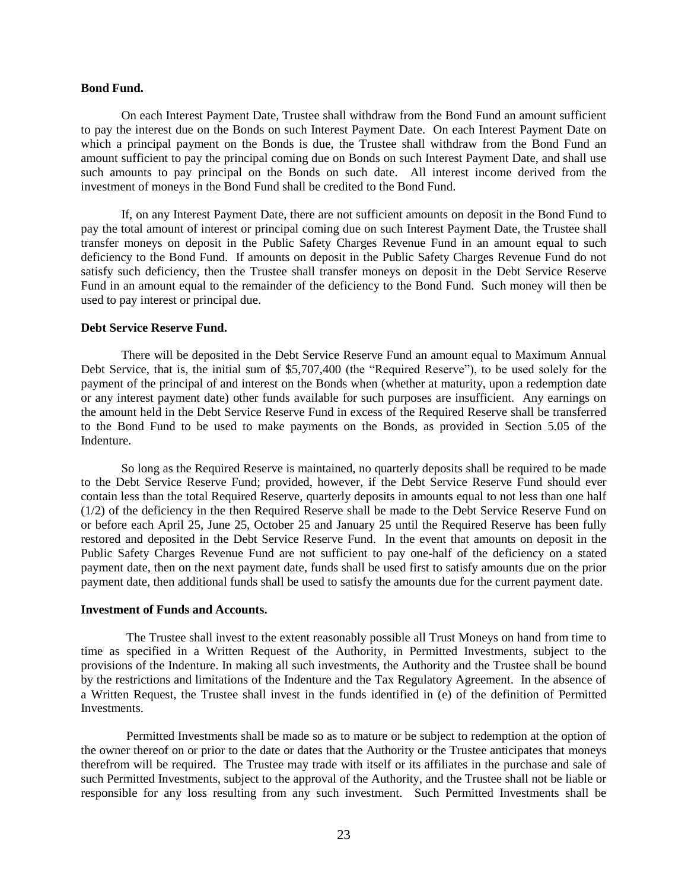**Bond Fund.**

On each Interest Payment Date, Trustee shall withdraw from the Bond Fund an amount sufficient to pay the interest due on the Bonds on such Interest Payment Date. On each Interest Payment Date on which a principal payment on the Bonds is due, the Trustee shall withdraw from the Bond Fund an amount sufficient to pay the principal coming due on Bonds on such Interest Payment Date, and shall use such amounts to pay principal on the Bonds on such date. All interest income derived from the investment of moneys in the Bond Fund shall be credited to the Bond Fund.

If, on any Interest Payment Date, there are not sufficient amounts on deposit in the Bond Fund to pay the total amount of interest or principal coming due on such Interest Payment Date, the Trustee shall transfer moneys on deposit in the Public Safety Charges Revenue Fund in an amount equal to such deficiency to the Bond Fund. If amounts on deposit in the Public Safety Charges Revenue Fund do not satisfy such deficiency, then the Trustee shall transfer moneys on deposit in the Debt Service Reserve Fund in an amount equal to the remainder of the deficiency to the Bond Fund. Such money will then be used to pay interest or principal due.

**Debt Service Reserve Fund.**

There will be deposited in the Debt Service Reserve Fund an amount equal to Maximum Annual Debt Service, that is, the initial sum of $5,707,400 (the "Required Reserve"), to be used solely for the payment of the principal of and interest on the Bonds when (whether at maturity, upon a redemption date or any interest payment date) other funds available for such purposes are insufficient. Any earnings on the amount held in the Debt Service Reserve Fund in excess of the Required Reserve shall be transferred to the Bond Fund to be used to make payments on the Bonds, as provided in Section 5.05 of the Indenture.

So long as the Required Reserve is maintained, no quarterly deposits shall be required to be made to the Debt Service Reserve Fund; provided, however, if the Debt Service Reserve Fund should ever contain less than the total Required Reserve, quarterly deposits in amounts equal to not less than one half (1/2) of the deficiency in the then Required Reserve shall be made to the Debt Service Reserve Fund on or before each April 25, June 25, October 25 and January 25 until the Required Reserve has been fully restored and deposited in the Debt Service Reserve Fund. In the event that amounts on deposit in the Public Safety Charges Revenue Fund are not sufficient to pay one-half of the deficiency on a stated payment date, then on the next payment date, funds shall be used first to satisfy amounts due on the prior payment date, then additional funds shall be used to satisfy the amounts due for the current payment date.

**Investment of Funds and Accounts.**

The Trustee shall invest to the extent reasonably possible all Trust Moneys on hand from time to time as specified in a Written Request of the Authority, in Permitted Investments, subject to the provisions of the Indenture. In making all such investments, the Authority and the Trustee shall be bound by the restrictions and limitations of the Indenture and the Tax Regulatory Agreement. In the absence of a Written Request, the Trustee shall invest in the funds identified in (e) of the definition of Permitted Investments.

Permitted Investments shall be made so as to mature or be subject to redemption at the option of the owner thereof on or prior to the date or dates that the Authority or the Trustee anticipates that moneys therefrom will be required. The Trustee may trade with itself or its affiliates in the purchase and sale of such Permitted Investments, subject to the approval of the Authority, and the Trustee shall not be liable or responsible for any loss resulting from any such investment. Such Permitted Investments shall be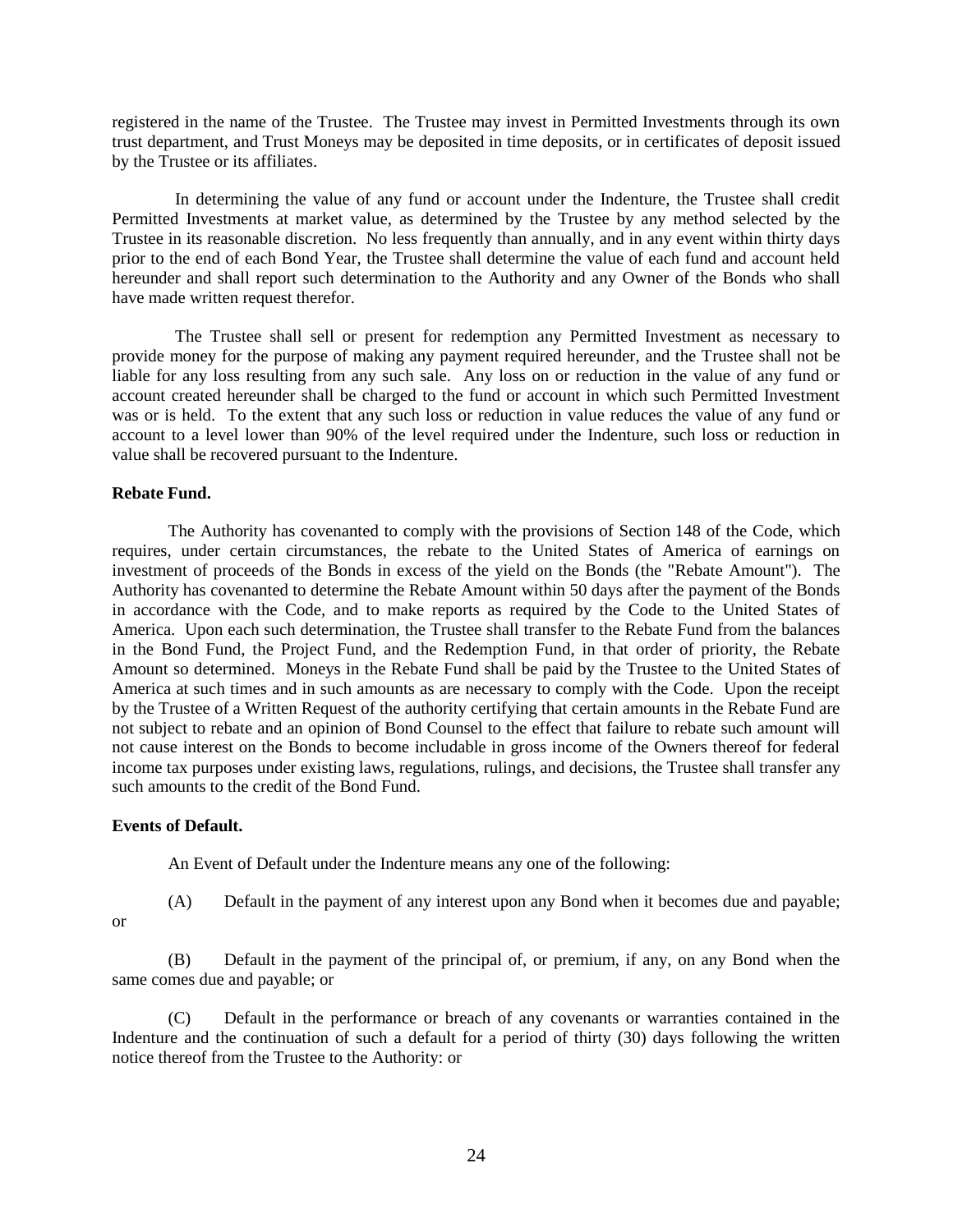registered in the name of the Trustee. The Trustee may invest in Permitted Investments through its own trust department, and Trust Moneys may be deposited in time deposits, or in certificates of deposit issued by the Trustee or its affiliates.

In determining the value of any fund or account under the Indenture, the Trustee shall credit Permitted Investments at market value, as determined by the Trustee by any method selected by the Trustee in its reasonable discretion. No less frequently than annually, and in any event within thirty days prior to the end of each Bond Year, the Trustee shall determine the value of each fund and account held hereunder and shall report such determination to the Authority and any Owner of the Bonds who shall have made written request therefor.

The Trustee shall sell or present for redemption any Permitted Investment as necessary to provide money for the purpose of making any payment required hereunder, and the Trustee shall not be liable for any loss resulting from any such sale. Any loss on or reduction in the value of any fund or account created hereunder shall be charged to the fund or account in which such Permitted Investment was or is held. To the extent that any such loss or reduction in value reduces the value of any fund or account to a level lower than 90% of the level required under the Indenture, such loss or reduction in value shall be recovered pursuant to the Indenture.

**Rebate Fund.**

The Authority has covenanted to comply with the provisions of Section 148 of the Code, which requires, under certain circumstances, the rebate to the United States of America of earnings on investment of proceeds of the Bonds in excess of the yield on the Bonds (the "Rebate Amount"). The Authority has covenanted to determine the Rebate Amount within 50 days after the payment of the Bonds in accordance with the Code, and to make reports as required by the Code to the United States of America. Upon each such determination, the Trustee shall transfer to the Rebate Fund from the balances in the Bond Fund, the Project Fund, and the Redemption Fund, in that order of priority, the Rebate Amount so determined. Moneys in the Rebate Fund shall be paid by the Trustee to the United States of America at such times and in such amounts as are necessary to comply with the Code. Upon the receipt by the Trustee of a Written Request of the authority certifying that certain amounts in the Rebate Fund are not subject to rebate and an opinion of Bond Counsel to the effect that failure to rebate such amount will not cause interest on the Bonds to become includable in gross income of the Owners thereof for federal income tax purposes under existing laws, regulations, rulings, and decisions, the Trustee shall transfer any such amounts to the credit of the Bond Fund.

**Events of Default.**

An Event of Default under the Indenture means any one of the following:

(A) Default in the payment of any interest upon any Bond when it becomes due and payable; or

(B) Default in the payment of the principal of, or premium, if any, on any Bond when the same comes due and payable; or

(C) Default in the performance or breach of any covenants or warranties contained in the Indenture and the continuation of such a default for a period of thirty (30) days following the written notice thereof from the Trustee to the Authority: or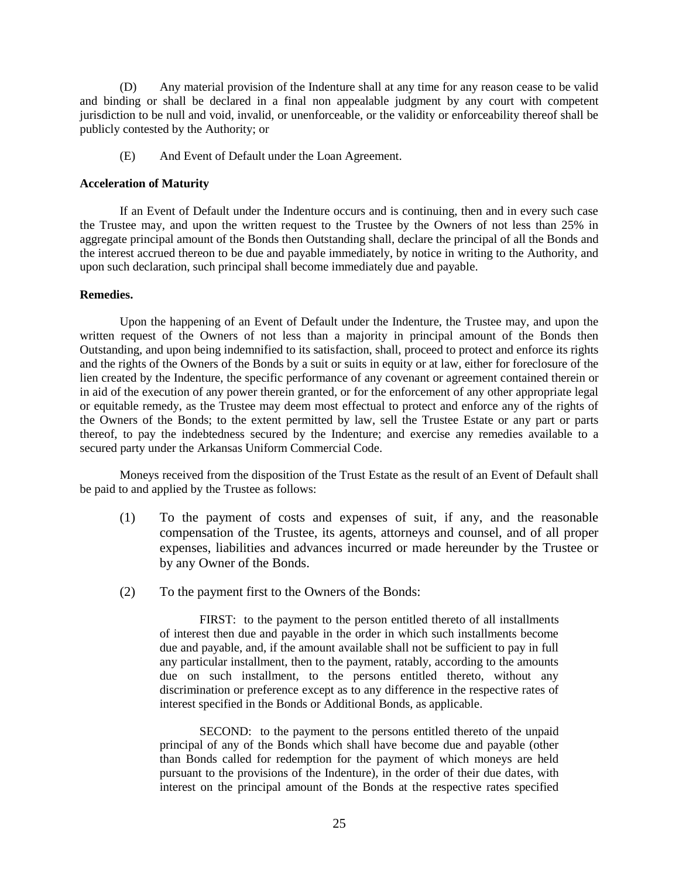(D) Any material provision of the Indenture shall at any time for any reason cease to be valid and binding or shall be declared in a final non appealable judgment by any court with competent jurisdiction to be null and void, invalid, or unenforceable, or the validity or enforceability thereof shall be publicly contested by the Authority; or

(E) And Event of Default under the Loan Agreement.

**Acceleration of Maturity**

If an Event of Default under the Indenture occurs and is continuing, then and in every such case the Trustee may, and upon the written request to the Trustee by the Owners of not less than 25% in aggregate principal amount of the Bonds then Outstanding shall, declare the principal of all the Bonds and the interest accrued thereon to be due and payable immediately, by notice in writing to the Authority, and upon such declaration, such principal shall become immediately due and payable.

**Remedies.**

Upon the happening of an Event of Default under the Indenture, the Trustee may, and upon the written request of the Owners of not less than a majority in principal amount of the Bonds then Outstanding, and upon being indemnified to its satisfaction, shall, proceed to protect and enforce its rights and the rights of the Owners of the Bonds by a suit or suits in equity or at law, either for foreclosure of the lien created by the Indenture, the specific performance of any covenant or agreement contained therein or in aid of the execution of any power therein granted, or for the enforcement of any other appropriate legal or equitable remedy, as the Trustee may deem most effectual to protect and enforce any of the rights of the Owners of the Bonds; to the extent permitted by law, sell the Trustee Estate or any part or parts thereof, to pay the indebtedness secured by the Indenture; and exercise any remedies available to a secured party under the Arkansas Uniform Commercial Code.

Moneys received from the disposition of the Trust Estate as the result of an Event of Default shall be paid to and applied by the Trustee as follows:

(1) To the payment of costs and expenses of suit, if any, and the reasonable compensation of the Trustee, its agents, attorneys and counsel, and of all proper expenses, liabilities and advances incurred or made hereunder by the Trustee or by any Owner of the Bonds.

(2) To the payment first to the Owners of the Bonds:

FIRST: to the payment to the person entitled thereto of all installments of interest then due and payable in the order in which such installments become due and payable, and, if the amount available shall not be sufficient to pay in full any particular installment, then to the payment, ratably, according to the amounts due on such installment, to the persons entitled thereto, without any discrimination or preference except as to any difference in the respective rates of interest specified in the Bonds or Additional Bonds, as applicable.

SECOND: to the payment to the persons entitled thereto of the unpaid principal of any of the Bonds which shall have become due and payable (other than Bonds called for redemption for the payment of which moneys are held pursuant to the provisions of the Indenture), in the order of their due dates, with interest on the principal amount of the Bonds at the respective rates specified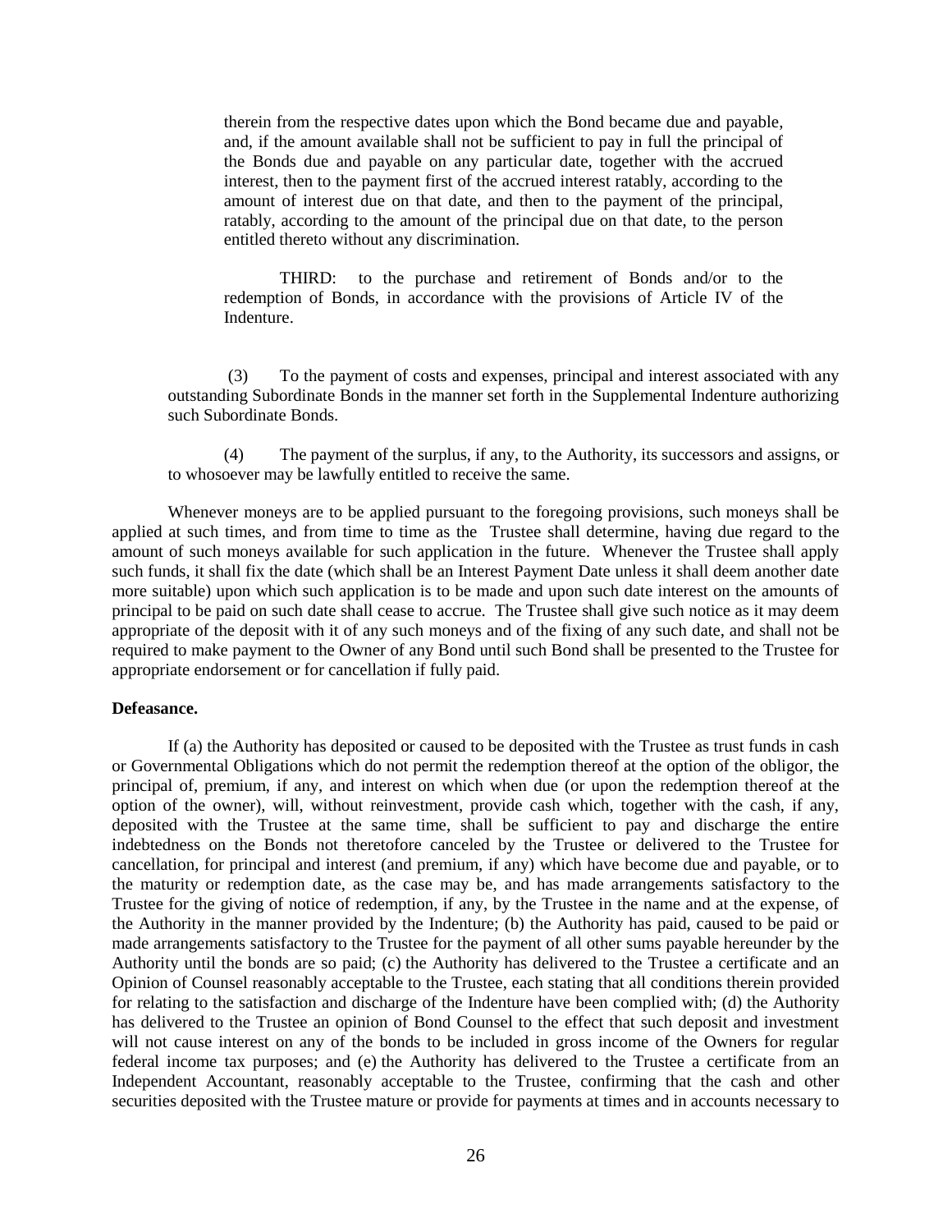therein from the respective dates upon which the Bond became due and payable, and, if the amount available shall not be sufficient to pay in full the principal of the Bonds due and payable on any particular date, together with the accrued interest, then to the payment first of the accrued interest ratably, according to the amount of interest due on that date, and then to the payment of the principal, ratably, according to the amount of the principal due on that date, to the person entitled thereto without any discrimination.

THIRD: to the purchase and retirement of Bonds and/or to the redemption of Bonds, in accordance with the provisions of Article IV of the Indenture.

(3) To the payment of costs and expenses, principal and interest associated with any outstanding Subordinate Bonds in the manner set forth in the Supplemental Indenture authorizing such Subordinate Bonds.

(4) The payment of the surplus, if any, to the Authority, its successors and assigns, or to whosoever may be lawfully entitled to receive the same.

Whenever moneys are to be applied pursuant to the foregoing provisions, such moneys shall be applied at such times, and from time to time as the Trustee shall determine, having due regard to the amount of such moneys available for such application in the future. Whenever the Trustee shall apply such funds, it shall fix the date (which shall be an Interest Payment Date unless it shall deem another date more suitable) upon which such application is to be made and upon such date interest on the amounts of principal to be paid on such date shall cease to accrue. The Trustee shall give such notice as it may deem appropriate of the deposit with it of any such moneys and of the fixing of any such date, and shall not be required to make payment to the Owner of any Bond until such Bond shall be presented to the Trustee for appropriate endorsement or for cancellation if fully paid.

**Defeasance.**

If (a) the Authority has deposited or caused to be deposited with the Trustee as trust funds in cash or Governmental Obligations which do not permit the redemption thereof at the option of the obligor, the principal of, premium, if any, and interest on which when due (or upon the redemption thereof at the option of the owner), will, without reinvestment, provide cash which, together with the cash, if any, deposited with the Trustee at the same time, shall be sufficient to pay and discharge the entire indebtedness on the Bonds not theretofore canceled by the Trustee or delivered to the Trustee for cancellation, for principal and interest (and premium, if any) which have become due and payable, or to the maturity or redemption date, as the case may be, and has made arrangements satisfactory to the Trustee for the giving of notice of redemption, if any, by the Trustee in the name and at the expense, of the Authority in the manner provided by the Indenture; (b) the Authority has paid, caused to be paid or made arrangements satisfactory to the Trustee for the payment of all other sums payable hereunder by the Authority until the bonds are so paid; (c) the Authority has delivered to the Trustee a certificate and an Opinion of Counsel reasonably acceptable to the Trustee, each stating that all conditions therein provided for relating to the satisfaction and discharge of the Indenture have been complied with; (d) the Authority has delivered to the Trustee an opinion of Bond Counsel to the effect that such deposit and investment will not cause interest on any of the bonds to be included in gross income of the Owners for regular federal income tax purposes; and (e) the Authority has delivered to the Trustee a certificate from an Independent Accountant, reasonably acceptable to the Trustee, confirming that the cash and other securities deposited with the Trustee mature or provide for payments at times and in accounts necessary to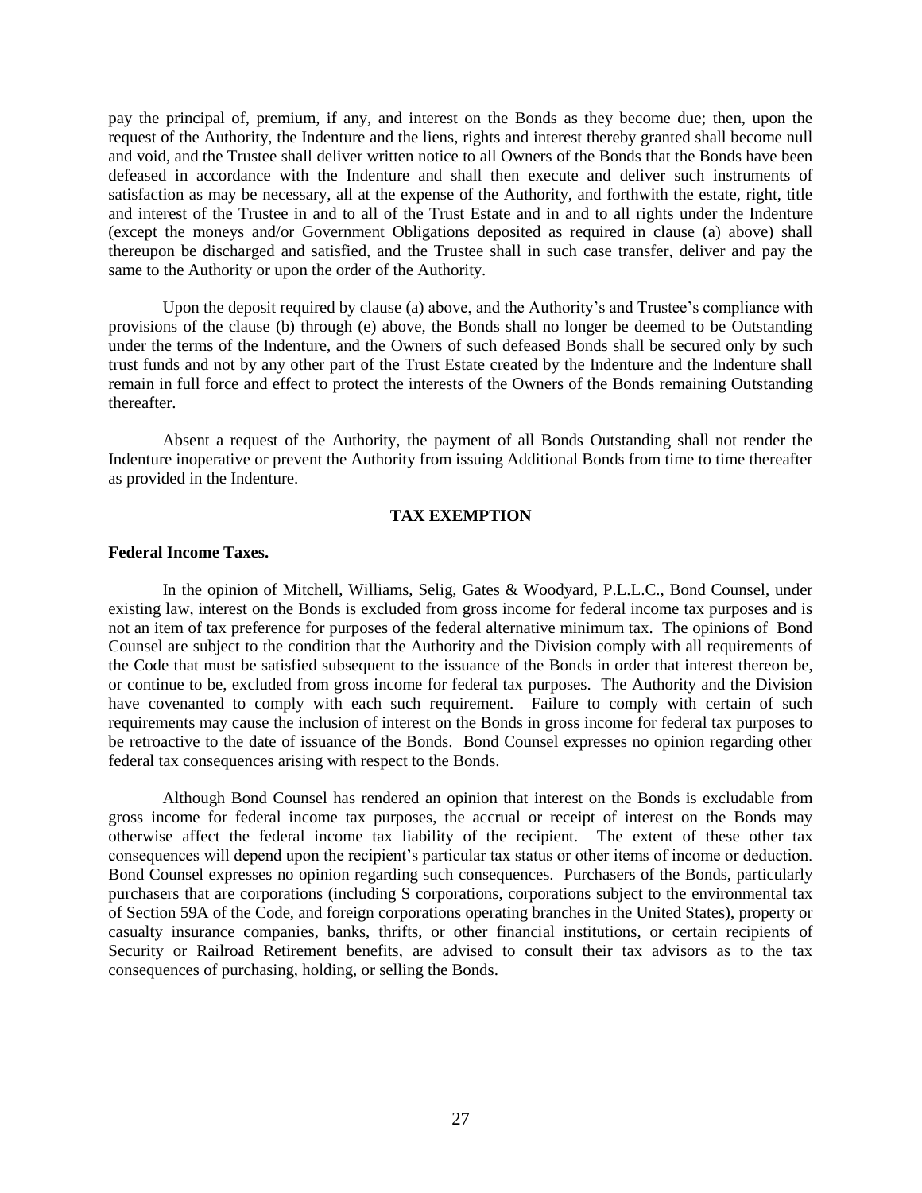pay the principal of, premium, if any, and interest on the Bonds as they become due; then, upon the request of the Authority, the Indenture and the liens, rights and interest thereby granted shall become null and void, and the Trustee shall deliver written notice to all Owners of the Bonds that the Bonds have been defeased in accordance with the Indenture and shall then execute and deliver such instruments of satisfaction as may be necessary, all at the expense of the Authority, and forthwith the estate, right, title and interest of the Trustee in and to all of the Trust Estate and in and to all rights under the Indenture (except the moneys and/or Government Obligations deposited as required in clause (a) above) shall thereupon be discharged and satisfied, and the Trustee shall in such case transfer, deliver and pay the same to the Authority or upon the order of the Authority.

Upon the deposit required by clause (a) above, and the Authority's and Trustee's compliance with provisions of the clause (b) through (e) above, the Bonds shall no longer be deemed to be Outstanding under the terms of the Indenture, and the Owners of such defeased Bonds shall be secured only by such trust funds and not by any other part of the Trust Estate created by the Indenture and the Indenture shall remain in full force and effect to protect the interests of the Owners of the Bonds remaining Outstanding thereafter.

Absent a request of the Authority, the payment of all Bonds Outstanding shall not render the Indenture inoperative or prevent the Authority from issuing Additional Bonds from time to time thereafter as provided in the Indenture.

## TAX EXEMPTION

**Federal Income Taxes.**

In the opinion of Mitchell, Williams, Selig, Gates & Woodyard, P.L.L.C., Bond Counsel, under existing law, interest on the Bonds is excluded from gross income for federal income tax purposes and is not an item of tax preference for purposes of the federal alternative minimum tax. The opinions of Bond Counsel are subject to the condition that the Authority and the Division comply with all requirements of the Code that must be satisfied subsequent to the issuance of the Bonds in order that interest thereon be, or continue to be, excluded from gross income for federal tax purposes. The Authority and the Division have covenanted to comply with each such requirement. Failure to comply with certain of such requirements may cause the inclusion of interest on the Bonds in gross income for federal tax purposes to be retroactive to the date of issuance of the Bonds. Bond Counsel expresses no opinion regarding other federal tax consequences arising with respect to the Bonds.

Although Bond Counsel has rendered an opinion that interest on the Bonds is excludable from gross income for federal income tax purposes, the accrual or receipt of interest on the Bonds may otherwise affect the federal income tax liability of the recipient. The extent of these other tax consequences will depend upon the recipient's particular tax status or other items of income or deduction. Bond Counsel expresses no opinion regarding such consequences. Purchasers of the Bonds, particularly purchasers that are corporations (including S corporations, corporations subject to the environmental tax of Section 59A of the Code, and foreign corporations operating branches in the United States), property or casualty insurance companies, banks, thrifts, or other financial institutions, or certain recipients of Security or Railroad Retirement benefits, are advised to consult their tax advisors as to the tax consequences of purchasing, holding, or selling the Bonds.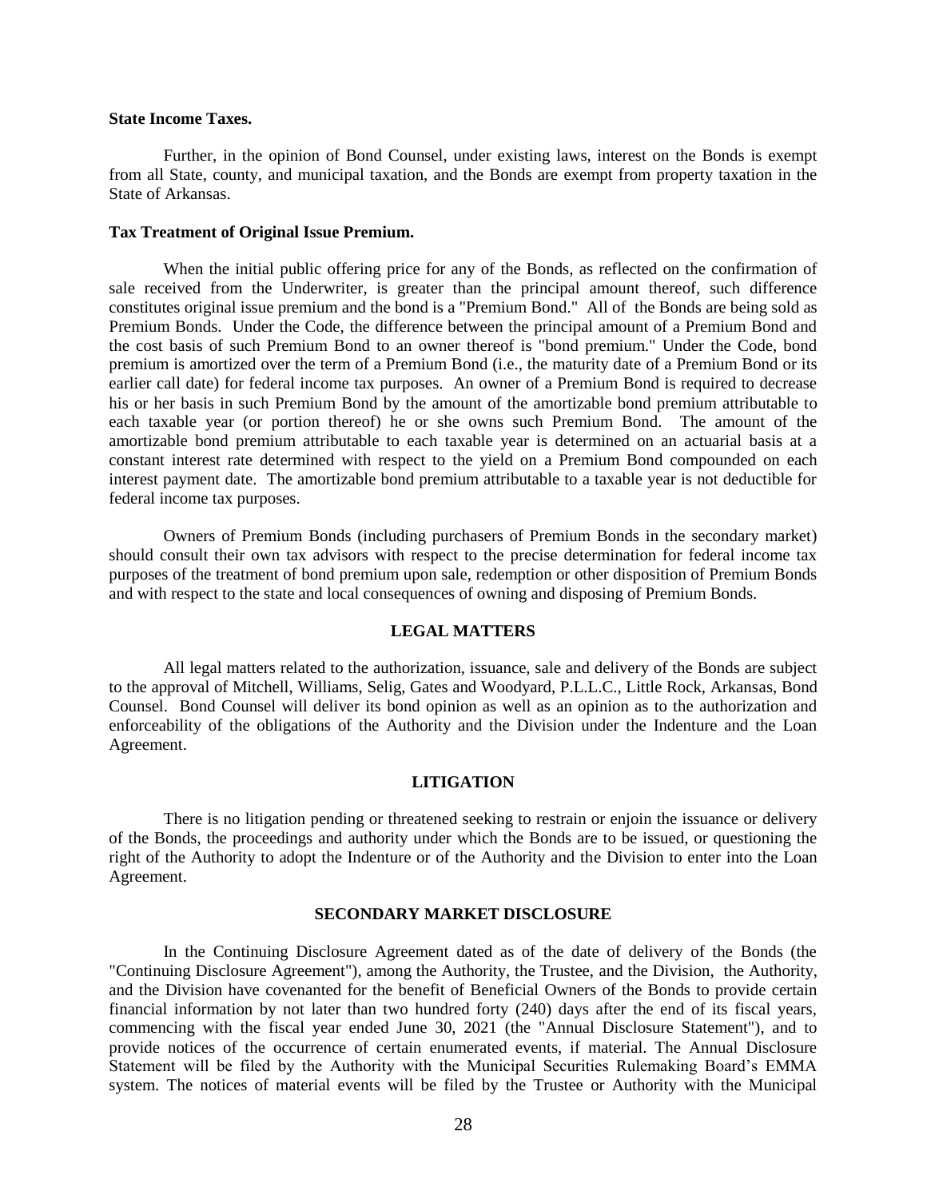**State Income Taxes.**

Further, in the opinion of Bond Counsel, under existing laws, interest on the Bonds is exempt from all State, county, and municipal taxation, and the Bonds are exempt from property taxation in the State of Arkansas.

**Tax Treatment of Original Issue Premium.**

When the initial public offering price for any of the Bonds, as reflected on the confirmation of sale received from the Underwriter, is greater than the principal amount thereof, such difference constitutes original issue premium and the bond is a "Premium Bond." All of the Bonds are being sold as Premium Bonds. Under the Code, the difference between the principal amount of a Premium Bond and the cost basis of such Premium Bond to an owner thereof is "bond premium." Under the Code, bond premium is amortized over the term of a Premium Bond (i.e., the maturity date of a Premium Bond or its earlier call date) for federal income tax purposes. An owner of a Premium Bond is required to decrease his or her basis in such Premium Bond by the amount of the amortizable bond premium attributable to each taxable year (or portion thereof) he or she owns such Premium Bond. The amount of the amortizable bond premium attributable to each taxable year is determined on an actuarial basis at a constant interest rate determined with respect to the yield on a Premium Bond compounded on each interest payment date. The amortizable bond premium attributable to a taxable year is not deductible for federal income tax purposes.

Owners of Premium Bonds (including purchasers of Premium Bonds in the secondary market) should consult their own tax advisors with respect to the precise determination for federal income tax purposes of the treatment of bond premium upon sale, redemption or other disposition of Premium Bonds and with respect to the state and local consequences of owning and disposing of Premium Bonds.

## LEGAL MATTERS

All legal matters related to the authorization, issuance, sale and delivery of the Bonds are subject to the approval of Mitchell, Williams, Selig, Gates and Woodyard, P.L.L.C., Little Rock, Arkansas, Bond Counsel. Bond Counsel will deliver its bond opinion as well as an opinion as to the authorization and enforceability of the obligations of the Authority and the Division under the Indenture and the Loan Agreement.

## LITIGATION

There is no litigation pending or threatened seeking to restrain or enjoin the issuance or delivery of the Bonds, the proceedings and authority under which the Bonds are to be issued, or questioning the right of the Authority to adopt the Indenture or of the Authority and the Division to enter into the Loan Agreement.

## SECONDARY MARKET DISCLOSURE

In the Continuing Disclosure Agreement dated as of the date of delivery of the Bonds (the "Continuing Disclosure Agreement"), among the Authority, the Trustee, and the Division, the Authority, and the Division have covenanted for the benefit of Beneficial Owners of the Bonds to provide certain financial information by not later than two hundred forty (240) days after the end of its fiscal years, commencing with the fiscal year ended June 30, 2021 (the "Annual Disclosure Statement"), and to provide notices of the occurrence of certain enumerated events, if material. The Annual Disclosure Statement will be filed by the Authority with the Municipal Securities Rulemaking Board's EMMA system. The notices of material events will be filed by the Trustee or Authority with the Municipal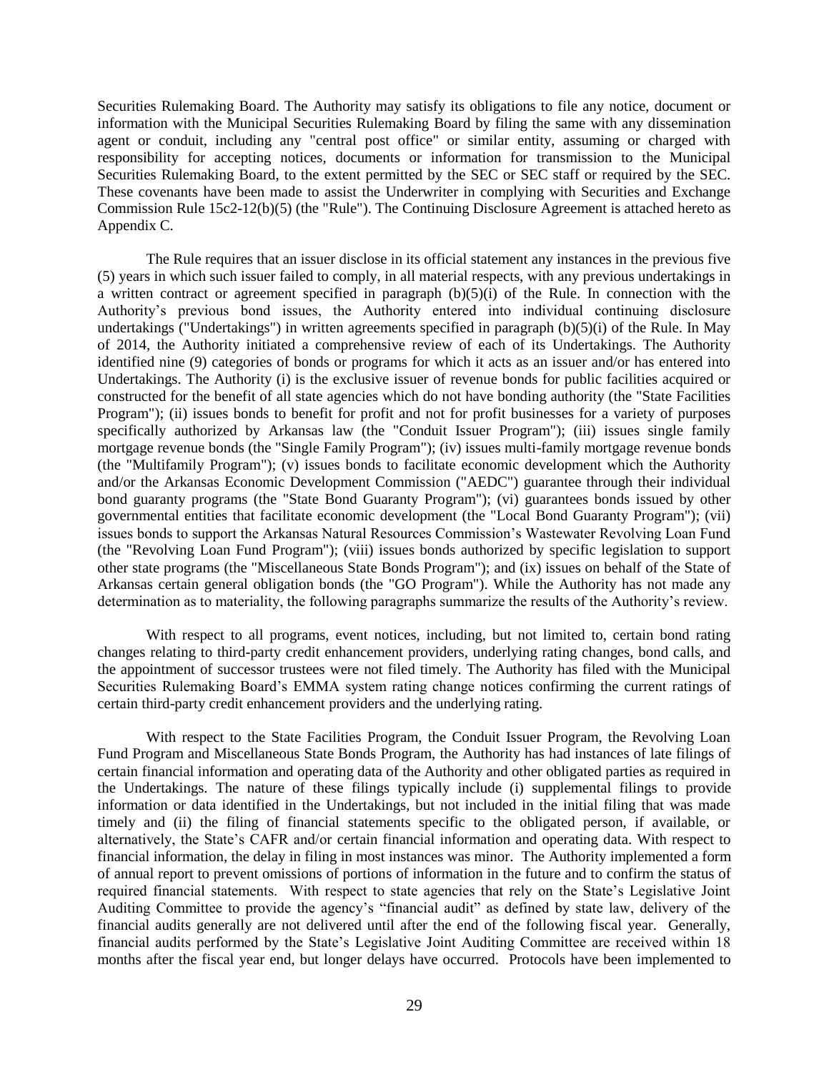Securities Rulemaking Board. The Authority may satisfy its obligations to file any notice, document or information with the Municipal Securities Rulemaking Board by filing the same with any dissemination agent or conduit, including any "central post office" or similar entity, assuming or charged with responsibility for accepting notices, documents or information for transmission to the Municipal Securities Rulemaking Board, to the extent permitted by the SEC or SEC staff or required by the SEC. These covenants have been made to assist the Underwriter in complying with Securities and Exchange Commission Rule 15c2-12(b)(5) (the "Rule"). The Continuing Disclosure Agreement is attached hereto as Appendix C.

The Rule requires that an issuer disclose in its official statement any instances in the previous five (5) years in which such issuer failed to comply, in all material respects, with any previous undertakings in a written contract or agreement specified in paragraph (b)(5)(i) of the Rule. In connection with the Authority's previous bond issues, the Authority entered into individual continuing disclosure undertakings ("Undertakings") in written agreements specified in paragraph (b)(5)(i) of the Rule. In May of 2014, the Authority initiated a comprehensive review of each of its Undertakings. The Authority identified nine (9) categories of bonds or programs for which it acts as an issuer and/or has entered into Undertakings. The Authority (i) is the exclusive issuer of revenue bonds for public facilities acquired or constructed for the benefit of all state agencies which do not have bonding authority (the "State Facilities Program"); (ii) issues bonds to benefit for profit and not for profit businesses for a variety of purposes specifically authorized by Arkansas law (the "Conduit Issuer Program"); (iii) issues single family mortgage revenue bonds (the "Single Family Program"); (iv) issues multi-family mortgage revenue bonds (the "Multifamily Program"); (v) issues bonds to facilitate economic development which the Authority and/or the Arkansas Economic Development Commission ("AEDC") guarantee through their individual bond guaranty programs (the "State Bond Guaranty Program"); (vi) guarantees bonds issued by other governmental entities that facilitate economic development (the "Local Bond Guaranty Program"); (vii) issues bonds to support the Arkansas Natural Resources Commission's Wastewater Revolving Loan Fund (the "Revolving Loan Fund Program"); (viii) issues bonds authorized by specific legislation to support other state programs (the "Miscellaneous State Bonds Program"); and (ix) issues on behalf of the State of Arkansas certain general obligation bonds (the "GO Program"). While the Authority has not made any determination as to materiality, the following paragraphs summarize the results of the Authority's review.

With respect to all programs, event notices, including, but not limited to, certain bond rating changes relating to third-party credit enhancement providers, underlying rating changes, bond calls, and the appointment of successor trustees were not filed timely. The Authority has filed with the Municipal Securities Rulemaking Board's EMMA system rating change notices confirming the current ratings of certain third-party credit enhancement providers and the underlying rating.

With respect to the State Facilities Program, the Conduit Issuer Program, the Revolving Loan Fund Program and Miscellaneous State Bonds Program, the Authority has had instances of late filings of certain financial information and operating data of the Authority and other obligated parties as required in the Undertakings. The nature of these filings typically include (i) supplemental filings to provide information or data identified in the Undertakings, but not included in the initial filing that was made timely and (ii) the filing of financial statements specific to the obligated person, if available, or alternatively, the State's CAFR and/or certain financial information and operating data. With respect to financial information, the delay in filing in most instances was minor. The Authority implemented a form of annual report to prevent omissions of portions of information in the future and to confirm the status of required financial statements. With respect to state agencies that rely on the State's Legislative Joint Auditing Committee to provide the agency's "financial audit" as defined by state law, delivery of the financial audits generally are not delivered until after the end of the following fiscal year. Generally, financial audits performed by the State's Legislative Joint Auditing Committee are received within 18 months after the fiscal year end, but longer delays have occurred. Protocols have been implemented to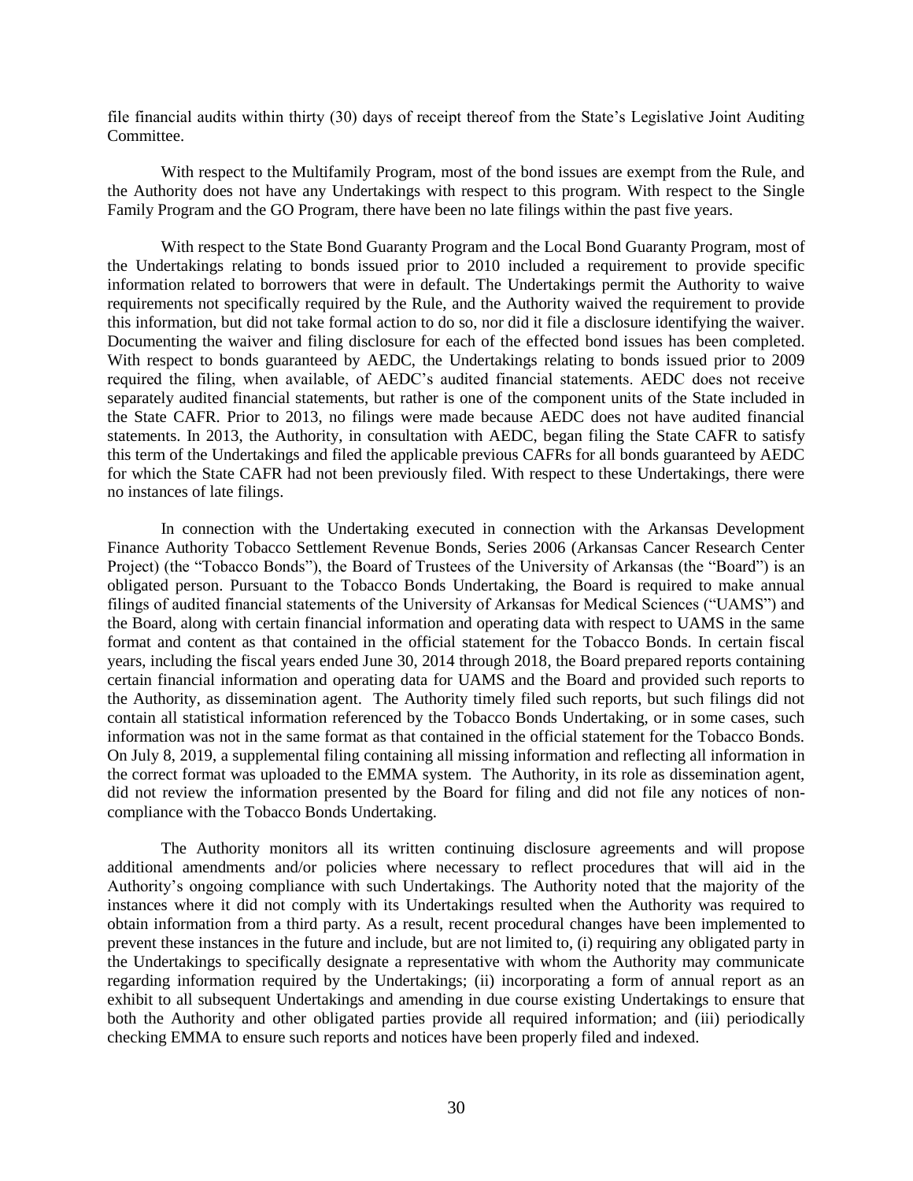file financial audits within thirty (30) days of receipt thereof from the State's Legislative Joint Auditing Committee.

With respect to the Multifamily Program, most of the bond issues are exempt from the Rule, and the Authority does not have any Undertakings with respect to this program. With respect to the Single Family Program and the GO Program, there have been no late filings within the past five years.

With respect to the State Bond Guaranty Program and the Local Bond Guaranty Program, most of the Undertakings relating to bonds issued prior to 2010 included a requirement to provide specific information related to borrowers that were in default. The Undertakings permit the Authority to waive requirements not specifically required by the Rule, and the Authority waived the requirement to provide this information, but did not take formal action to do so, nor did it file a disclosure identifying the waiver. Documenting the waiver and filing disclosure for each of the effected bond issues has been completed. With respect to bonds guaranteed by AEDC, the Undertakings relating to bonds issued prior to 2009 required the filing, when available, of AEDC's audited financial statements. AEDC does not receive separately audited financial statements, but rather is one of the component units of the State included in the State CAFR. Prior to 2013, no filings were made because AEDC does not have audited financial statements. In 2013, the Authority, in consultation with AEDC, began filing the State CAFR to satisfy this term of the Undertakings and filed the applicable previous CAFRs for all bonds guaranteed by AEDC for which the State CAFR had not been previously filed. With respect to these Undertakings, there were no instances of late filings.

In connection with the Undertaking executed in connection with the Arkansas Development Finance Authority Tobacco Settlement Revenue Bonds, Series 2006 (Arkansas Cancer Research Center Project) (the "Tobacco Bonds"), the Board of Trustees of the University of Arkansas (the "Board") is an obligated person. Pursuant to the Tobacco Bonds Undertaking, the Board is required to make annual filings of audited financial statements of the University of Arkansas for Medical Sciences ("UAMS") and the Board, along with certain financial information and operating data with respect to UAMS in the same format and content as that contained in the official statement for the Tobacco Bonds. In certain fiscal years, including the fiscal years ended June 30, 2014 through 2018, the Board prepared reports containing certain financial information and operating data for UAMS and the Board and provided such reports to the Authority, as dissemination agent. The Authority timely filed such reports, but such filings did not contain all statistical information referenced by the Tobacco Bonds Undertaking, or in some cases, such information was not in the same format as that contained in the official statement for the Tobacco Bonds. On July 8, 2019, a supplemental filing containing all missing information and reflecting all information in the correct format was uploaded to the EMMA system. The Authority, in its role as dissemination agent, did not review the information presented by the Board for filing and did not file any notices of non-compliance with the Tobacco Bonds Undertaking.

The Authority monitors all its written continuing disclosure agreements and will propose additional amendments and/or policies where necessary to reflect procedures that will aid in the Authority's ongoing compliance with such Undertakings. The Authority noted that the majority of the instances where it did not comply with its Undertakings resulted when the Authority was required to obtain information from a third party. As a result, recent procedural changes have been implemented to prevent these instances in the future and include, but are not limited to, (i) requiring any obligated party in the Undertakings to specifically designate a representative with whom the Authority may communicate regarding information required by the Undertakings; (ii) incorporating a form of annual report as an exhibit to all subsequent Undertakings and amending in due course existing Undertakings to ensure that both the Authority and other obligated parties provide all required information; and (iii) periodically checking EMMA to ensure such reports and notices have been properly filed and indexed.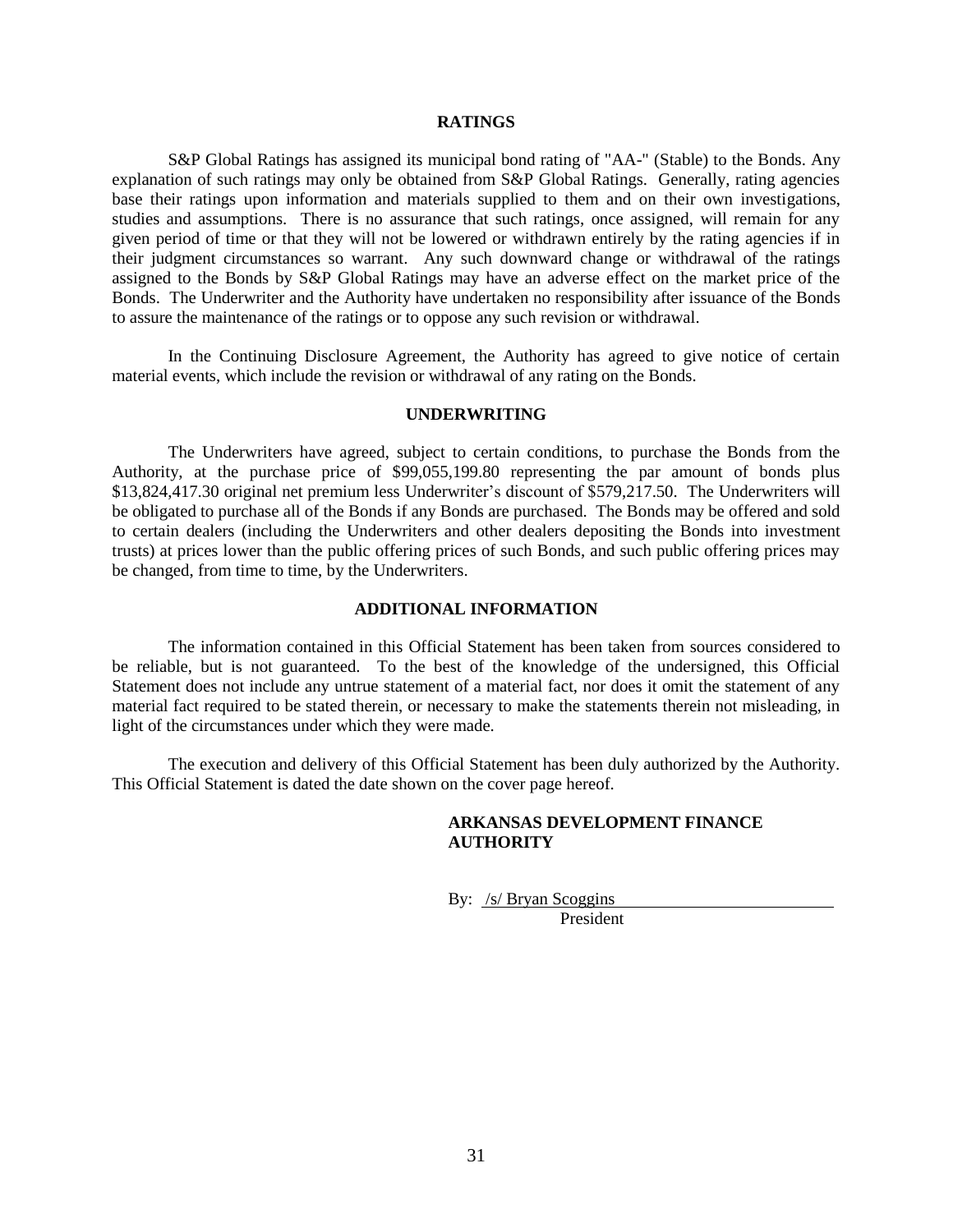## RATINGS

S&P Global Ratings has assigned its municipal bond rating of "AA-" (Stable) to the Bonds. Any explanation of such ratings may only be obtained from S&P Global Ratings. Generally, rating agencies base their ratings upon information and materials supplied to them and on their own investigations, studies and assumptions. There is no assurance that such ratings, once assigned, will remain for any given period of time or that they will not be lowered or withdrawn entirely by the rating agencies if in their judgment circumstances so warrant. Any such downward change or withdrawal of the ratings assigned to the Bonds by S&P Global Ratings may have an adverse effect on the market price of the Bonds. The Underwriter and the Authority have undertaken no responsibility after issuance of the Bonds to assure the maintenance of the ratings or to oppose any such revision or withdrawal.

In the Continuing Disclosure Agreement, the Authority has agreed to give notice of certain material events, which include the revision or withdrawal of any rating on the Bonds.

## UNDERWRITING

The Underwriters have agreed, subject to certain conditions, to purchase the Bonds from the Authority, at the purchase price of $99,055,199.80 representing the par amount of bonds plus $13,824,417.30 original net premium less Underwriter's discount of $579,217.50. The Underwriters will be obligated to purchase all of the Bonds if any Bonds are purchased. The Bonds may be offered and sold to certain dealers (including the Underwriters and other dealers depositing the Bonds into investment trusts) at prices lower than the public offering prices of such Bonds, and such public offering prices may be changed, from time to time, by the Underwriters.

## ADDITIONAL INFORMATION

The information contained in this Official Statement has been taken from sources considered to be reliable, but is not guaranteed. To the best of the knowledge of the undersigned, this Official Statement does not include any untrue statement of a material fact, nor does it omit the statement of any material fact required to be stated therein, or necessary to make the statements therein not misleading, in light of the circumstances under which they were made.

The execution and delivery of this Official Statement has been duly authorized by the Authority. This Official Statement is dated the date shown on the cover page hereof.

**ARKANSAS DEVELOPMENT FINANCE AUTHORITY**

By: /s/ Bryan Scoggins
President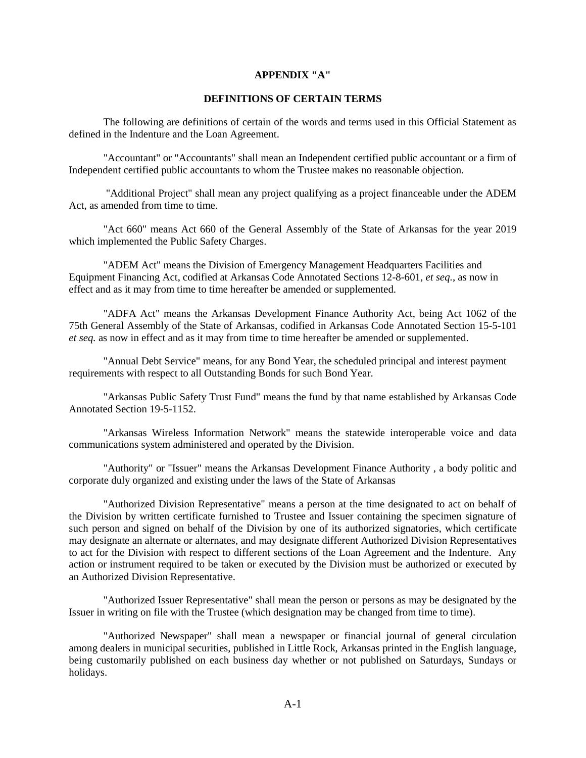**APPENDIX "A"**

**DEFINITIONS OF CERTAIN TERMS**

The following are definitions of certain of the words and terms used in this Official Statement as defined in the Indenture and the Loan Agreement.

"Accountant" or "Accountants" shall mean an Independent certified public accountant or a firm of Independent certified public accountants to whom the Trustee makes no reasonable objection.

"Additional Project" shall mean any project qualifying as a project financeable under the ADEM Act, as amended from time to time.

"Act 660" means Act 660 of the General Assembly of the State of Arkansas for the year 2019 which implemented the Public Safety Charges.

"ADEM Act" means the Division of Emergency Management Headquarters Facilities and Equipment Financing Act, codified at Arkansas Code Annotated Sections 12-8-601, *et seq.*, as now in effect and as it may from time to time hereafter be amended or supplemented.

"ADFA Act" means the Arkansas Development Finance Authority Act, being Act 1062 of the 75th General Assembly of the State of Arkansas, codified in Arkansas Code Annotated Section 15-5-101 *et seq.* as now in effect and as it may from time to time hereafter be amended or supplemented.

"Annual Debt Service" means, for any Bond Year, the scheduled principal and interest payment requirements with respect to all Outstanding Bonds for such Bond Year.

"Arkansas Public Safety Trust Fund" means the fund by that name established by Arkansas Code Annotated Section 19-5-1152.

"Arkansas Wireless Information Network" means the statewide interoperable voice and data communications system administered and operated by the Division.

"Authority" or "Issuer" means the Arkansas Development Finance Authority , a body politic and corporate duly organized and existing under the laws of the State of Arkansas

"Authorized Division Representative" means a person at the time designated to act on behalf of the Division by written certificate furnished to Trustee and Issuer containing the specimen signature of such person and signed on behalf of the Division by one of its authorized signatories, which certificate may designate an alternate or alternates, and may designate different Authorized Division Representatives to act for the Division with respect to different sections of the Loan Agreement and the Indenture. Any action or instrument required to be taken or executed by the Division must be authorized or executed by an Authorized Division Representative.

"Authorized Issuer Representative" shall mean the person or persons as may be designated by the Issuer in writing on file with the Trustee (which designation may be changed from time to time).

"Authorized Newspaper" shall mean a newspaper or financial journal of general circulation among dealers in municipal securities, published in Little Rock, Arkansas printed in the English language, being customarily published on each business day whether or not published on Saturdays, Sundays or holidays.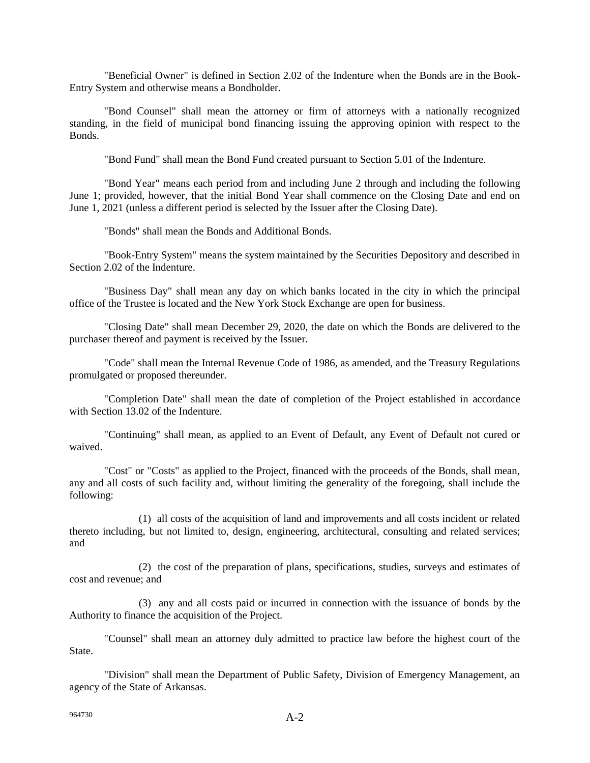"Beneficial Owner" is defined in Section 2.02 of the Indenture when the Bonds are in the Book-Entry System and otherwise means a Bondholder.

"Bond Counsel" shall mean the attorney or firm of attorneys with a nationally recognized standing, in the field of municipal bond financing issuing the approving opinion with respect to the Bonds.

"Bond Fund" shall mean the Bond Fund created pursuant to Section 5.01 of the Indenture.

"Bond Year" means each period from and including June 2 through and including the following June 1; provided, however, that the initial Bond Year shall commence on the Closing Date and end on June 1, 2021 (unless a different period is selected by the Issuer after the Closing Date).

"Bonds" shall mean the Bonds and Additional Bonds.

"Book-Entry System" means the system maintained by the Securities Depository and described in Section 2.02 of the Indenture.

"Business Day" shall mean any day on which banks located in the city in which the principal office of the Trustee is located and the New York Stock Exchange are open for business.

"Closing Date" shall mean December 29, 2020, the date on which the Bonds are delivered to the purchaser thereof and payment is received by the Issuer.

"Code" shall mean the Internal Revenue Code of 1986, as amended, and the Treasury Regulations promulgated or proposed thereunder.

"Completion Date" shall mean the date of completion of the Project established in accordance with Section 13.02 of the Indenture.

"Continuing" shall mean, as applied to an Event of Default, any Event of Default not cured or waived.

"Cost" or "Costs" as applied to the Project, financed with the proceeds of the Bonds, shall mean, any and all costs of such facility and, without limiting the generality of the foregoing, shall include the following:

(1) all costs of the acquisition of land and improvements and all costs incident or related thereto including, but not limited to, design, engineering, architectural, consulting and related services; and

(2) the cost of the preparation of plans, specifications, studies, surveys and estimates of cost and revenue; and

(3) any and all costs paid or incurred in connection with the issuance of bonds by the Authority to finance the acquisition of the Project.

"Counsel" shall mean an attorney duly admitted to practice law before the highest court of the State.

"Division" shall mean the Department of Public Safety, Division of Emergency Management, an agency of the State of Arkansas.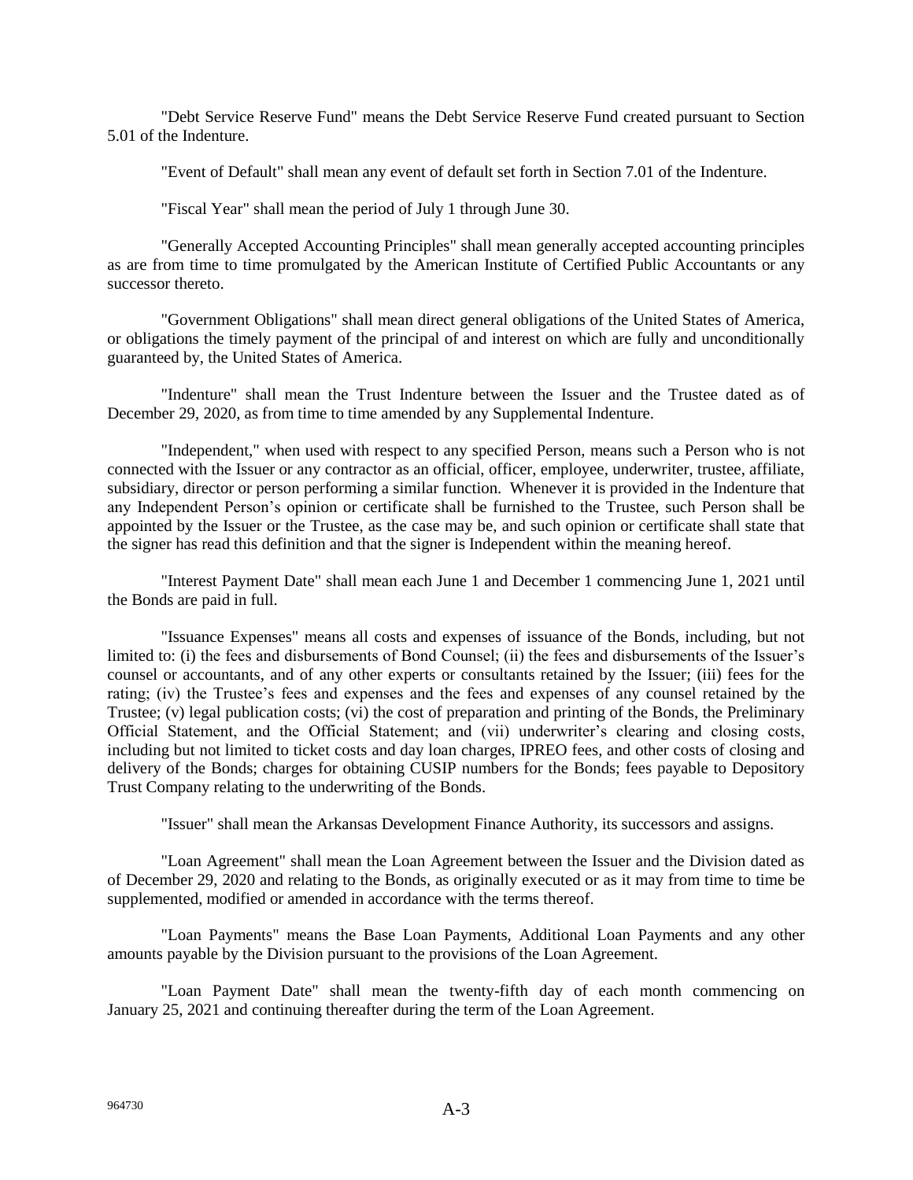"Debt Service Reserve Fund" means the Debt Service Reserve Fund created pursuant to Section 5.01 of the Indenture.

"Event of Default" shall mean any event of default set forth in Section 7.01 of the Indenture.

"Fiscal Year" shall mean the period of July 1 through June 30.

"Generally Accepted Accounting Principles" shall mean generally accepted accounting principles as are from time to time promulgated by the American Institute of Certified Public Accountants or any successor thereto.

"Government Obligations" shall mean direct general obligations of the United States of America, or obligations the timely payment of the principal of and interest on which are fully and unconditionally guaranteed by, the United States of America.

"Indenture" shall mean the Trust Indenture between the Issuer and the Trustee dated as of December 29, 2020, as from time to time amended by any Supplemental Indenture.

"Independent," when used with respect to any specified Person, means such a Person who is not connected with the Issuer or any contractor as an official, officer, employee, underwriter, trustee, affiliate, subsidiary, director or person performing a similar function. Whenever it is provided in the Indenture that any Independent Person's opinion or certificate shall be furnished to the Trustee, such Person shall be appointed by the Issuer or the Trustee, as the case may be, and such opinion or certificate shall state that the signer has read this definition and that the signer is Independent within the meaning hereof.

"Interest Payment Date" shall mean each June 1 and December 1 commencing June 1, 2021 until the Bonds are paid in full.

"Issuance Expenses" means all costs and expenses of issuance of the Bonds, including, but not limited to: (i) the fees and disbursements of Bond Counsel; (ii) the fees and disbursements of the Issuer's counsel or accountants, and of any other experts or consultants retained by the Issuer; (iii) fees for the rating; (iv) the Trustee's fees and expenses and the fees and expenses of any counsel retained by the Trustee; (v) legal publication costs; (vi) the cost of preparation and printing of the Bonds, the Preliminary Official Statement, and the Official Statement; and (vii) underwriter's clearing and closing costs, including but not limited to ticket costs and day loan charges, IPREO fees, and other costs of closing and delivery of the Bonds; charges for obtaining CUSIP numbers for the Bonds; fees payable to Depository Trust Company relating to the underwriting of the Bonds.

"Issuer" shall mean the Arkansas Development Finance Authority, its successors and assigns.

"Loan Agreement" shall mean the Loan Agreement between the Issuer and the Division dated as of December 29, 2020 and relating to the Bonds, as originally executed or as it may from time to time be supplemented, modified or amended in accordance with the terms thereof.

"Loan Payments" means the Base Loan Payments, Additional Loan Payments and any other amounts payable by the Division pursuant to the provisions of the Loan Agreement.

"Loan Payment Date" shall mean the twenty-fifth day of each month commencing on January 25, 2021 and continuing thereafter during the term of the Loan Agreement.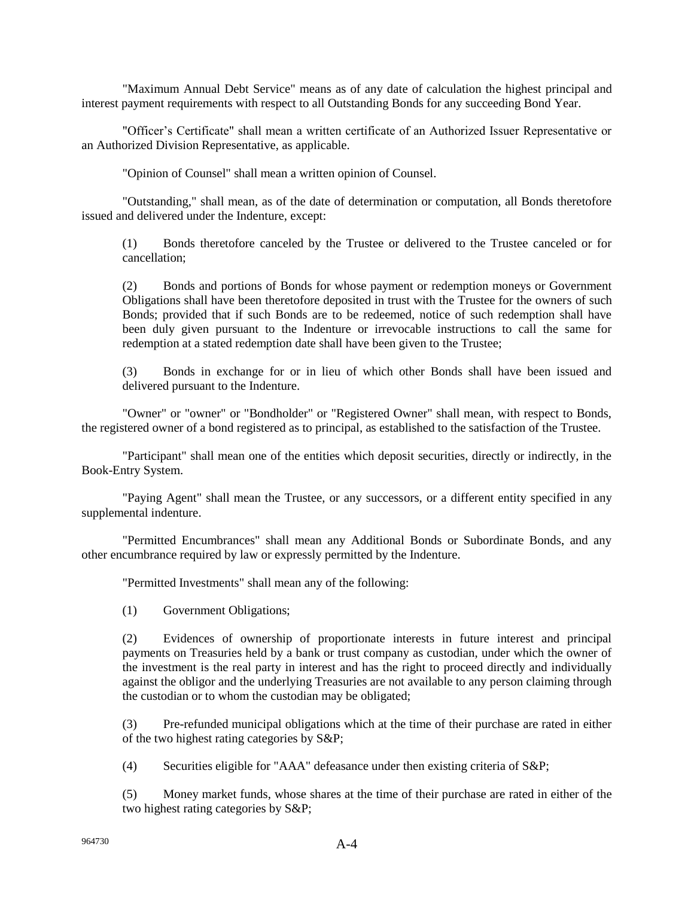"Maximum Annual Debt Service" means as of any date of calculation the highest principal and interest payment requirements with respect to all Outstanding Bonds for any succeeding Bond Year.

"Officer's Certificate" shall mean a written certificate of an Authorized Issuer Representative or an Authorized Division Representative, as applicable.

"Opinion of Counsel" shall mean a written opinion of Counsel.

"Outstanding," shall mean, as of the date of determination or computation, all Bonds theretofore issued and delivered under the Indenture, except:

(1) Bonds theretofore canceled by the Trustee or delivered to the Trustee canceled or for cancellation;

(2) Bonds and portions of Bonds for whose payment or redemption moneys or Government Obligations shall have been theretofore deposited in trust with the Trustee for the owners of such Bonds; provided that if such Bonds are to be redeemed, notice of such redemption shall have been duly given pursuant to the Indenture or irrevocable instructions to call the same for redemption at a stated redemption date shall have been given to the Trustee;

(3) Bonds in exchange for or in lieu of which other Bonds shall have been issued and delivered pursuant to the Indenture.

"Owner" or "owner" or "Bondholder" or "Registered Owner" shall mean, with respect to Bonds, the registered owner of a bond registered as to principal, as established to the satisfaction of the Trustee.

"Participant" shall mean one of the entities which deposit securities, directly or indirectly, in the Book-Entry System.

"Paying Agent" shall mean the Trustee, or any successors, or a different entity specified in any supplemental indenture.

"Permitted Encumbrances" shall mean any Additional Bonds or Subordinate Bonds, and any other encumbrance required by law or expressly permitted by the Indenture.

"Permitted Investments" shall mean any of the following:

(1) Government Obligations;

(2) Evidences of ownership of proportionate interests in future interest and principal payments on Treasuries held by a bank or trust company as custodian, under which the owner of the investment is the real party in interest and has the right to proceed directly and individually against the obligor and the underlying Treasuries are not available to any person claiming through the custodian or to whom the custodian may be obligated;

(3) Pre-refunded municipal obligations which at the time of their purchase are rated in either of the two highest rating categories by S&P;

(4) Securities eligible for "AAA" defeasance under then existing criteria of S&P;

(5) Money market funds, whose shares at the time of their purchase are rated in either of the two highest rating categories by S&P;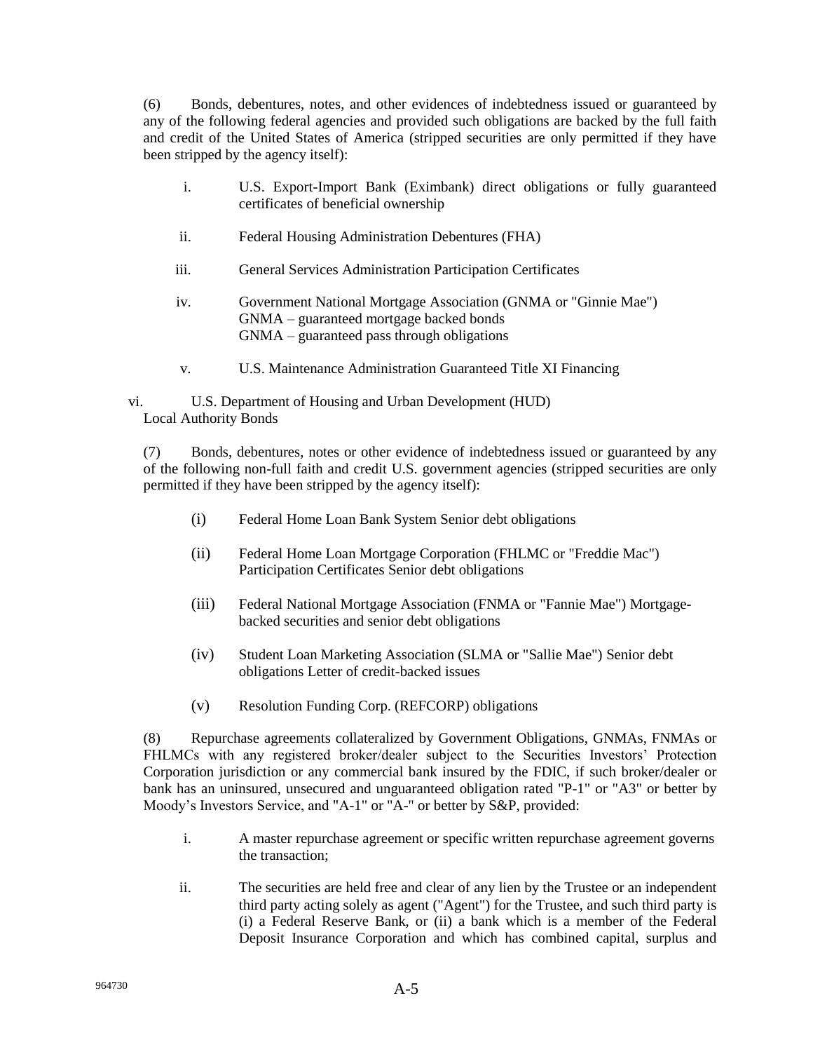(6) Bonds, debentures, notes, and other evidences of indebtedness issued or guaranteed by any of the following federal agencies and provided such obligations are backed by the full faith and credit of the United States of America (stripped securities are only permitted if they have been stripped by the agency itself):

i. U.S. Export-Import Bank (Eximbank) direct obligations or fully guaranteed certificates of beneficial ownership

ii. Federal Housing Administration Debentures (FHA)

iii. General Services Administration Participation Certificates

iv. Government National Mortgage Association (GNMA or "Ginnie Mae")
GNMA – guaranteed mortgage backed bonds
GNMA – guaranteed pass through obligations

v. U.S. Maintenance Administration Guaranteed Title XI Financing

vi. U.S. Department of Housing and Urban Development (HUD)
Local Authority Bonds

(7) Bonds, debentures, notes or other evidence of indebtedness issued or guaranteed by any of the following non-full faith and credit U.S. government agencies (stripped securities are only permitted if they have been stripped by the agency itself):

(i) Federal Home Loan Bank System Senior debt obligations

(ii) Federal Home Loan Mortgage Corporation (FHLMC or "Freddie Mac") Participation Certificates Senior debt obligations

(iii) Federal National Mortgage Association (FNMA or "Fannie Mae") Mortgage-backed securities and senior debt obligations

(iv) Student Loan Marketing Association (SLMA or "Sallie Mae") Senior debt obligations Letter of credit-backed issues

(v) Resolution Funding Corp. (REFCORP) obligations

(8) Repurchase agreements collateralized by Government Obligations, GNMAs, FNMAs or FHLMCs with any registered broker/dealer subject to the Securities Investors' Protection Corporation jurisdiction or any commercial bank insured by the FDIC, if such broker/dealer or bank has an uninsured, unsecured and unguaranteed obligation rated "P-1" or "A3" or better by Moody's Investors Service, and "A-1" or "A-" or better by S&P, provided:

i. A master repurchase agreement or specific written repurchase agreement governs the transaction;

ii. The securities are held free and clear of any lien by the Trustee or an independent third party acting solely as agent ("Agent") for the Trustee, and such third party is (i) a Federal Reserve Bank, or (ii) a bank which is a member of the Federal Deposit Insurance Corporation and which has combined capital, surplus and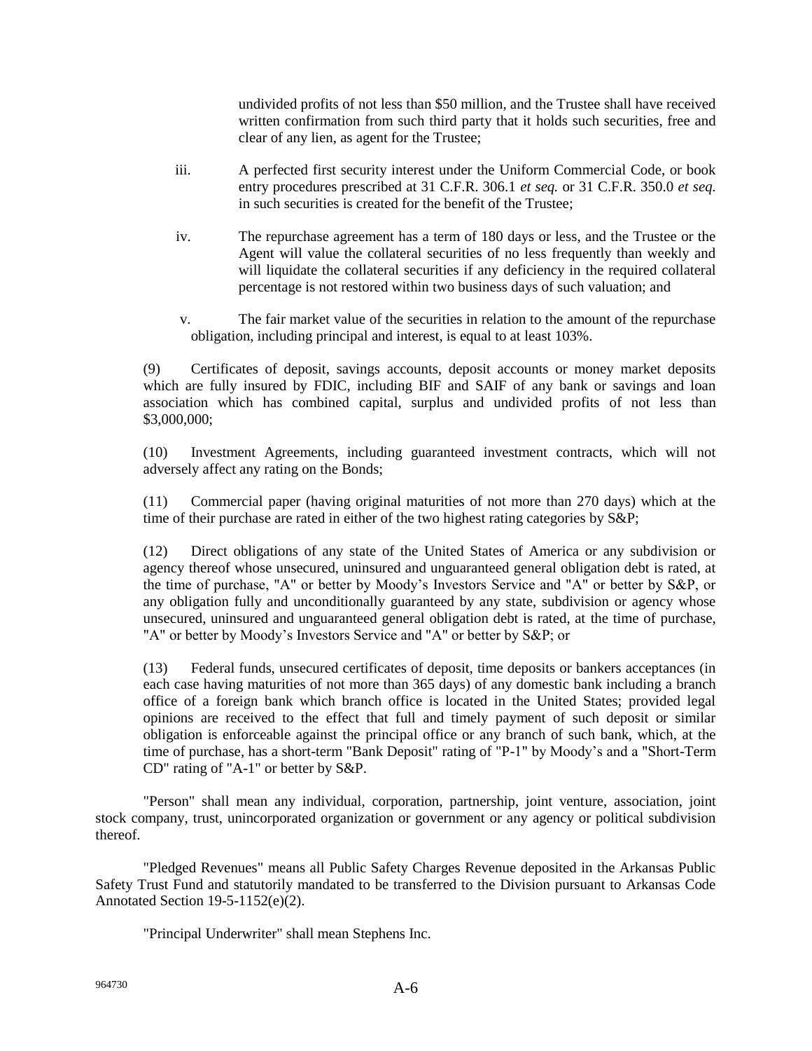undivided profits of not less than $50 million, and the Trustee shall have received written confirmation from such third party that it holds such securities, free and clear of any lien, as agent for the Trustee;

iii. A perfected first security interest under the Uniform Commercial Code, or book entry procedures prescribed at 31 C.F.R. 306.1 *et seq.* or 31 C.F.R. 350.0 *et seq.* in such securities is created for the benefit of the Trustee;

iv. The repurchase agreement has a term of 180 days or less, and the Trustee or the Agent will value the collateral securities of no less frequently than weekly and will liquidate the collateral securities if any deficiency in the required collateral percentage is not restored within two business days of such valuation; and

v. The fair market value of the securities in relation to the amount of the repurchase obligation, including principal and interest, is equal to at least 103%.

(9) Certificates of deposit, savings accounts, deposit accounts or money market deposits which are fully insured by FDIC, including BIF and SAIF of any bank or savings and loan association which has combined capital, surplus and undivided profits of not less than $3,000,000;

(10) Investment Agreements, including guaranteed investment contracts, which will not adversely affect any rating on the Bonds;

(11) Commercial paper (having original maturities of not more than 270 days) which at the time of their purchase are rated in either of the two highest rating categories by S&P;

(12) Direct obligations of any state of the United States of America or any subdivision or agency thereof whose unsecured, uninsured and unguaranteed general obligation debt is rated, at the time of purchase, "A" or better by Moody's Investors Service and "A" or better by S&P, or any obligation fully and unconditionally guaranteed by any state, subdivision or agency whose unsecured, uninsured and unguaranteed general obligation debt is rated, at the time of purchase, "A" or better by Moody's Investors Service and "A" or better by S&P; or

(13) Federal funds, unsecured certificates of deposit, time deposits or bankers acceptances (in each case having maturities of not more than 365 days) of any domestic bank including a branch office of a foreign bank which branch office is located in the United States; provided legal opinions are received to the effect that full and timely payment of such deposit or similar obligation is enforceable against the principal office or any branch of such bank, which, at the time of purchase, has a short-term "Bank Deposit" rating of "P-1" by Moody's and a "Short-Term CD" rating of "A-1" or better by S&P.

"Person" shall mean any individual, corporation, partnership, joint venture, association, joint stock company, trust, unincorporated organization or government or any agency or political subdivision thereof.

"Pledged Revenues" means all Public Safety Charges Revenue deposited in the Arkansas Public Safety Trust Fund and statutorily mandated to be transferred to the Division pursuant to Arkansas Code Annotated Section 19-5-1152(e)(2).

"Principal Underwriter" shall mean Stephens Inc.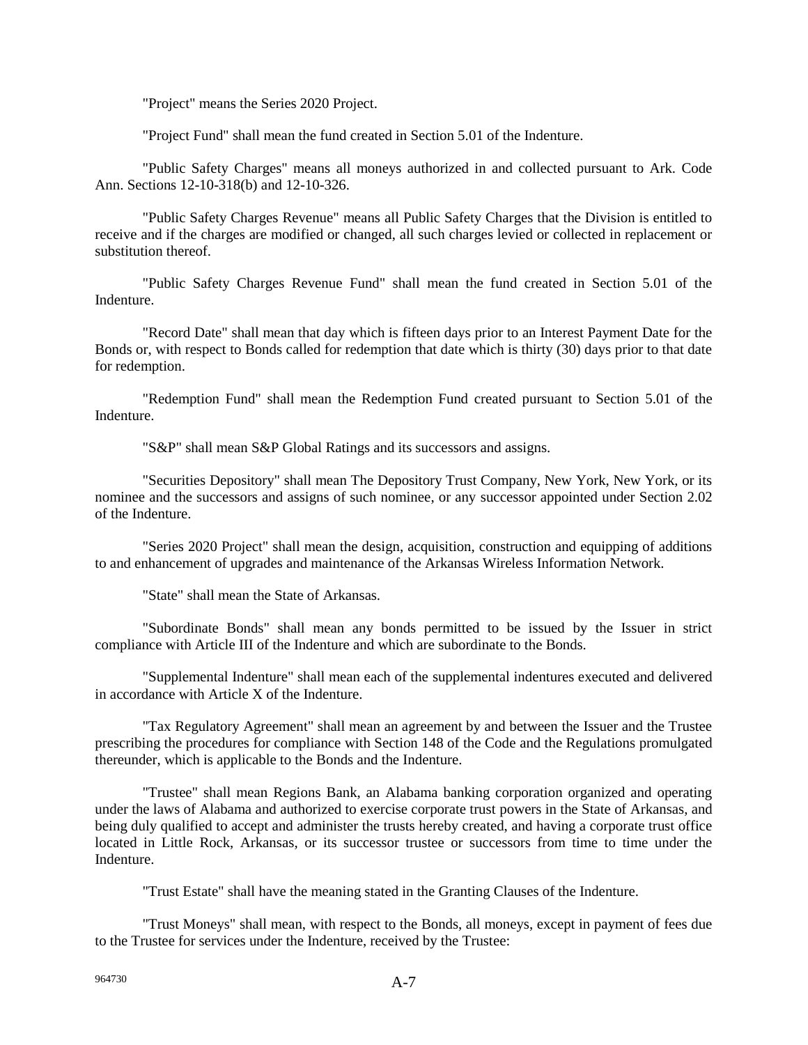"Project" means the Series 2020 Project.

"Project Fund" shall mean the fund created in Section 5.01 of the Indenture.

"Public Safety Charges" means all moneys authorized in and collected pursuant to Ark. Code Ann. Sections 12-10-318(b) and 12-10-326.

"Public Safety Charges Revenue" means all Public Safety Charges that the Division is entitled to receive and if the charges are modified or changed, all such charges levied or collected in replacement or substitution thereof.

"Public Safety Charges Revenue Fund" shall mean the fund created in Section 5.01 of the Indenture.

"Record Date" shall mean that day which is fifteen days prior to an Interest Payment Date for the Bonds or, with respect to Bonds called for redemption that date which is thirty (30) days prior to that date for redemption.

"Redemption Fund" shall mean the Redemption Fund created pursuant to Section 5.01 of the Indenture.

"S&P" shall mean S&P Global Ratings and its successors and assigns.

"Securities Depository" shall mean The Depository Trust Company, New York, New York, or its nominee and the successors and assigns of such nominee, or any successor appointed under Section 2.02 of the Indenture.

"Series 2020 Project" shall mean the design, acquisition, construction and equipping of additions to and enhancement of upgrades and maintenance of the Arkansas Wireless Information Network.

"State" shall mean the State of Arkansas.

"Subordinate Bonds" shall mean any bonds permitted to be issued by the Issuer in strict compliance with Article III of the Indenture and which are subordinate to the Bonds.

"Supplemental Indenture" shall mean each of the supplemental indentures executed and delivered in accordance with Article X of the Indenture.

"Tax Regulatory Agreement" shall mean an agreement by and between the Issuer and the Trustee prescribing the procedures for compliance with Section 148 of the Code and the Regulations promulgated thereunder, which is applicable to the Bonds and the Indenture.

"Trustee" shall mean Regions Bank, an Alabama banking corporation organized and operating under the laws of Alabama and authorized to exercise corporate trust powers in the State of Arkansas, and being duly qualified to accept and administer the trusts hereby created, and having a corporate trust office located in Little Rock, Arkansas, or its successor trustee or successors from time to time under the Indenture.

"Trust Estate" shall have the meaning stated in the Granting Clauses of the Indenture.

"Trust Moneys" shall mean, with respect to the Bonds, all moneys, except in payment of fees due to the Trustee for services under the Indenture, received by the Trustee: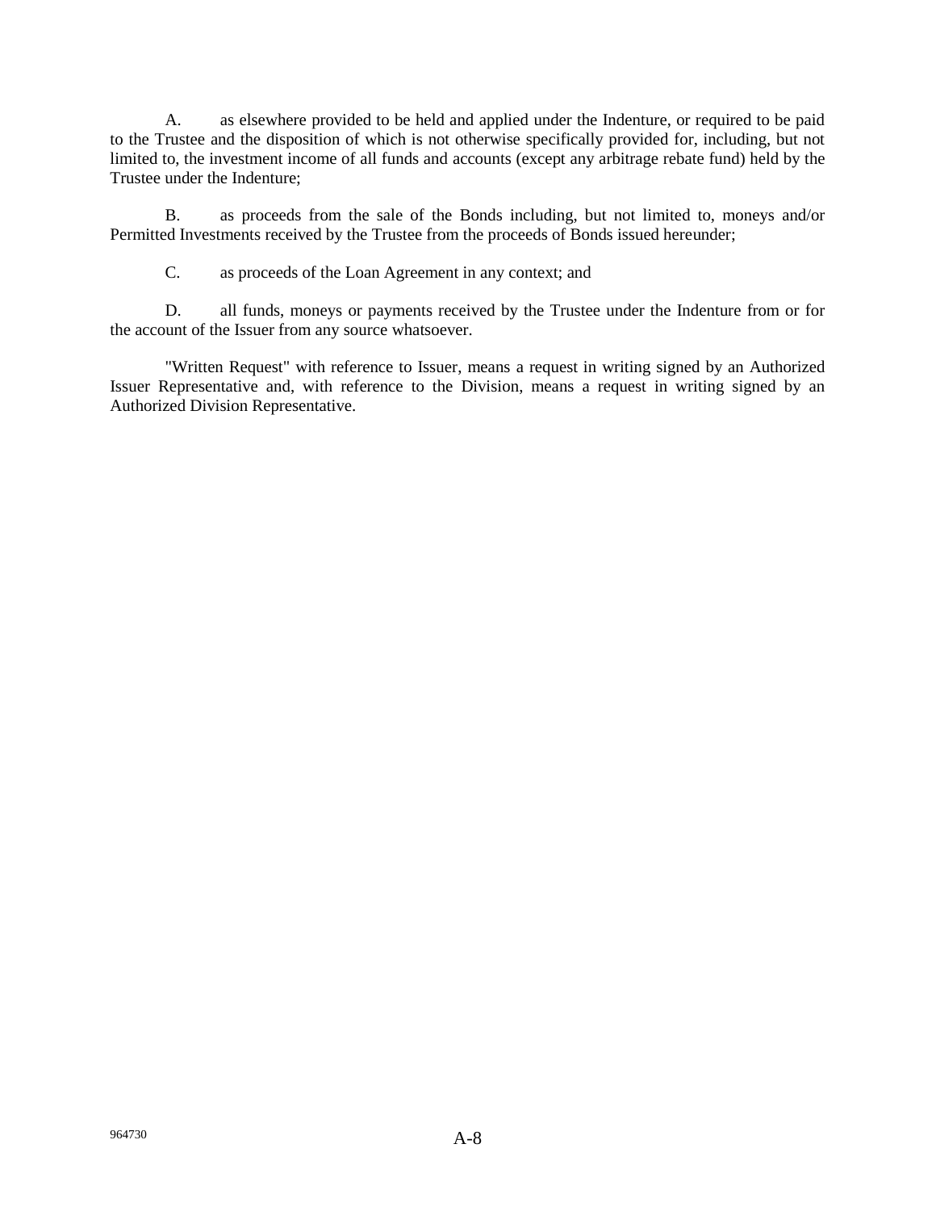A. as elsewhere provided to be held and applied under the Indenture, or required to be paid to the Trustee and the disposition of which is not otherwise specifically provided for, including, but not limited to, the investment income of all funds and accounts (except any arbitrage rebate fund) held by the Trustee under the Indenture;

B. as proceeds from the sale of the Bonds including, but not limited to, moneys and/or Permitted Investments received by the Trustee from the proceeds of Bonds issued hereunder;

C. as proceeds of the Loan Agreement in any context; and

D. all funds, moneys or payments received by the Trustee under the Indenture from or for the account of the Issuer from any source whatsoever.

"Written Request" with reference to Issuer, means a request in writing signed by an Authorized Issuer Representative and, with reference to the Division, means a request in writing signed by an Authorized Division Representative.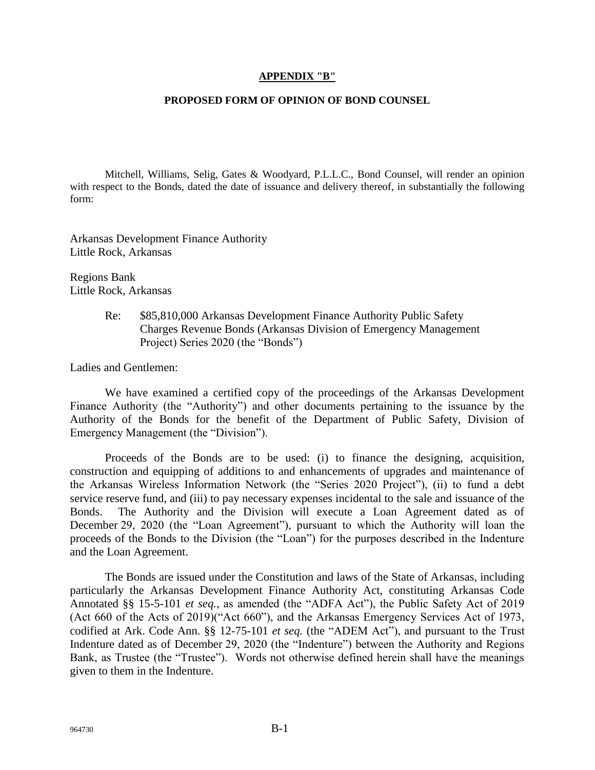**APPENDIX "B"**

**PROPOSED FORM OF OPINION OF BOND COUNSEL**

Mitchell, Williams, Selig, Gates & Woodyard, P.L.L.C., Bond Counsel, will render an opinion with respect to the Bonds, dated the date of issuance and delivery thereof, in substantially the following form:

Arkansas Development Finance Authority
Little Rock, Arkansas

Regions Bank
Little Rock, Arkansas

Re: $85,810,000 Arkansas Development Finance Authority Public Safety Charges Revenue Bonds (Arkansas Division of Emergency Management Project) Series 2020 (the "Bonds")

Ladies and Gentlemen:

We have examined a certified copy of the proceedings of the Arkansas Development Finance Authority (the "Authority") and other documents pertaining to the issuance by the Authority of the Bonds for the benefit of the Department of Public Safety, Division of Emergency Management (the "Division").

Proceeds of the Bonds are to be used: (i) to finance the designing, acquisition, construction and equipping of additions to and enhancements of upgrades and maintenance of the Arkansas Wireless Information Network (the "Series 2020 Project"), (ii) to fund a debt service reserve fund, and (iii) to pay necessary expenses incidental to the sale and issuance of the Bonds. The Authority and the Division will execute a Loan Agreement dated as of December 29, 2020 (the "Loan Agreement"), pursuant to which the Authority will loan the proceeds of the Bonds to the Division (the "Loan") for the purposes described in the Indenture and the Loan Agreement.

The Bonds are issued under the Constitution and laws of the State of Arkansas, including particularly the Arkansas Development Finance Authority Act, constituting Arkansas Code Annotated §§ 15-5-101 *et seq.*, as amended (the "ADFA Act"), the Public Safety Act of 2019 (Act 660 of the Acts of 2019)("Act 660"), and the Arkansas Emergency Services Act of 1973, codified at Ark. Code Ann. §§ 12-75-101 *et seq.* (the "ADEM Act"), and pursuant to the Trust Indenture dated as of December 29, 2020 (the "Indenture") between the Authority and Regions Bank, as Trustee (the "Trustee"). Words not otherwise defined herein shall have the meanings given to them in the Indenture.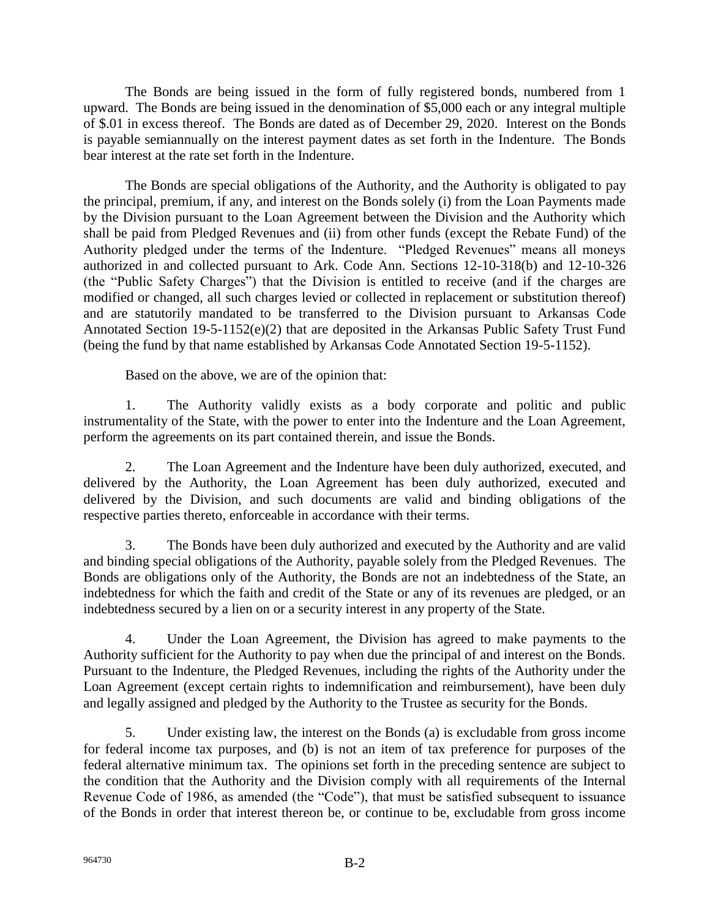The Bonds are being issued in the form of fully registered bonds, numbered from 1 upward. The Bonds are being issued in the denomination of $5,000 each or any integral multiple of $.01 in excess thereof. The Bonds are dated as of December 29, 2020. Interest on the Bonds is payable semiannually on the interest payment dates as set forth in the Indenture. The Bonds bear interest at the rate set forth in the Indenture.

The Bonds are special obligations of the Authority, and the Authority is obligated to pay the principal, premium, if any, and interest on the Bonds solely (i) from the Loan Payments made by the Division pursuant to the Loan Agreement between the Division and the Authority which shall be paid from Pledged Revenues and (ii) from other funds (except the Rebate Fund) of the Authority pledged under the terms of the Indenture. "Pledged Revenues" means all moneys authorized in and collected pursuant to Ark. Code Ann. Sections 12-10-318(b) and 12-10-326 (the "Public Safety Charges") that the Division is entitled to receive (and if the charges are modified or changed, all such charges levied or collected in replacement or substitution thereof) and are statutorily mandated to be transferred to the Division pursuant to Arkansas Code Annotated Section 19-5-1152(e)(2) that are deposited in the Arkansas Public Safety Trust Fund (being the fund by that name established by Arkansas Code Annotated Section 19-5-1152).

Based on the above, we are of the opinion that:

1. The Authority validly exists as a body corporate and politic and public instrumentality of the State, with the power to enter into the Indenture and the Loan Agreement, perform the agreements on its part contained therein, and issue the Bonds.

2. The Loan Agreement and the Indenture have been duly authorized, executed, and delivered by the Authority, the Loan Agreement has been duly authorized, executed and delivered by the Division, and such documents are valid and binding obligations of the respective parties thereto, enforceable in accordance with their terms.

3. The Bonds have been duly authorized and executed by the Authority and are valid and binding special obligations of the Authority, payable solely from the Pledged Revenues. The Bonds are obligations only of the Authority, the Bonds are not an indebtedness of the State, an indebtedness for which the faith and credit of the State or any of its revenues are pledged, or an indebtedness secured by a lien on or a security interest in any property of the State.

4. Under the Loan Agreement, the Division has agreed to make payments to the Authority sufficient for the Authority to pay when due the principal of and interest on the Bonds. Pursuant to the Indenture, the Pledged Revenues, including the rights of the Authority under the Loan Agreement (except certain rights to indemnification and reimbursement), have been duly and legally assigned and pledged by the Authority to the Trustee as security for the Bonds.

5. Under existing law, the interest on the Bonds (a) is excludable from gross income for federal income tax purposes, and (b) is not an item of tax preference for purposes of the federal alternative minimum tax. The opinions set forth in the preceding sentence are subject to the condition that the Authority and the Division comply with all requirements of the Internal Revenue Code of 1986, as amended (the "Code"), that must be satisfied subsequent to issuance of the Bonds in order that interest thereon be, or continue to be, excludable from gross income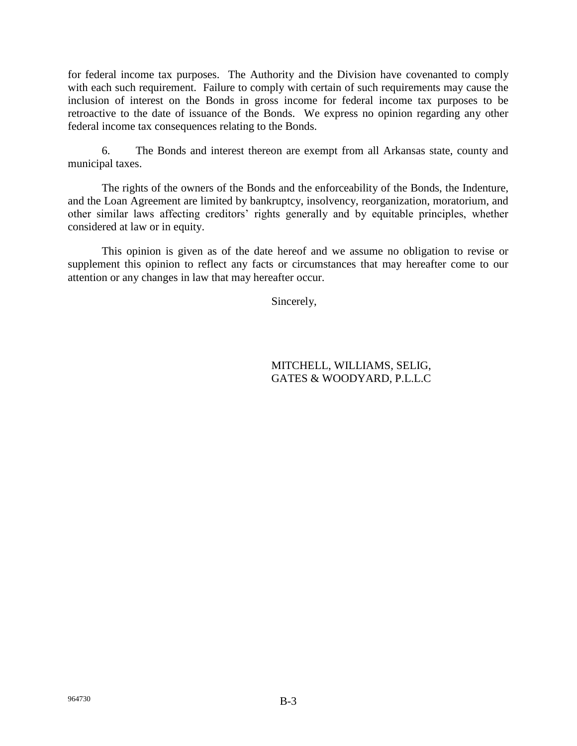for federal income tax purposes. The Authority and the Division have covenanted to comply with each such requirement. Failure to comply with certain of such requirements may cause the inclusion of interest on the Bonds in gross income for federal income tax purposes to be retroactive to the date of issuance of the Bonds. We express no opinion regarding any other federal income tax consequences relating to the Bonds.

6. The Bonds and interest thereon are exempt from all Arkansas state, county and municipal taxes.

The rights of the owners of the Bonds and the enforceability of the Bonds, the Indenture, and the Loan Agreement are limited by bankruptcy, insolvency, reorganization, moratorium, and other similar laws affecting creditors' rights generally and by equitable principles, whether considered at law or in equity.

This opinion is given as of the date hereof and we assume no obligation to revise or supplement this opinion to reflect any facts or circumstances that may hereafter come to our attention or any changes in law that may hereafter occur.

Sincerely,

MITCHELL, WILLIAMS, SELIG,
GATES & WOODYARD, P.L.L.C

964730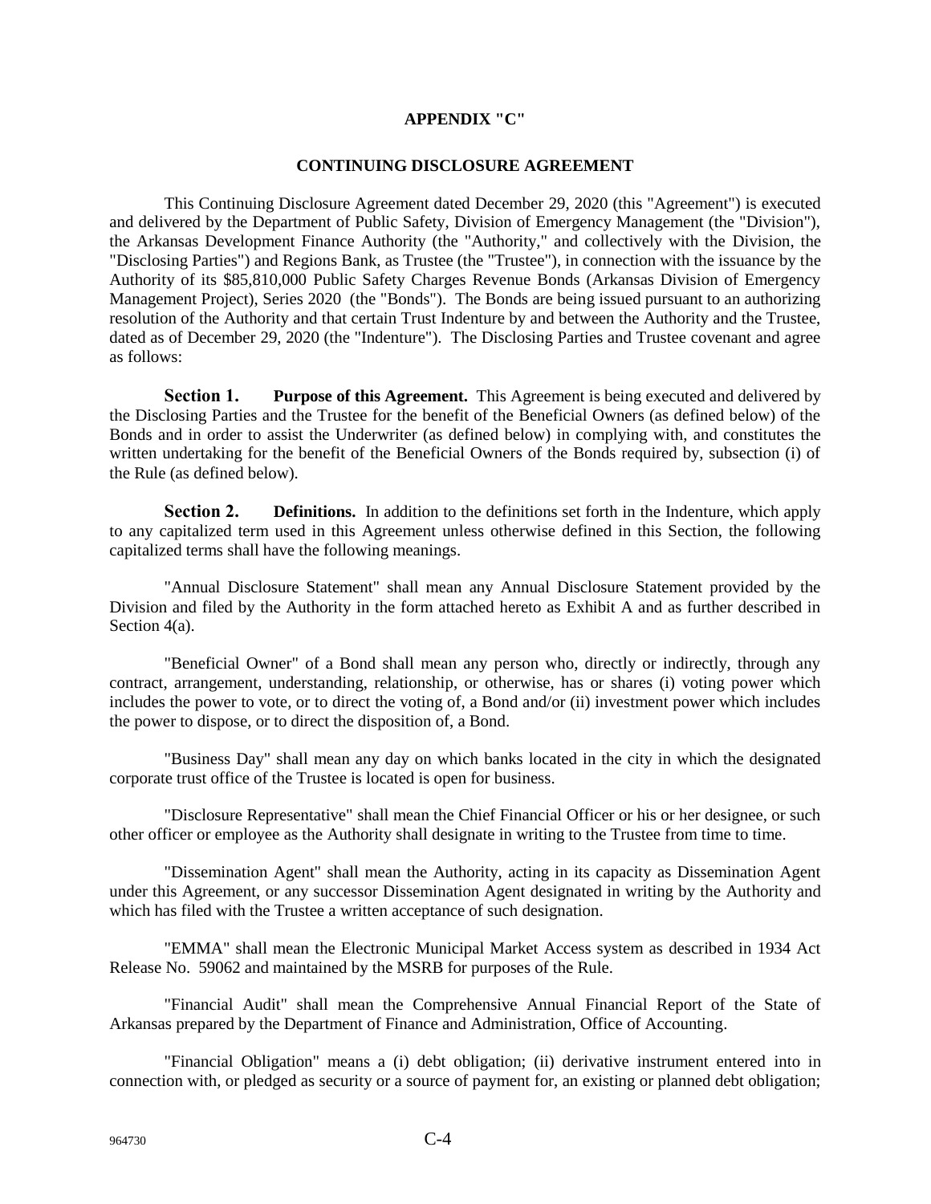## APPENDIX "C"

## CONTINUING DISCLOSURE AGREEMENT

This Continuing Disclosure Agreement dated December 29, 2020 (this "Agreement") is executed and delivered by the Department of Public Safety, Division of Emergency Management (the "Division"), the Arkansas Development Finance Authority (the "Authority," and collectively with the Division, the "Disclosing Parties") and Regions Bank, as Trustee (the "Trustee"), in connection with the issuance by the Authority of its $85,810,000 Public Safety Charges Revenue Bonds (Arkansas Division of Emergency Management Project), Series 2020 (the "Bonds"). The Bonds are being issued pursuant to an authorizing resolution of the Authority and that certain Trust Indenture by and between the Authority and the Trustee, dated as of December 29, 2020 (the "Indenture"). The Disclosing Parties and Trustee covenant and agree as follows:

**Section 1. Purpose of this Agreement.** This Agreement is being executed and delivered by the Disclosing Parties and the Trustee for the benefit of the Beneficial Owners (as defined below) of the Bonds and in order to assist the Underwriter (as defined below) in complying with, and constitutes the written undertaking for the benefit of the Beneficial Owners of the Bonds required by, subsection (i) of the Rule (as defined below).

**Section 2. Definitions.** In addition to the definitions set forth in the Indenture, which apply to any capitalized term used in this Agreement unless otherwise defined in this Section, the following capitalized terms shall have the following meanings.

"Annual Disclosure Statement" shall mean any Annual Disclosure Statement provided by the Division and filed by the Authority in the form attached hereto as Exhibit A and as further described in Section 4(a).

"Beneficial Owner" of a Bond shall mean any person who, directly or indirectly, through any contract, arrangement, understanding, relationship, or otherwise, has or shares (i) voting power which includes the power to vote, or to direct the voting of, a Bond and/or (ii) investment power which includes the power to dispose, or to direct the disposition of, a Bond.

"Business Day" shall mean any day on which banks located in the city in which the designated corporate trust office of the Trustee is located is open for business.

"Disclosure Representative" shall mean the Chief Financial Officer or his or her designee, or such other officer or employee as the Authority shall designate in writing to the Trustee from time to time.

"Dissemination Agent" shall mean the Authority, acting in its capacity as Dissemination Agent under this Agreement, or any successor Dissemination Agent designated in writing by the Authority and which has filed with the Trustee a written acceptance of such designation.

"EMMA" shall mean the Electronic Municipal Market Access system as described in 1934 Act Release No. 59062 and maintained by the MSRB for purposes of the Rule.

"Financial Audit" shall mean the Comprehensive Annual Financial Report of the State of Arkansas prepared by the Department of Finance and Administration, Office of Accounting.

"Financial Obligation" means a (i) debt obligation; (ii) derivative instrument entered into in connection with, or pledged as security or a source of payment for, an existing or planned debt obligation;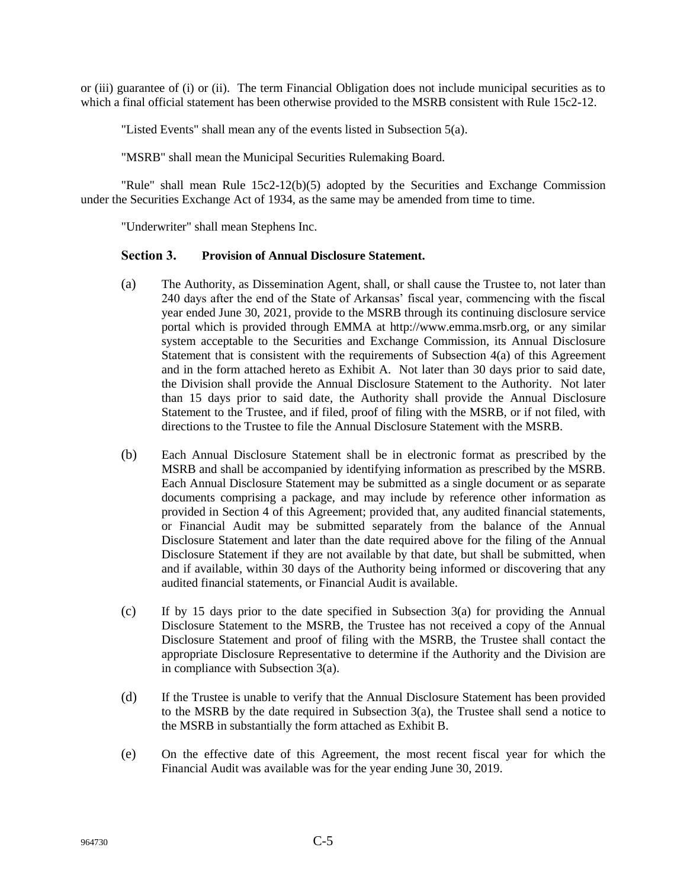or (iii) guarantee of (i) or (ii). The term Financial Obligation does not include municipal securities as to which a final official statement has been otherwise provided to the MSRB consistent with Rule 15c2-12.

"Listed Events" shall mean any of the events listed in Subsection 5(a).

"MSRB" shall mean the Municipal Securities Rulemaking Board.

"Rule" shall mean Rule 15c2-12(b)(5) adopted by the Securities and Exchange Commission under the Securities Exchange Act of 1934, as the same may be amended from time to time.

"Underwriter" shall mean Stephens Inc.

**Section 3. Provision of Annual Disclosure Statement.**

(a) The Authority, as Dissemination Agent, shall, or shall cause the Trustee to, not later than 240 days after the end of the State of Arkansas' fiscal year, commencing with the fiscal year ended June 30, 2021, provide to the MSRB through its continuing disclosure service portal which is provided through EMMA at http://www.emma.msrb.org, or any similar system acceptable to the Securities and Exchange Commission, its Annual Disclosure Statement that is consistent with the requirements of Subsection 4(a) of this Agreement and in the form attached hereto as Exhibit A. Not later than 30 days prior to said date, the Division shall provide the Annual Disclosure Statement to the Authority. Not later than 15 days prior to said date, the Authority shall provide the Annual Disclosure Statement to the Trustee, and if filed, proof of filing with the MSRB, or if not filed, with directions to the Trustee to file the Annual Disclosure Statement with the MSRB.

(b) Each Annual Disclosure Statement shall be in electronic format as prescribed by the MSRB and shall be accompanied by identifying information as prescribed by the MSRB. Each Annual Disclosure Statement may be submitted as a single document or as separate documents comprising a package, and may include by reference other information as provided in Section 4 of this Agreement; provided that, any audited financial statements, or Financial Audit may be submitted separately from the balance of the Annual Disclosure Statement and later than the date required above for the filing of the Annual Disclosure Statement if they are not available by that date, but shall be submitted, when and if available, within 30 days of the Authority being informed or discovering that any audited financial statements, or Financial Audit is available.

(c) If by 15 days prior to the date specified in Subsection 3(a) for providing the Annual Disclosure Statement to the MSRB, the Trustee has not received a copy of the Annual Disclosure Statement and proof of filing with the MSRB, the Trustee shall contact the appropriate Disclosure Representative to determine if the Authority and the Division are in compliance with Subsection 3(a).

(d) If the Trustee is unable to verify that the Annual Disclosure Statement has been provided to the MSRB by the date required in Subsection 3(a), the Trustee shall send a notice to the MSRB in substantially the form attached as Exhibit B.

(e) On the effective date of this Agreement, the most recent fiscal year for which the Financial Audit was available was for the year ending June 30, 2019.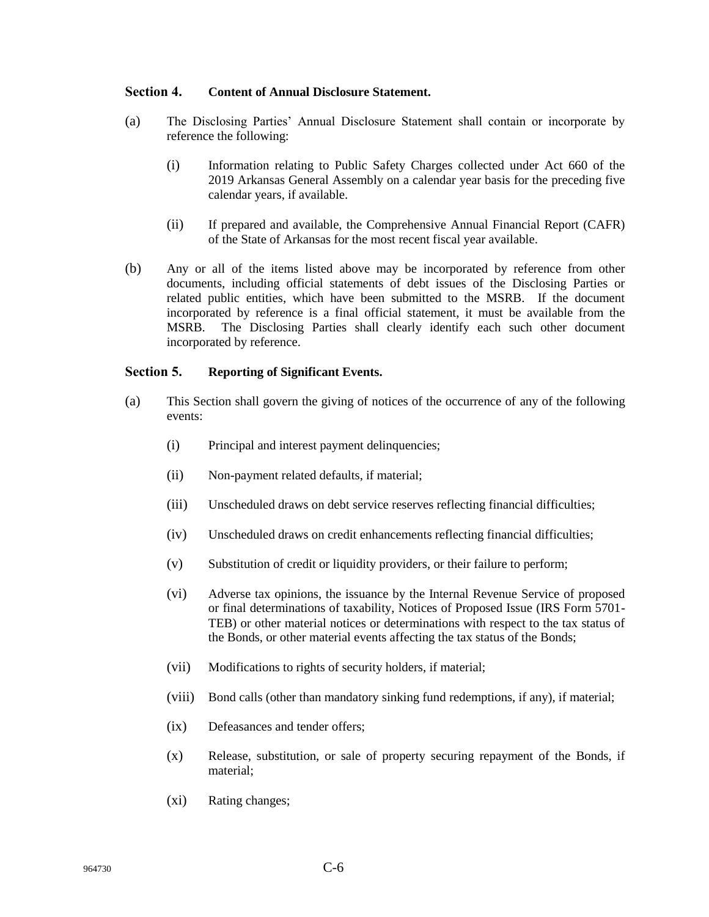### Section 4. Content of Annual Disclosure Statement.

(a) The Disclosing Parties' Annual Disclosure Statement shall contain or incorporate by reference the following:

  (i) Information relating to Public Safety Charges collected under Act 660 of the 2019 Arkansas General Assembly on a calendar year basis for the preceding five calendar years, if available.

  (ii) If prepared and available, the Comprehensive Annual Financial Report (CAFR) of the State of Arkansas for the most recent fiscal year available.

(b) Any or all of the items listed above may be incorporated by reference from other documents, including official statements of debt issues of the Disclosing Parties or related public entities, which have been submitted to the MSRB. If the document incorporated by reference is a final official statement, it must be available from the MSRB. The Disclosing Parties shall clearly identify each such other document incorporated by reference.

### Section 5. Reporting of Significant Events.

(a) This Section shall govern the giving of notices of the occurrence of any of the following events:

  (i) Principal and interest payment delinquencies;

  (ii) Non-payment related defaults, if material;

  (iii) Unscheduled draws on debt service reserves reflecting financial difficulties;

  (iv) Unscheduled draws on credit enhancements reflecting financial difficulties;

  (v) Substitution of credit or liquidity providers, or their failure to perform;

  (vi) Adverse tax opinions, the issuance by the Internal Revenue Service of proposed or final determinations of taxability, Notices of Proposed Issue (IRS Form 5701-TEB) or other material notices or determinations with respect to the tax status of the Bonds, or other material events affecting the tax status of the Bonds;

  (vii) Modifications to rights of security holders, if material;

  (viii) Bond calls (other than mandatory sinking fund redemptions, if any), if material;

  (ix) Defeasances and tender offers;

  (x) Release, substitution, or sale of property securing repayment of the Bonds, if material;

  (xi) Rating changes;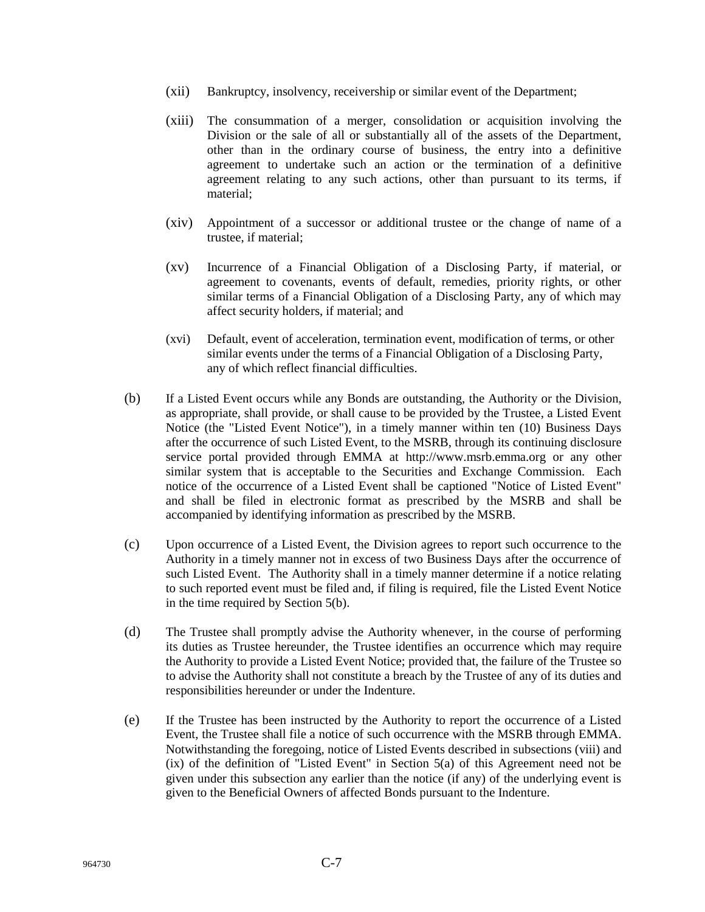(xii) Bankruptcy, insolvency, receivership or similar event of the Department;

(xiii) The consummation of a merger, consolidation or acquisition involving the Division or the sale of all or substantially all of the assets of the Department, other than in the ordinary course of business, the entry into a definitive agreement to undertake such an action or the termination of a definitive agreement relating to any such actions, other than pursuant to its terms, if material;

(xiv) Appointment of a successor or additional trustee or the change of name of a trustee, if material;

(xv) Incurrence of a Financial Obligation of a Disclosing Party, if material, or agreement to covenants, events of default, remedies, priority rights, or other similar terms of a Financial Obligation of a Disclosing Party, any of which may affect security holders, if material; and

(xvi) Default, event of acceleration, termination event, modification of terms, or other similar events under the terms of a Financial Obligation of a Disclosing Party, any of which reflect financial difficulties.

(b) If a Listed Event occurs while any Bonds are outstanding, the Authority or the Division, as appropriate, shall provide, or shall cause to be provided by the Trustee, a Listed Event Notice (the "Listed Event Notice"), in a timely manner within ten (10) Business Days after the occurrence of such Listed Event, to the MSRB, through its continuing disclosure service portal provided through EMMA at http://www.msrb.emma.org or any other similar system that is acceptable to the Securities and Exchange Commission. Each notice of the occurrence of a Listed Event shall be captioned "Notice of Listed Event" and shall be filed in electronic format as prescribed by the MSRB and shall be accompanied by identifying information as prescribed by the MSRB.

(c) Upon occurrence of a Listed Event, the Division agrees to report such occurrence to the Authority in a timely manner not in excess of two Business Days after the occurrence of such Listed Event. The Authority shall in a timely manner determine if a notice relating to such reported event must be filed and, if filing is required, file the Listed Event Notice in the time required by Section 5(b).

(d) The Trustee shall promptly advise the Authority whenever, in the course of performing its duties as Trustee hereunder, the Trustee identifies an occurrence which may require the Authority to provide a Listed Event Notice; provided that, the failure of the Trustee so to advise the Authority shall not constitute a breach by the Trustee of any of its duties and responsibilities hereunder or under the Indenture.

(e) If the Trustee has been instructed by the Authority to report the occurrence of a Listed Event, the Trustee shall file a notice of such occurrence with the MSRB through EMMA. Notwithstanding the foregoing, notice of Listed Events described in subsections (viii) and (ix) of the definition of "Listed Event" in Section 5(a) of this Agreement need not be given under this subsection any earlier than the notice (if any) of the underlying event is given to the Beneficial Owners of affected Bonds pursuant to the Indenture.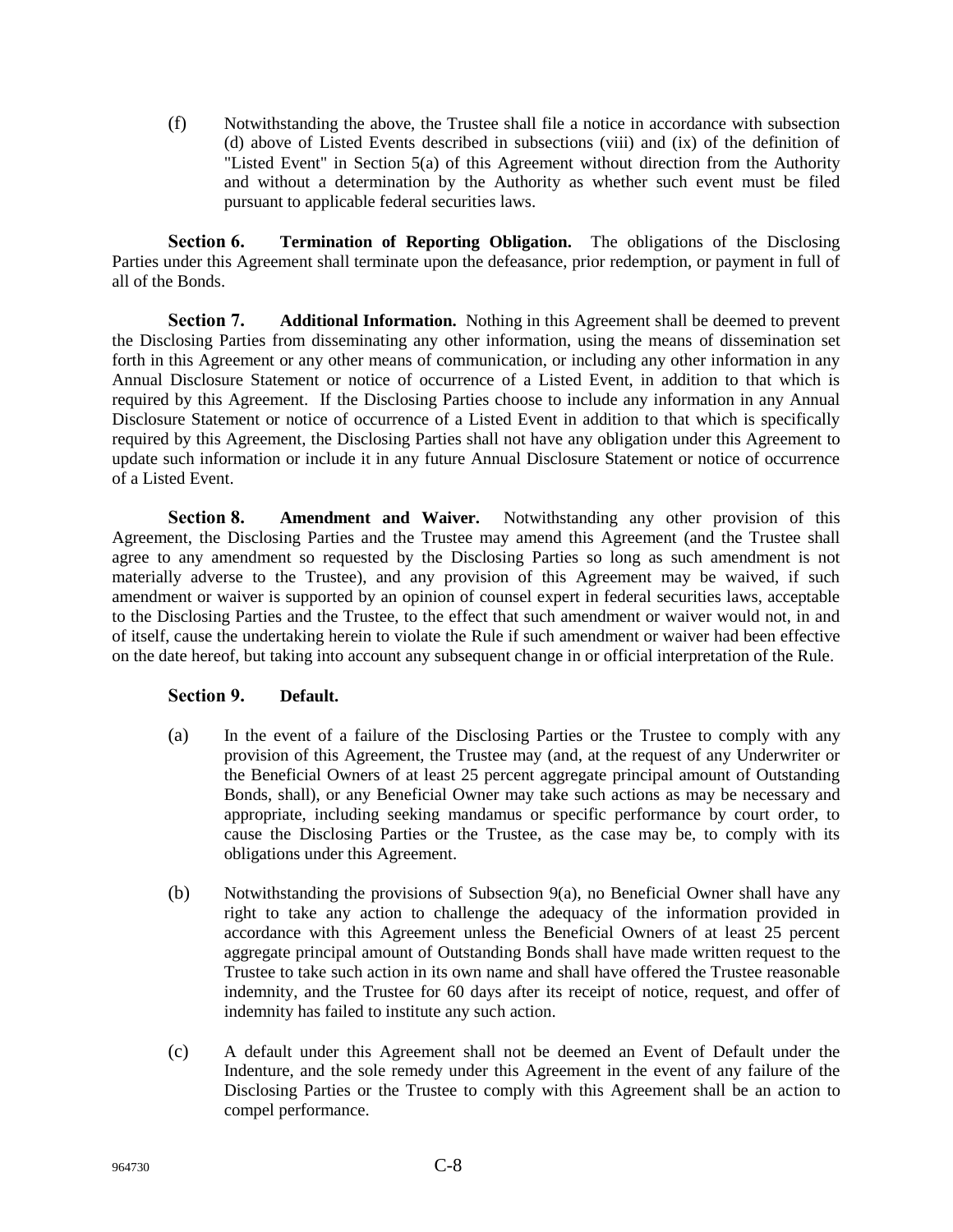(f) Notwithstanding the above, the Trustee shall file a notice in accordance with subsection (d) above of Listed Events described in subsections (viii) and (ix) of the definition of "Listed Event" in Section 5(a) of this Agreement without direction from the Authority and without a determination by the Authority as whether such event must be filed pursuant to applicable federal securities laws.

**Section 6. Termination of Reporting Obligation.** The obligations of the Disclosing Parties under this Agreement shall terminate upon the defeasance, prior redemption, or payment in full of all of the Bonds.

**Section 7. Additional Information.** Nothing in this Agreement shall be deemed to prevent the Disclosing Parties from disseminating any other information, using the means of dissemination set forth in this Agreement or any other means of communication, or including any other information in any Annual Disclosure Statement or notice of occurrence of a Listed Event, in addition to that which is required by this Agreement. If the Disclosing Parties choose to include any information in any Annual Disclosure Statement or notice of occurrence of a Listed Event in addition to that which is specifically required by this Agreement, the Disclosing Parties shall not have any obligation under this Agreement to update such information or include it in any future Annual Disclosure Statement or notice of occurrence of a Listed Event.

**Section 8. Amendment and Waiver.** Notwithstanding any other provision of this Agreement, the Disclosing Parties and the Trustee may amend this Agreement (and the Trustee shall agree to any amendment so requested by the Disclosing Parties so long as such amendment is not materially adverse to the Trustee), and any provision of this Agreement may be waived, if such amendment or waiver is supported by an opinion of counsel expert in federal securities laws, acceptable to the Disclosing Parties and the Trustee, to the effect that such amendment or waiver would not, in and of itself, cause the undertaking herein to violate the Rule if such amendment or waiver had been effective on the date hereof, but taking into account any subsequent change in or official interpretation of the Rule.

**Section 9. Default.**

(a) In the event of a failure of the Disclosing Parties or the Trustee to comply with any provision of this Agreement, the Trustee may (and, at the request of any Underwriter or the Beneficial Owners of at least 25 percent aggregate principal amount of Outstanding Bonds, shall), or any Beneficial Owner may take such actions as may be necessary and appropriate, including seeking mandamus or specific performance by court order, to cause the Disclosing Parties or the Trustee, as the case may be, to comply with its obligations under this Agreement.

(b) Notwithstanding the provisions of Subsection 9(a), no Beneficial Owner shall have any right to take any action to challenge the adequacy of the information provided in accordance with this Agreement unless the Beneficial Owners of at least 25 percent aggregate principal amount of Outstanding Bonds shall have made written request to the Trustee to take such action in its own name and shall have offered the Trustee reasonable indemnity, and the Trustee for 60 days after its receipt of notice, request, and offer of indemnity has failed to institute any such action.

(c) A default under this Agreement shall not be deemed an Event of Default under the Indenture, and the sole remedy under this Agreement in the event of any failure of the Disclosing Parties or the Trustee to comply with this Agreement shall be an action to compel performance.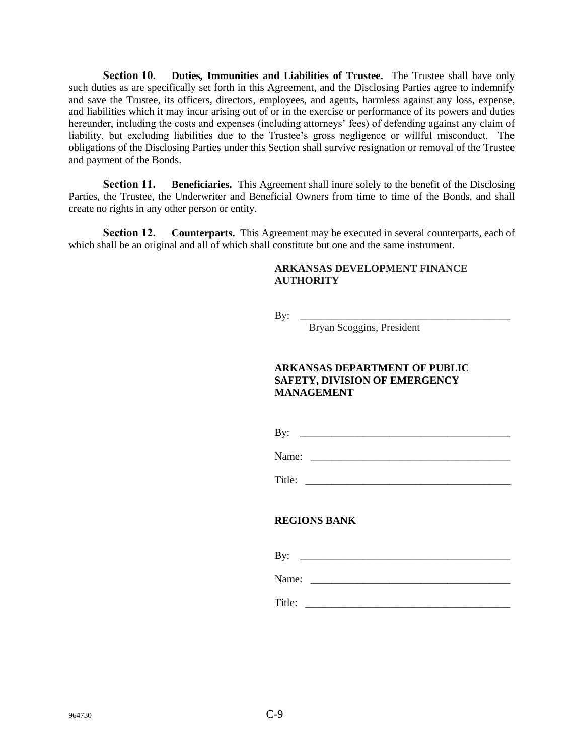**Section 10. Duties, Immunities and Liabilities of Trustee.** The Trustee shall have only such duties as are specifically set forth in this Agreement, and the Disclosing Parties agree to indemnify and save the Trustee, its officers, directors, employees, and agents, harmless against any loss, expense, and liabilities which it may incur arising out of or in the exercise or performance of its powers and duties hereunder, including the costs and expenses (including attorneys' fees) of defending against any claim of liability, but excluding liabilities due to the Trustee's gross negligence or willful misconduct. The obligations of the Disclosing Parties under this Section shall survive resignation or removal of the Trustee and payment of the Bonds.

**Section 11. Beneficiaries.** This Agreement shall inure solely to the benefit of the Disclosing Parties, the Trustee, the Underwriter and Beneficial Owners from time to time of the Bonds, and shall create no rights in any other person or entity.

**Section 12. Counterparts.** This Agreement may be executed in several counterparts, each of which shall be an original and all of which shall constitute but one and the same instrument.

**ARKANSAS DEVELOPMENT FINANCE AUTHORITY**

By: ________________________________________
Bryan Scoggins, President

**ARKANSAS DEPARTMENT OF PUBLIC SAFETY, DIVISION OF EMERGENCY MANAGEMENT**

By: ________________________________________

Name: ______________________________________

Title: _______________________________________

**REGIONS BANK**

By: ________________________________________

Name: ______________________________________

Title: _______________________________________

964730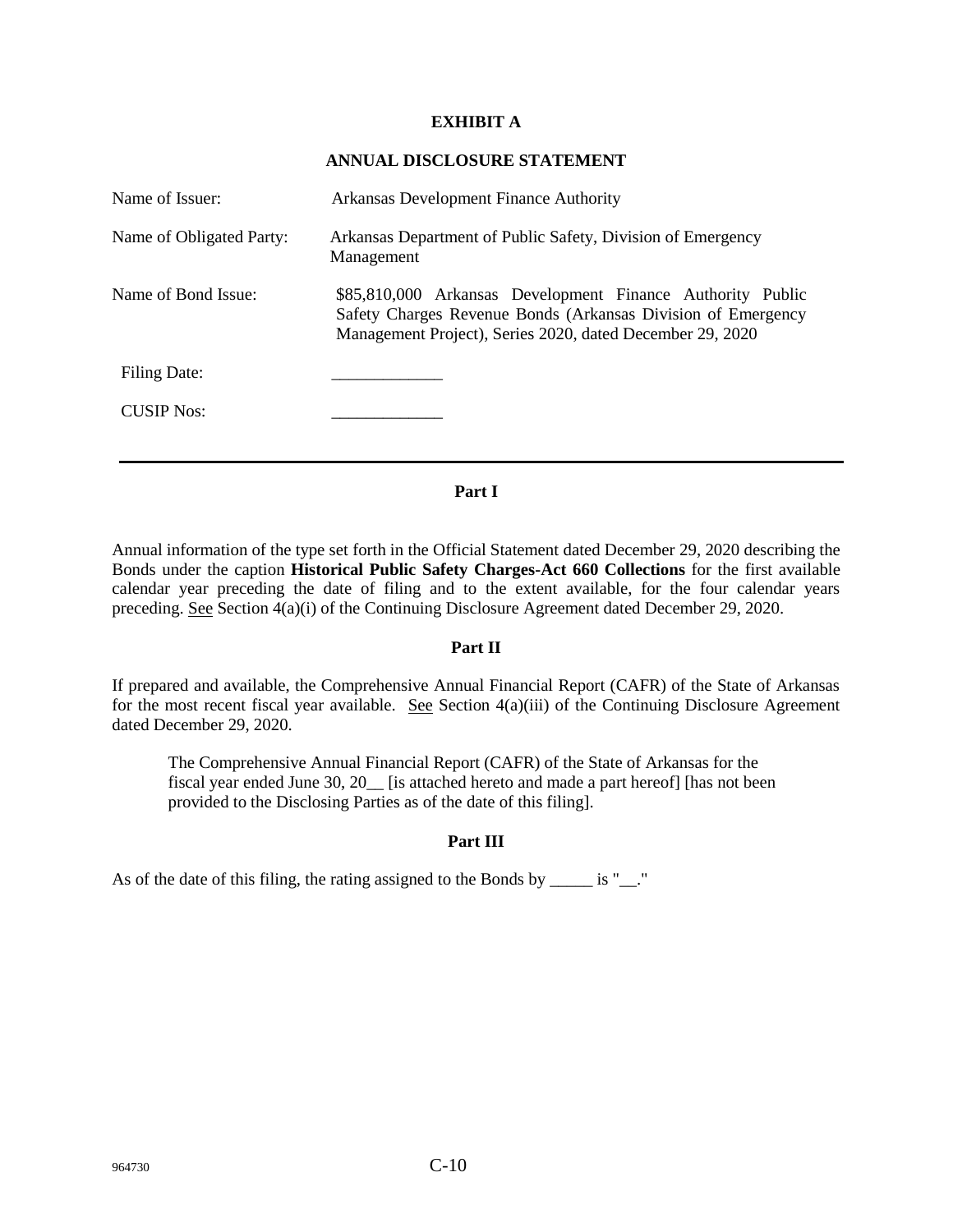# EXHIBIT A

## ANNUAL DISCLOSURE STATEMENT

| | |
|---|---|
| Name of Issuer: | Arkansas Development Finance Authority |
| Name of Obligated Party: | Arkansas Department of Public Safety, Division of Emergency Management |
| Name of Bond Issue: | $85,810,000 Arkansas Development Finance Authority Public Safety Charges Revenue Bonds (Arkansas Division of Emergency Management Project), Series 2020, dated December 29, 2020 |
| Filing Date: | _____________ |
| CUSIP Nos: | _____________ |

---

### Part I

Annual information of the type set forth in the Official Statement dated December 29, 2020 describing the Bonds under the caption **Historical Public Safety Charges-Act 660 Collections** for the first available calendar year preceding the date of filing and to the extent available, for the four calendar years preceding. See Section 4(a)(i) of the Continuing Disclosure Agreement dated December 29, 2020.

### Part II

If prepared and available, the Comprehensive Annual Financial Report (CAFR) of the State of Arkansas for the most recent fiscal year available. See Section 4(a)(iii) of the Continuing Disclosure Agreement dated December 29, 2020.

> The Comprehensive Annual Financial Report (CAFR) of the State of Arkansas for the fiscal year ended June 30, 20__ [is attached hereto and made a part hereof] [has not been provided to the Disclosing Parties as of the date of this filing].

### Part III

As of the date of this filing, the rating assigned to the Bonds by _____ is "__."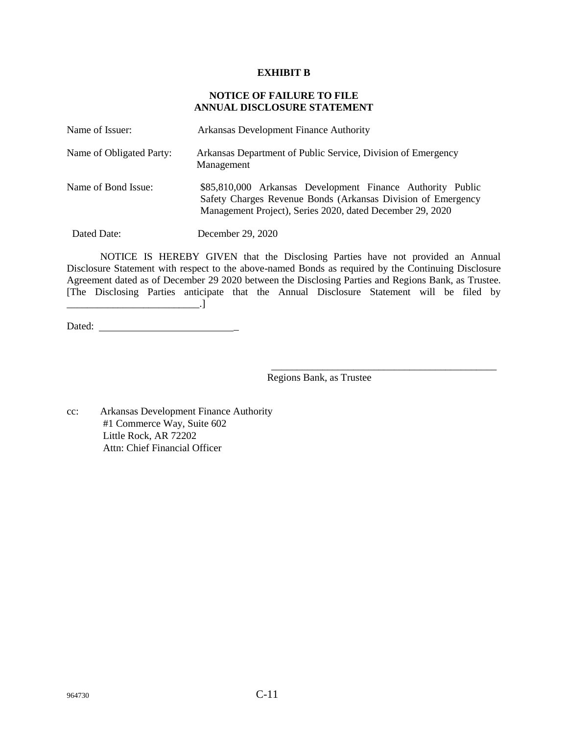**EXHIBIT B**

**NOTICE OF FAILURE TO FILE
ANNUAL DISCLOSURE STATEMENT**

| | |
|---|---|
| Name of Issuer: | Arkansas Development Finance Authority |
| Name of Obligated Party: | Arkansas Department of Public Service, Division of Emergency Management |
| Name of Bond Issue: | $85,810,000 Arkansas Development Finance Authority Public Safety Charges Revenue Bonds (Arkansas Division of Emergency Management Project), Series 2020, dated December 29, 2020 |
| Dated Date: | December 29, 2020 |

NOTICE IS HEREBY GIVEN that the Disclosing Parties have not provided an Annual Disclosure Statement with respect to the above-named Bonds as required by the Continuing Disclosure Agreement dated as of December 29 2020 between the Disclosing Parties and Regions Bank, as Trustee. [The Disclosing Parties anticipate that the Annual Disclosure Statement will be filed by _________________________.]

Dated: ___________________________

_____________________________________________
Regions Bank, as Trustee

cc: Arkansas Development Finance Authority
#1 Commerce Way, Suite 602
Little Rock, AR 72202
Attn: Chief Financial Officer